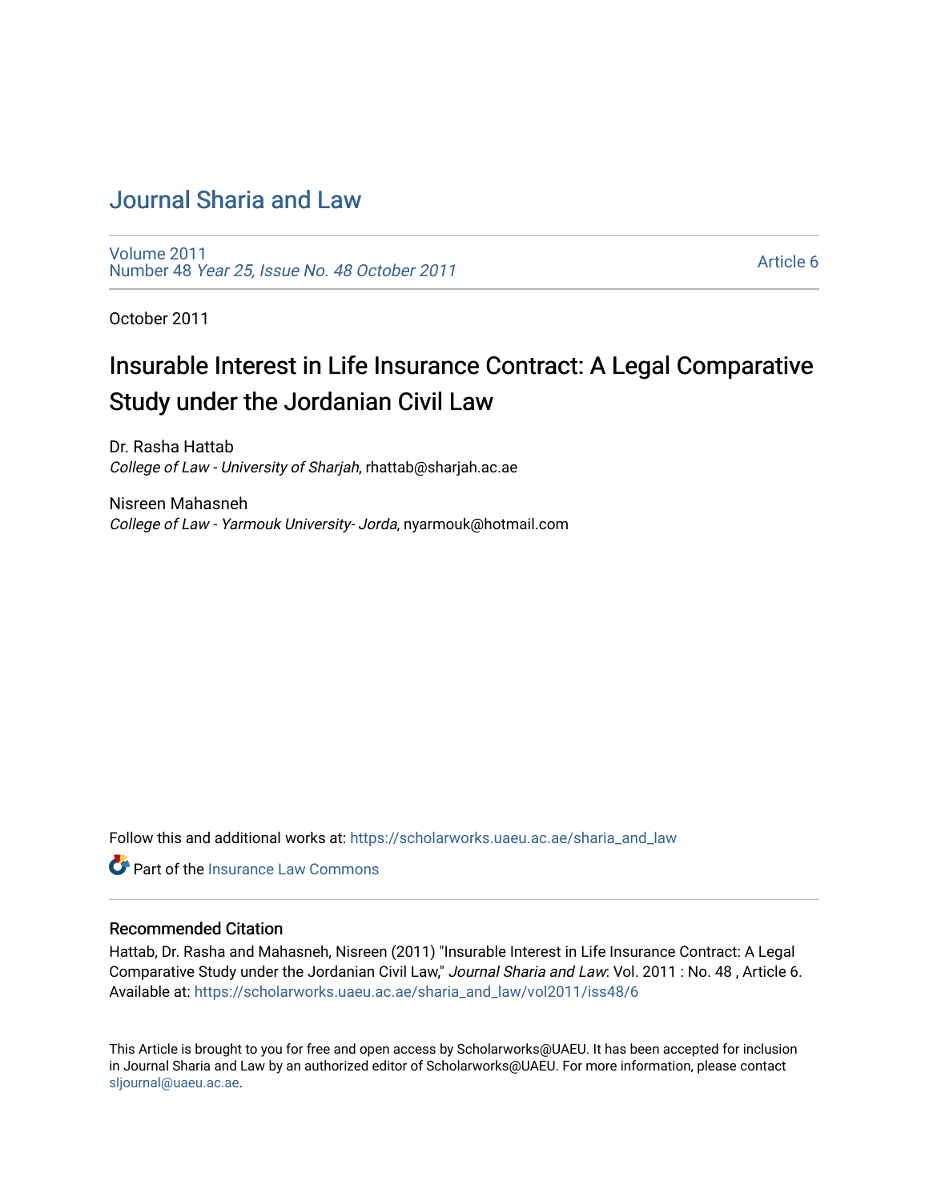# Journal Sharia and Law

Volume 2011
Number 48 *Year 25, Issue No. 48 October 2011*

Article 6

October 2011

## Insurable Interest in Life Insurance Contract: A Legal Comparative Study under the Jordanian Civil Law

Dr. Rasha Hattab
*College of Law - University of Sharjah*, rhattab@sharjah.ac.ae

Nisreen Mahasneh
*College of Law - Yarmouk University- Jorda*, nyarmouk@hotmail.com

Follow this and additional works at: https://scholarworks.uaeu.ac.ae/sharia_and_law

Part of the Insurance Law Commons

### Recommended Citation

Hattab, Dr. Rasha and Mahasneh, Nisreen (2011) "Insurable Interest in Life Insurance Contract: A Legal Comparative Study under the Jordanian Civil Law," *Journal Sharia and Law*: Vol. 2011 : No. 48 , Article 6.
Available at: https://scholarworks.uaeu.ac.ae/sharia_and_law/vol2011/iss48/6

This Article is brought to you for free and open access by Scholarworks@UAEU. It has been accepted for inclusion in Journal Sharia and Law by an authorized editor of Scholarworks@UAEU. For more information, please contact sljournal@uaeu.ac.ae.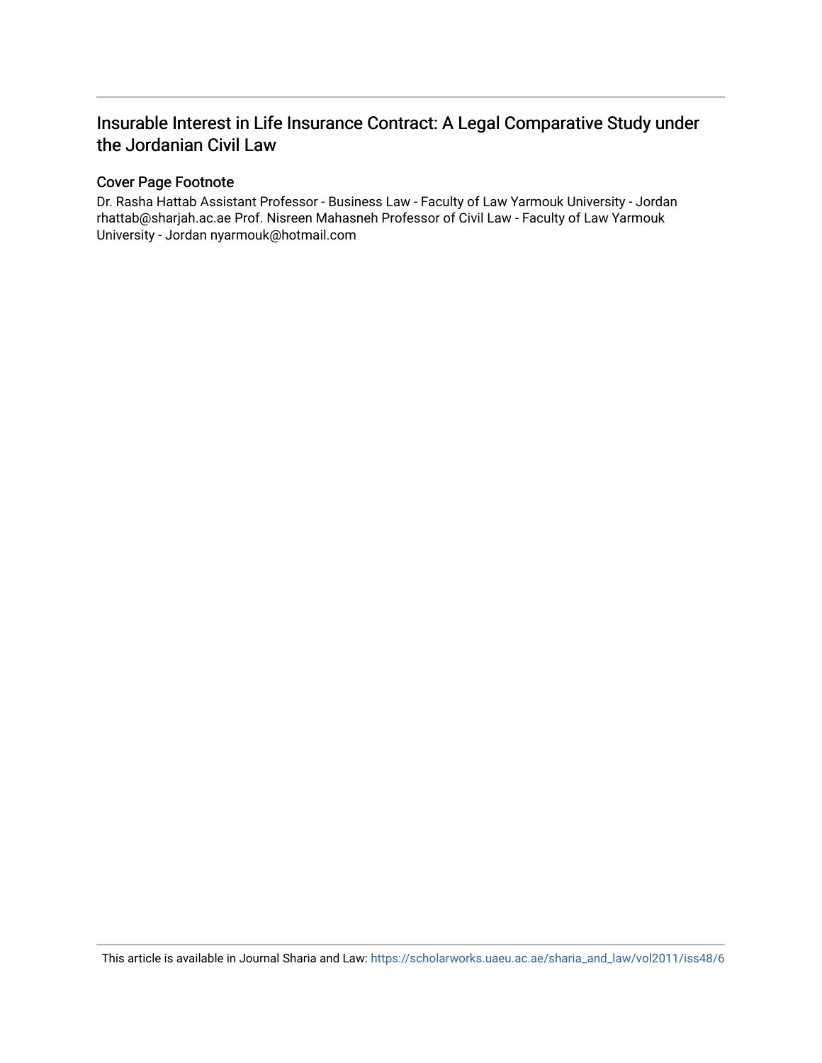# Insurable Interest in Life Insurance Contract: A Legal Comparative Study under the Jordanian Civil Law

## Cover Page Footnote

Dr. Rasha Hattab Assistant Professor - Business Law - Faculty of Law Yarmouk University - Jordan rhattab@sharjah.ac.ae Prof. Nisreen Mahasneh Professor of Civil Law - Faculty of Law Yarmouk University - Jordan nyarmouk@hotmail.com

This article is available in Journal Sharia and Law: https://scholarworks.uaeu.ac.ae/sharia_and_law/vol2011/iss48/6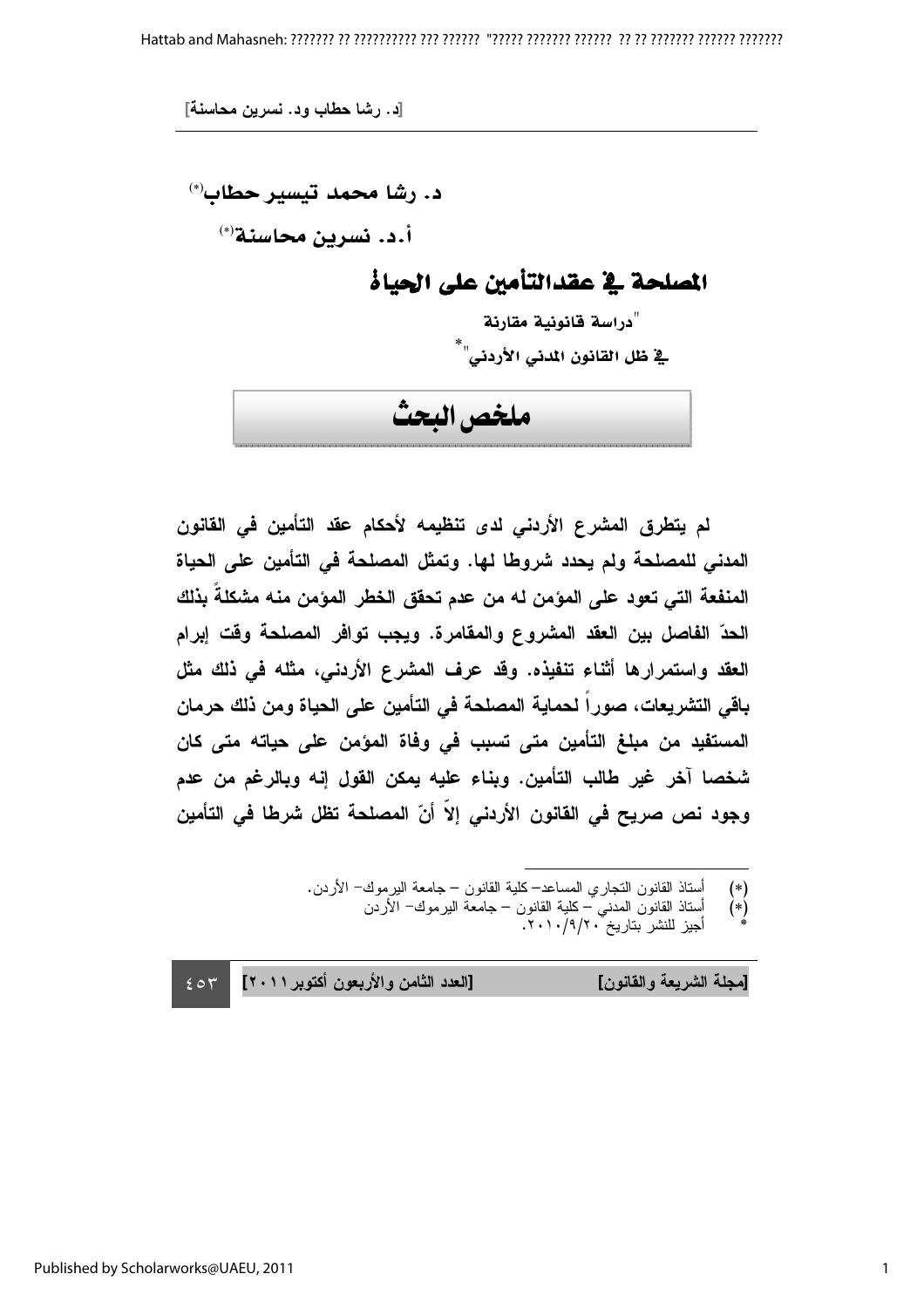د. رشا محمد تيسير حطاب(*)

أ.د. نسرين محاسنة(*)

# المصلحة في عقدالتأمين على الحياة

"دراسة قانونية مقارنة

في ظل القانون المدني الأردني"*

## ملخص البحث

لم يتطرق المشرع الأردني لدى تنظيمه لأحكام عقد التأمين في القانون المدني للمصلحة ولم يحدد شروطا لها. وتمثل المصلحة في التأمين على الحياة المنفعة التي تعود على المؤمن له من عدم تحقق الخطر المؤمن منه مشكلةً بذلك الحدّ الفاصل بين العقد المشروع والمقامرة. ويجب توافر المصلحة وقت إبرام العقد واستمرارها أثناء تنفيذه. وقد عرف المشرع الأردني، مثله في ذلك مثل باقي التشريعات، صوراً لحماية المصلحة في التأمين على الحياة ومن ذلك حرمان المستفيد من مبلغ التأمين متى تسبب في وفاة المؤمن على حياته متى كان شخصا آخر غير طالب التأمين. وبناء عليه يمكن القول إنه وبالرغم من عدم وجود نص صريح في القانون الأردني إلاّ أنّ المصلحة تظل شرطا في التأمين

---

(*) أستاذ القانون التجاري المساعد– كلية القانون – جامعة اليرموك– الأردن.

(*) أستاذ القانون المدني – كلية القانون – جامعة اليرموك– الأردن

\* أجيز للنشر بتاريخ ٢٠١٠/٩/٢٠.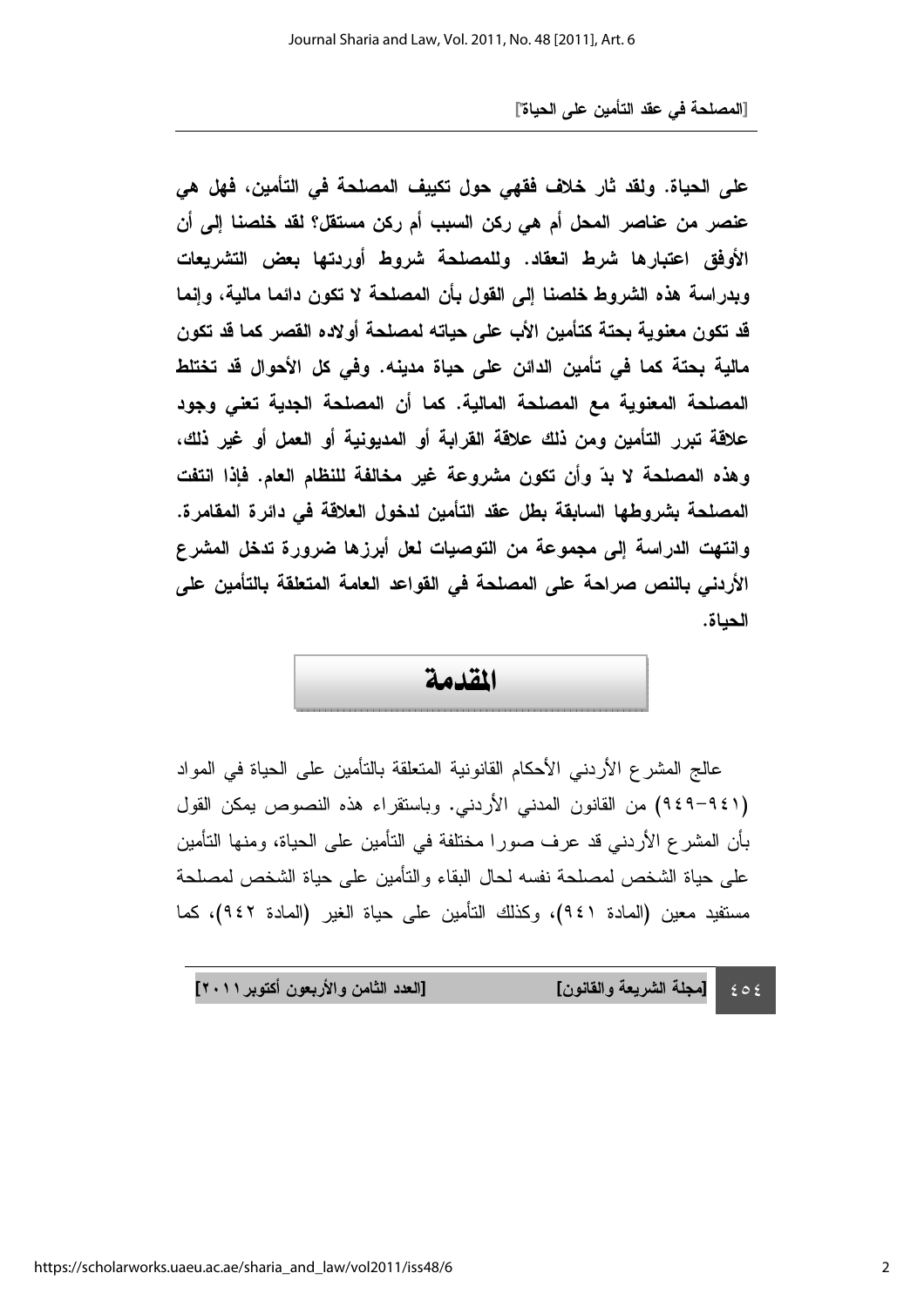**على الحياة. ولقد ثار خلاف فقهي حول تكييف المصلحة في التأمين، فهل هي عنصر من عناصر المحل أم هي ركن السبب أم ركن مستقل؟ لقد خلصنا إلى أن الأوفق اعتبارها شرط انعقاد. وللمصلحة شروط أوردتها بعض التشريعات وبدراسة هذه الشروط خلصنا إلى القول بأن المصلحة لا تكون دائما مالية، وإنما قد تكون معنوية بحتة كتأمين الأب على حياته لمصلحة أولاده القصر كما قد تكون مالية بحتة كما في تأمين الدائن على حياة مدينه. وفي كل الأحوال قد تختلط المصلحة المعنوية مع المصلحة المالية. كما أن المصلحة الجدية تعني وجود علاقة تبرر التأمين ومن ذلك علاقة القرابة أو المديونية أو العمل أو غير ذلك، وهذه المصلحة لا بدّ وأن تكون مشروعة غير مخالفة للنظام العام. فإذا انتفت المصلحة بشروطها السابقة بطل عقد التأمين لدخول العلاقة في دائرة المقامرة. وانتهت الدراسة إلى مجموعة من التوصيات لعل أبرزها ضرورة تدخل المشرع الأردني بالنص صراحة على المصلحة في القواعد العامة المتعلقة بالتأمين على الحياة.**

## المقدمة

عالج المشرع الأردني الأحكام القانونية المتعلقة بالتأمين على الحياة في المواد (٩٤١-٩٤٩) من القانون المدني الأردني. وباستقراء هذه النصوص يمكن القول بأن المشرع الأردني قد عرف صورا مختلفة في التأمين على الحياة، ومنها التأمين على حياة الشخص لمصلحة نفسه لحال البقاء والتأمين على حياة الشخص لمصلحة مستفيد معين (المادة ٩٤١)، وكذلك التأمين على حياة الغير (المادة ٩٤٢)، كما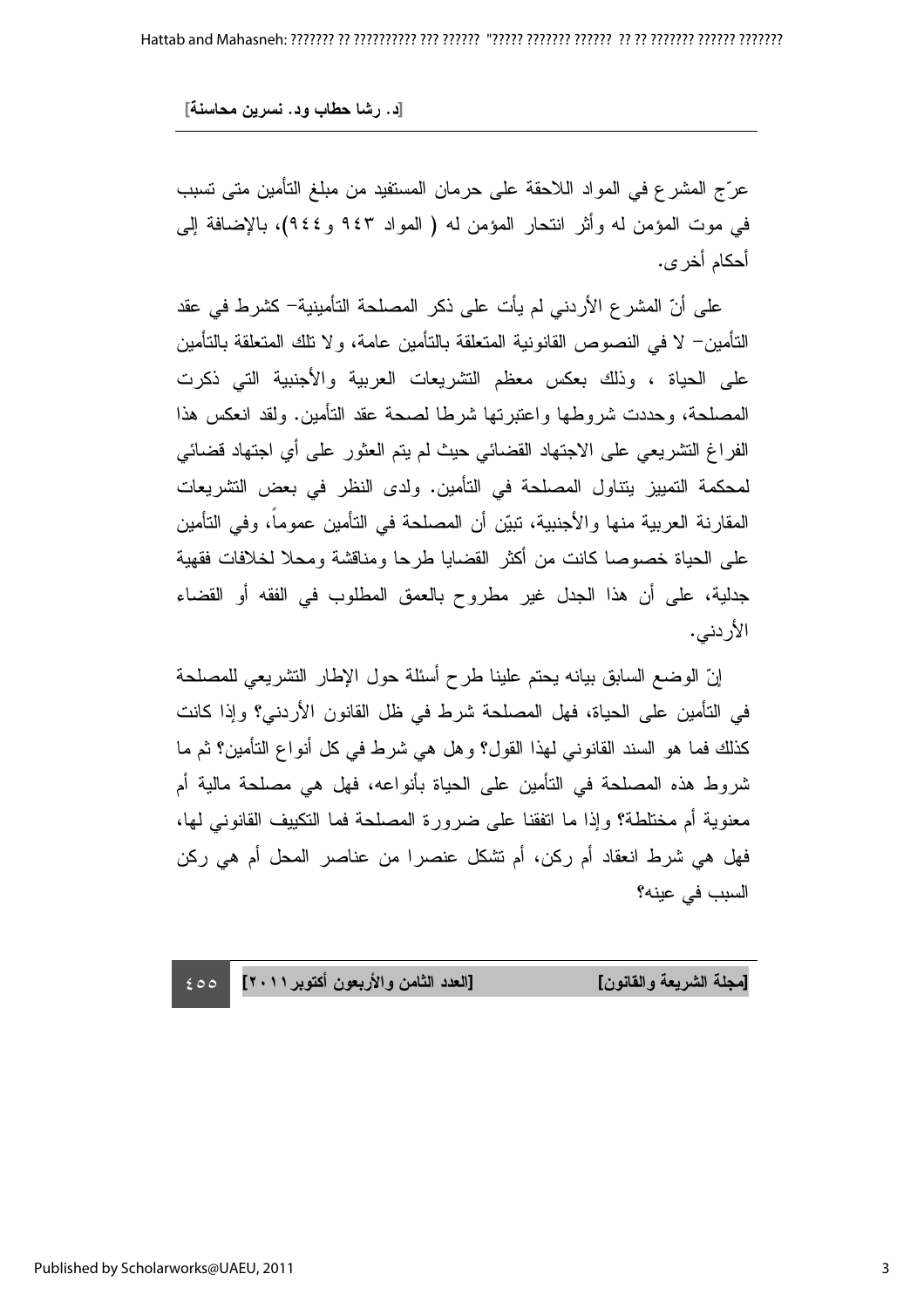عرّج المشرع في المواد اللاحقة على حرمان المستفيد من مبلغ التأمين متى تسبب في موت المؤمن له وأثر انتحار المؤمن له ( المواد ٩٤٣ و٩٤٤)، بالإضافة إلى أحكام أخرى.

على أنّ المشرع الأردني لم يأت على ذكر المصلحة التأمينية- كشرط في عقد التأمين- لا في النصوص القانونية المتعلقة بالتأمين عامة، ولا تلك المتعلقة بالتأمين على الحياة ، وذلك بعكس معظم التشريعات العربية والأجنبية التي ذكرت المصلحة، وحددت شروطها واعتبرتها شرطا لصحة عقد التأمين. ولقد انعكس هذا الفراغ التشريعي على الاجتهاد القضائي حيث لم يتم العثور على أي اجتهاد قضائي لمحكمة التمييز يتناول المصلحة في التأمين. ولدى النظر في بعض التشريعات المقارنة العربية منها والأجنبية، تبيّن أن المصلحة في التأمين عموماً، وفي التأمين على الحياة خصوصا كانت من أكثر القضايا طرحا ومناقشة ومحلا لخلافات فقهية جدلية، على أن هذا الجدل غير مطروح بالعمق المطلوب في الفقه أو القضاء الأردني.

إنّ الوضع السابق بيانه يحتم علينا طرح أسئلة حول الإطار التشريعي للمصلحة في التأمين على الحياة، فهل المصلحة شرط في ظل القانون الأردني؟ وإذا كانت كذلك فما هو السند القانوني لهذا القول؟ وهل هي شرط في كل أنواع التأمين؟ ثم ما شروط هذه المصلحة في التأمين على الحياة بأنواعه، فهل هي مصلحة مالية أم معنوية أم مختلطة؟ وإذا ما اتفقنا على ضرورة المصلحة فما التكييف القانوني لها، فهل هي شرط انعقاد أم ركن، أم تشكل عنصرا من عناصر المحل أم هي ركن السبب في عينه؟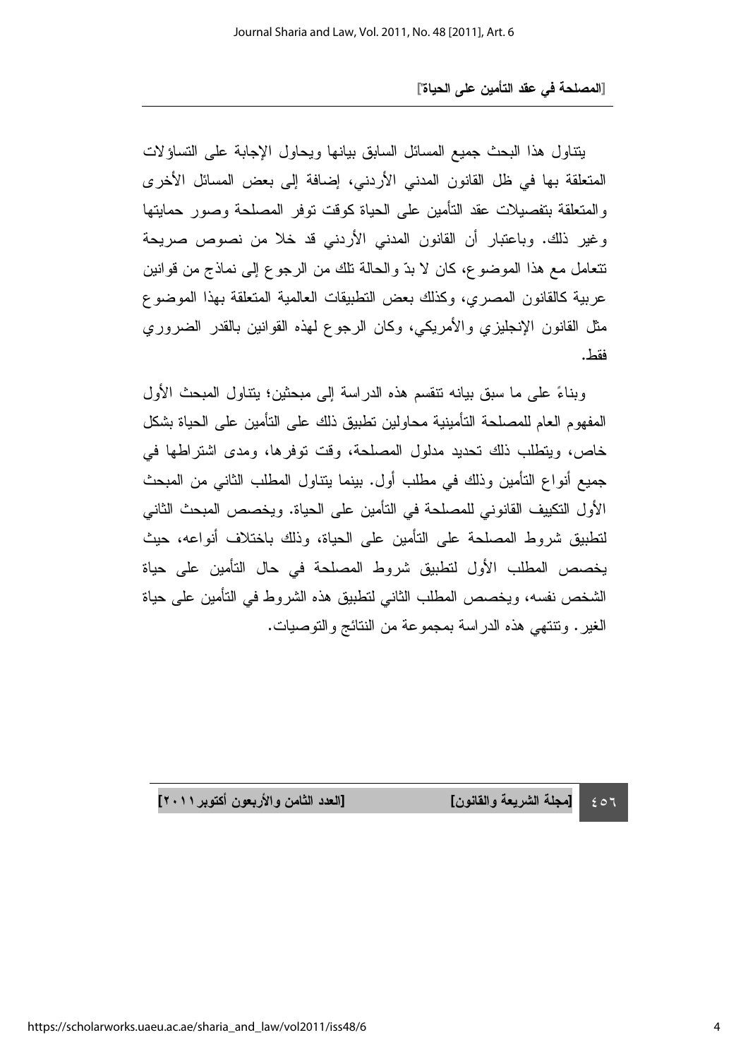يتناول هذا البحث جميع المسائل السابق بيانها ويحاول الإجابة على التساؤلات المتعلقة بها في ظل القانون المدني الأردني، إضافة إلى بعض المسائل الأخرى والمتعلقة بتفصيلات عقد التأمين على الحياة كوقت توفر المصلحة وصور حمايتها وغير ذلك. وباعتبار أن القانون المدني الأردني قد خلا من نصوص صريحة تتعامل مع هذا الموضوع، كان لا بدّ والحالة تلك من الرجوع إلى نماذج من قوانين عربية كالقانون المصري، وكذلك بعض التطبيقات العالمية المتعلقة بهذا الموضوع مثل القانون الإنجليزي والأمريكي، وكان الرجوع لهذه القوانين بالقدر الضروري فقط.

وبناءً على ما سبق بيانه تنقسم هذه الدراسة إلى مبحثين؛ يتناول المبحث الأول المفهوم العام للمصلحة التأمينية محاولين تطبيق ذلك على التأمين على الحياة بشكل خاص، ويتطلب ذلك تحديد مدلول المصلحة، وقت توفرها، ومدى اشتراطها في جميع أنواع التأمين وذلك في مطلب أول. بينما يتناول المطلب الثاني من المبحث الأول التكييف القانوني للمصلحة في التأمين على الحياة. ويخصص المبحث الثاني لتطبيق شروط المصلحة على التأمين على الحياة، وذلك باختلاف أنواعه، حيث يخصص المطلب الأول لتطبيق شروط المصلحة في حال التأمين على حياة الشخص نفسه، ويخصص المطلب الثاني لتطبيق هذه الشروط في التأمين على حياة الغير. وتنتهي هذه الدراسة بمجموعة من النتائج والتوصيات.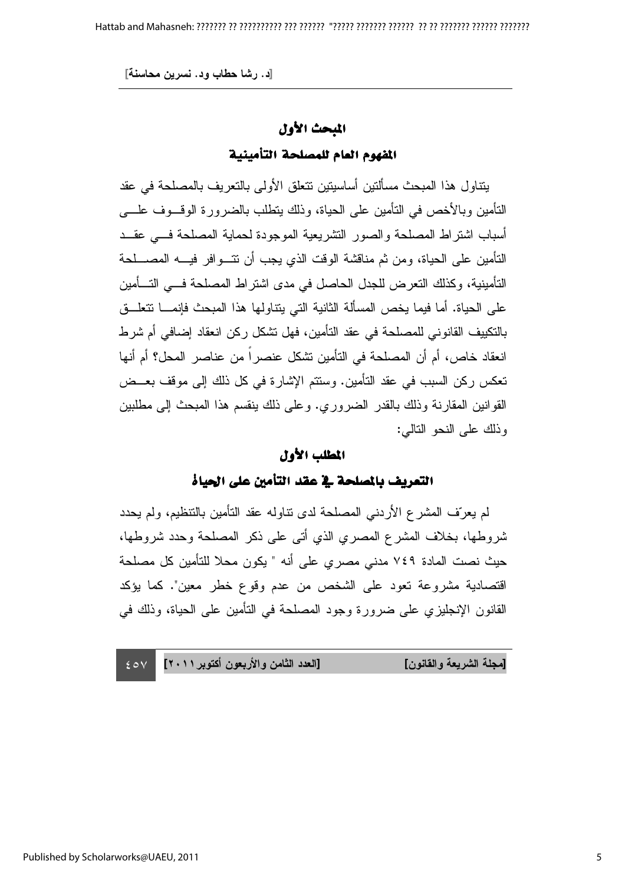## المبحث الأول

## المفهوم العام للمصلحة التأمينية

يتناول هذا المبحث مسألتين أساسيتين تتعلق الأولى بالتعريف بالمصلحة في عقد التأمين وبالأخص في التأمين على الحياة، وذلك يتطلب بالضرورة الوقوف على أسباب اشتراط المصلحة والصور التشريعية الموجودة لحماية المصلحة في عقد التأمين على الحياة، ومن ثم مناقشة الوقت الذي يجب أن تتوافر فيه المصلحة التأمينية، وكذلك التعرض للجدل الحاصل في مدى اشتراط المصلحة في التأمين على الحياة. أما فيما يخص المسألة الثانية التي يتناولها هذا المبحث فإنما تتعلق بالتكييف القانوني للمصلحة في عقد التأمين، فهل تشكل ركن انعقاد إضافي أم شرط انعقاد خاص، أم أن المصلحة في التأمين تشكل عنصراً من عناصر المحل؟ أم أنها تعكس ركن السبب في عقد التأمين. وستتم الإشارة في كل ذلك إلى موقف بعض القوانين المقارنة وذلك بالقدر الضروري. وعلى ذلك ينقسم هذا المبحث إلى مطلبين وذلك على النحو التالي:

### المطلب الأول

### التعريف بالمصلحة في عقد التأمين على الحياة

لم يعرّف المشرع الأردني المصلحة لدى تناوله عقد التأمين بالتنظيم، ولم يحدد شروطها، بخلاف المشرع المصري الذي أتى على ذكر المصلحة وحدد شروطها، حيث نصت المادة ٧٤٩ مدني مصري على أنه " يكون محلا للتأمين كل مصلحة اقتصادية مشروعة تعود على الشخص من عدم وقوع خطر معين". كما يؤكد القانون الإنجليزي على ضرورة وجود المصلحة في التأمين على الحياة، وذلك في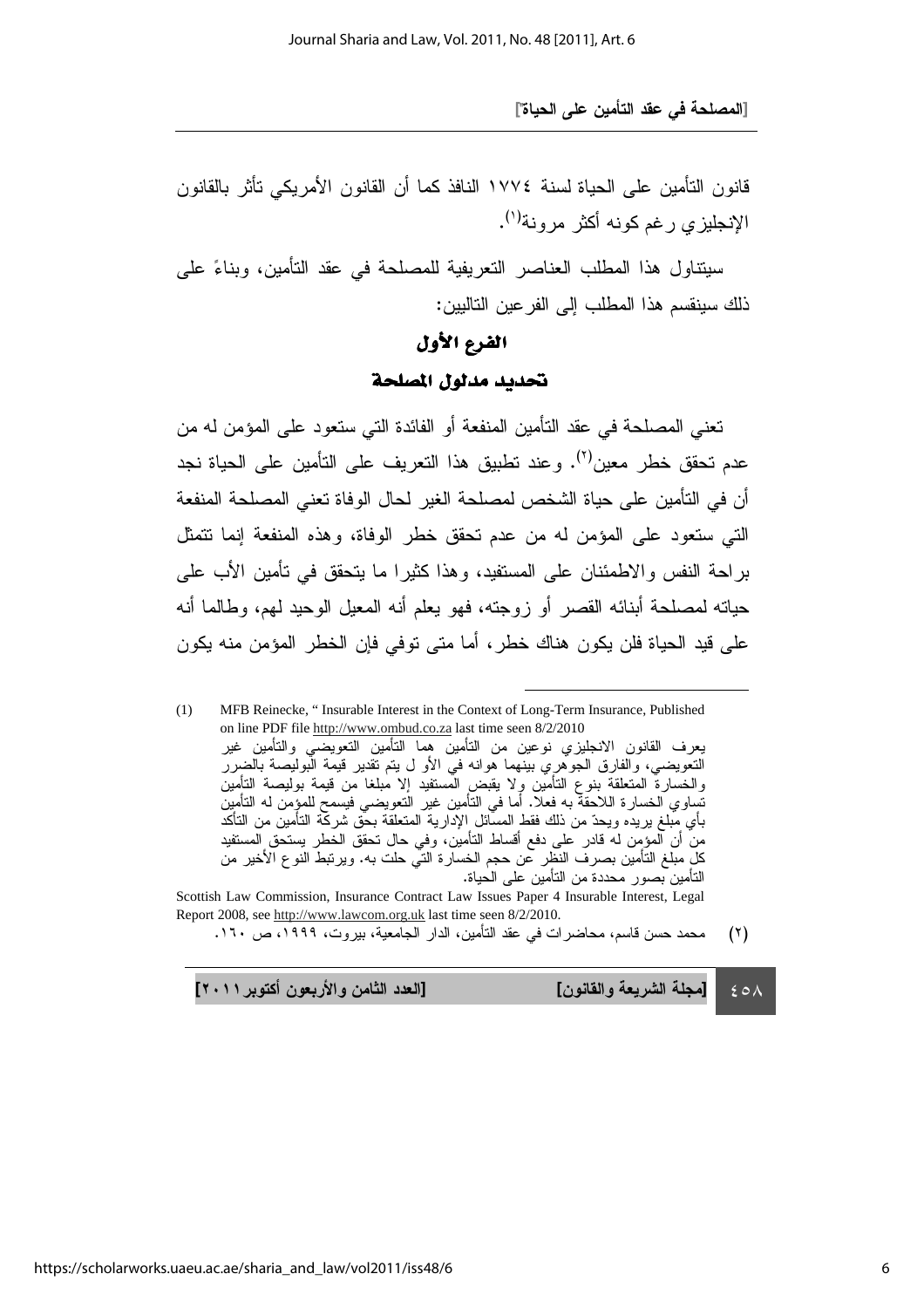قانون التأمين على الحياة لسنة ١٧٧٤ النافذ كما أن القانون الأمريكي تأثر بالقانون الإنجليزي رغم كونه أكثر مرونة[(١)].

سيتناول هذا المطلب العناصر التعريفية للمصلحة في عقد التأمين، وبناءً على ذلك سينقسم هذا المطلب إلى الفرعين التاليين:

## الفرع الأول

## تحديد مدلول المصلحة

تعني المصلحة في عقد التأمين المنفعة أو الفائدة التي ستعود على المؤمن له من عدم تحقق خطر معين[(٢)]. وعند تطبيق هذا التعريف على التأمين على الحياة نجد أن في التأمين على حياة الشخص لمصلحة الغير لحال الوفاة تعني المصلحة المنفعة التي ستعود على المؤمن له من عدم تحقق خطر الوفاة، وهذه المنفعة إنما تتمثل براحة النفس والاطمئنان على المستفيد، وهذا كثيرا ما يتحقق في تأمين الأب على حياته لمصلحة أبنائه القصر أو زوجته، فهو يعلم أنه المعيل الوحيد لهم، وطالما أنه على قيد الحياة فلن يكون هناك خطر، أما متى توفي فإن الخطر المؤمن منه يكون

---

(1) MFB Reinecke, " Insurable Interest in the Context of Long-Term Insurance, Published on line PDF file http://www.ombud.co.za last time seen 8/2/2010

يعرف القانون الانجليزي نوعين من التأمين هما التأمين التعويضي والتأمين غير التعويضي، والفارق الجوهري بينهما هوانه في الأو ل يتم تقدير قيمة البوليصة بالضرر والخسارة المتعلقة بنوع التأمين ولا يقبض المستفيد إلا مبلغا من قيمة بوليصة التأمين تساوي الخسارة اللاحقة به فعلا. أما في التأمين غير التعويضي فيسمح للمؤمن له التأمين بأي مبلغ يريده ويحدّ من ذلك فقط المسائل الإدارية المتعلقة بحق شركة التأمين من التأكد من أن المؤمن له قادر على دفع أقساط التأمين، وفي حال تحقق الخطر يستحق المستفيد كل مبلغ التأمين بصرف النظر عن حجم الخسارة التي حلت به. ويرتبط النوع الأخير من التأمين بصور محددة من التأمين على الحياة.

Scottish Law Commission, Insurance Contract Law Issues Paper 4 Insurable Interest, Legal Report 2008, see http://www.lawcom.org.uk last time seen 8/2/2010.

(٢) محمد حسن قاسم، محاضرات في عقد التأمين، الدار الجامعية، بيروت، ١٩٩٩، ص ١٦٠.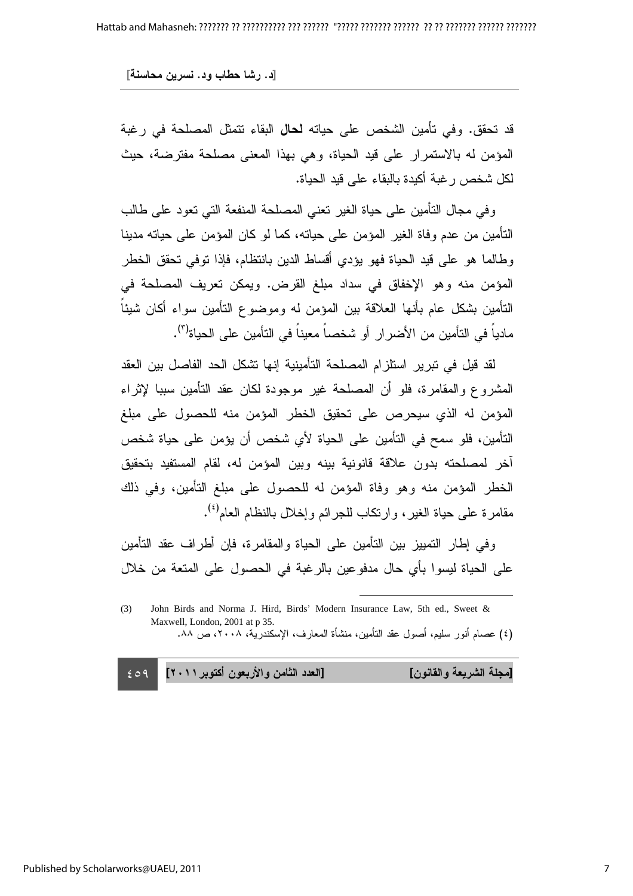قد تحقق. وفي تأمين الشخص على حياته **لحال** البقاء تتمثل المصلحة في رغبة المؤمن له بالاستمرار على قيد الحياة، وهي بهذا المعنى مصلحة مفترضة، حيث لكل شخص رغبة أكيدة بالبقاء على قيد الحياة.

وفي مجال التأمين على حياة الغير تعني المصلحة المنفعة التي تعود على طالب التأمين من عدم وفاة الغير المؤمن على حياته، كما لو كان المؤمن على حياته مدينا وطالما هو على قيد الحياة فهو يؤدي أقساط الدين بانتظام، فإذا توفي تحقق الخطر المؤمن منه وهو الإخفاق في سداد مبلغ القرض. ويمكن تعريف المصلحة في التأمين بشكل عام بأنها العلاقة بين المؤمن له وموضوع التأمين سواء أكان شيئاً مادياً في التأمين من الأضرار أو شخصاً معيناً في التأمين على الحياة(٣).

لقد قيل في تبرير استلزام المصلحة التأمينية إنها تشكل الحد الفاصل بين العقد المشروع والمقامرة، فلو أن المصلحة غير موجودة لكان عقد التأمين سببا لإثراء المؤمن له الذي سيحرص على تحقيق الخطر المؤمن منه للحصول على مبلغ التأمين، فلو سمح في التأمين على الحياة لأي شخص أن يؤمن على حياة شخص آخر لمصلحته بدون علاقة قانونية بينه وبين المؤمن له، لقام المستفيد بتحقيق الخطر المؤمن منه وهو وفاة المؤمن له للحصول على مبلغ التأمين، وفي ذلك مقامرة على حياة الغير، وارتكاب للجرائم وإخلال بالنظام العام(٤).

وفي إطار التمييز بين التأمين على الحياة والمقامرة، فإن أطراف عقد التأمين على الحياة ليسوا بأي حال مدفوعين بالرغبة في الحصول على المتعة من خلال

---

(3) John Birds and Norma J. Hird, Birds' Modern Insurance Law, 5th ed., Sweet & Maxwell, London, 2001 at p 35.

(٤) عصام أنور سليم، أصول عقد التأمين، منشأة المعارف، الإسكندرية، ٢٠٠٨، ص ٨٨.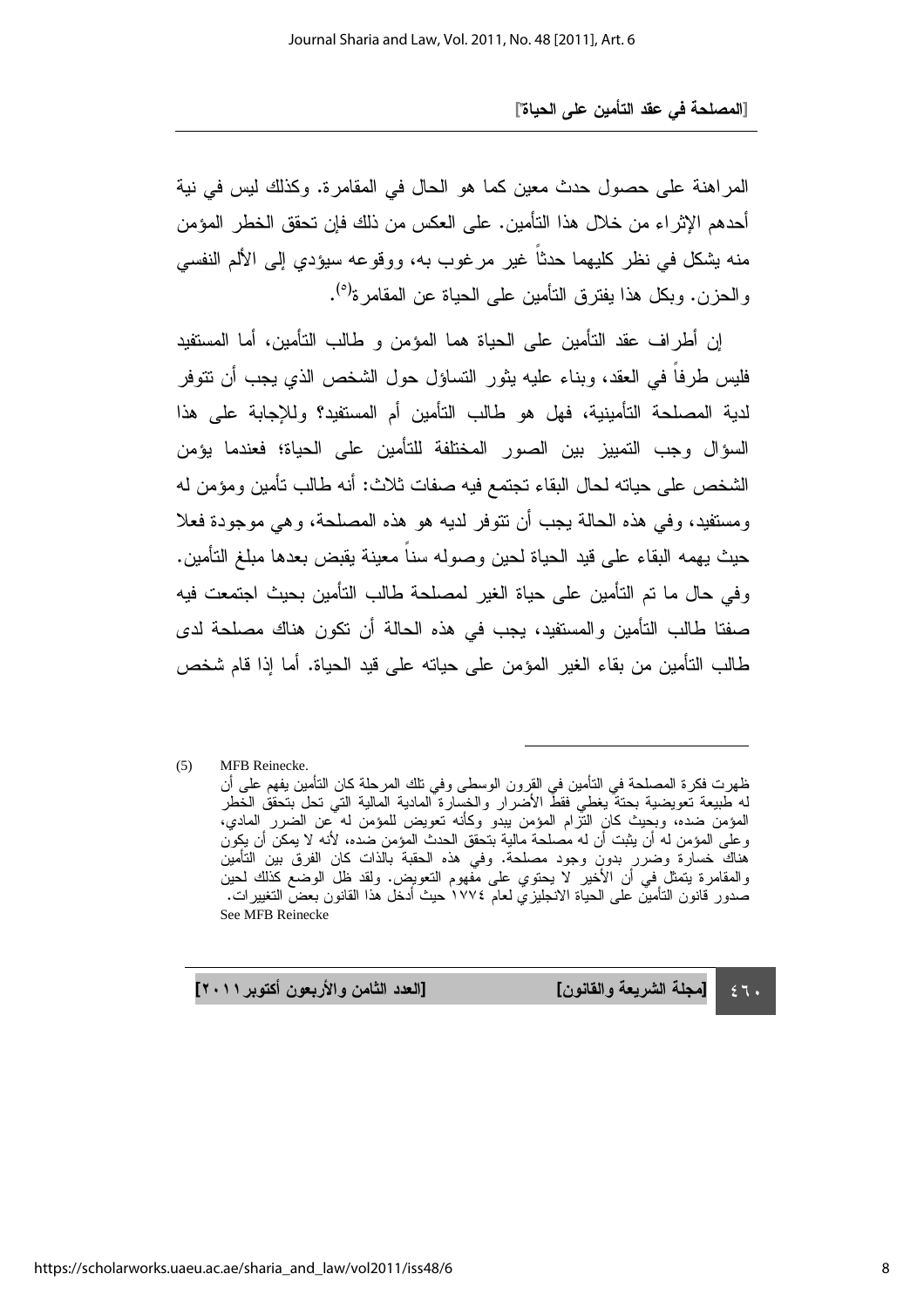المراهنة على حصول حدث معين كما هو الحال في المقامرة. وكذلك ليس في نية أحدهم الإثراء من خلال هذا التأمين. على العكس من ذلك فإن تحقق الخطر المؤمن منه يشكل في نظر كليهما حدثاً غير مرغوب به، ووقوعه سيؤدي إلى الألم النفسي والحزن. وبكل هذا يفترق التأمين على الحياة عن المقامرة[٥].

إن أطراف عقد التأمين على الحياة هما المؤمن و طالب التأمين، أما المستفيد فليس طرفاً في العقد، وبناء عليه يثور التساؤل حول الشخص الذي يجب أن تتوفر لدية المصلحة التأمينية، فهل هو طالب التأمين أم المستفيد؟ وللإجابة على هذا السؤال وجب التمييز بين الصور المختلفة للتأمين على الحياة؛ فعندما يؤمن الشخص على حياته لحال البقاء تجتمع فيه صفات ثلاث: أنه طالب تأمين ومؤمن له ومستفيد، وفي هذه الحالة يجب أن تتوفر لديه هو هذه المصلحة، وهي موجودة فعلا حيث يهمه البقاء على قيد الحياة لحين وصوله سناً معينة يقبض بعدها مبلغ التأمين. وفي حال ما تم التأمين على حياة الغير لمصلحة طالب التأمين بحيث اجتمعت فيه صفتا طالب التأمين والمستفيد، يجب في هذه الحالة أن تكون هناك مصلحة لدى طالب التأمين من بقاء الغير المؤمن على حياته على قيد الحياة. أما إذا قام شخص

---

(5) MFB Reinecke.

ظهرت فكرة المصلحة في التأمين في القرون الوسطى وفي تلك المرحلة كان التأمين يفهم على أن له طبيعة تعويضية بحتة يغطي فقط الأضرار والخسارة المادية المالية التي تحل بتحقق الخطر المؤمن ضده، وبحيث كان التزام المؤمن يبدو وكأنه تعويض للمؤمن له عن الضرر المادي، وعلى المؤمن له أن يثبت أن له مصلحة مالية بتحقق الحدث المؤمن ضده، لأنه لا يمكن أن يكون هناك خسارة وضرر بدون وجود مصلحة. وفي هذه الحقبة بالذات كان الفرق بين التأمين والمقامرة يتمثل في أن الأخير لا يحتوي على مفهوم التعويض. ولقد ظل الوضع كذلك لحين صدور قانون التأمين على الحياة الانجليزي لعام ١٧٧٤ حيث أدخل هذا القانون بعض التغييرات. See MFB Reinecke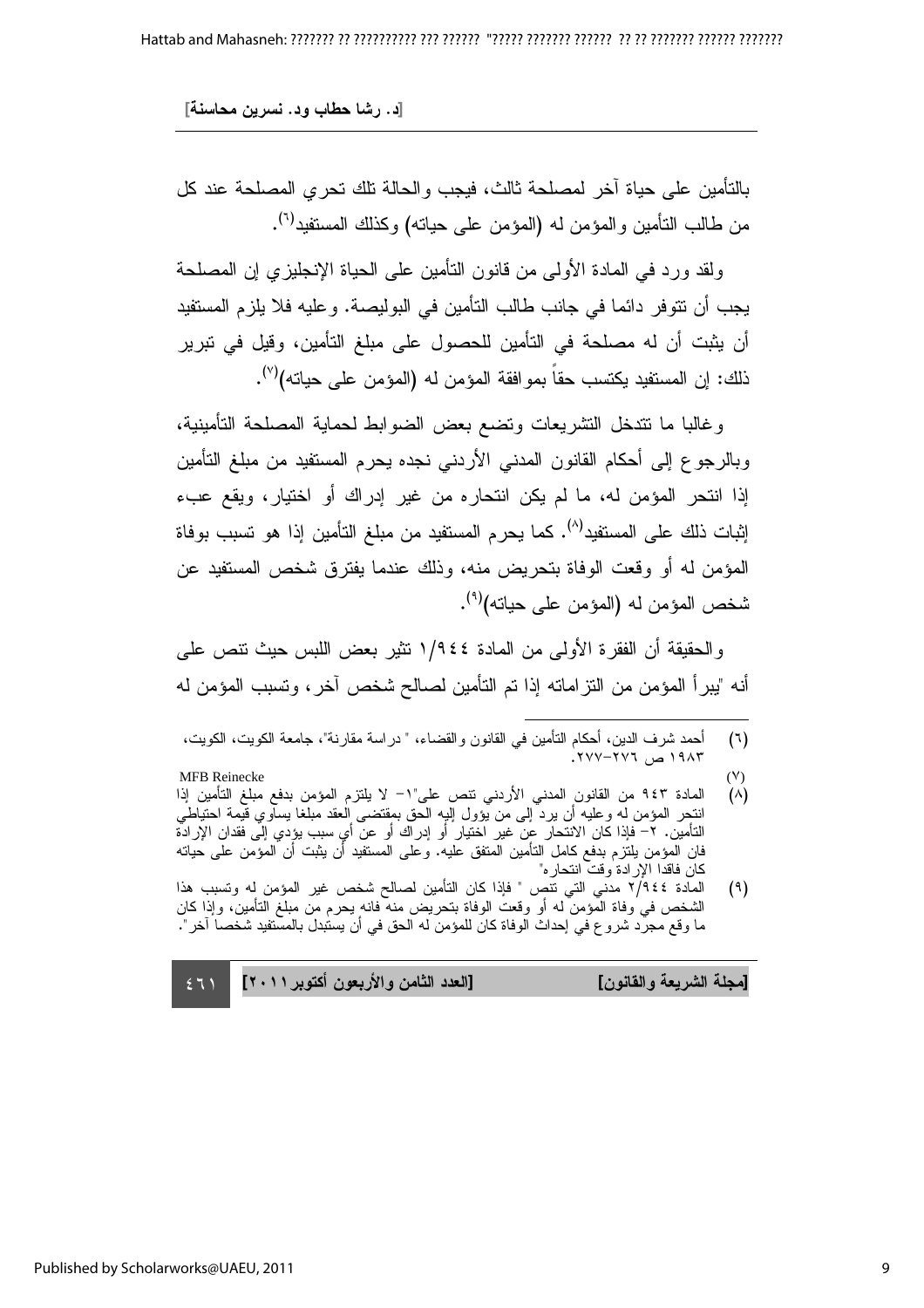بالتأمين على حياة آخر لمصلحة ثالث، فيجب والحالة تلك تحري المصلحة عند كل من طالب التأمين والمؤمن له (المؤمن على حياته) وكذلك المستفيد[٦].

ولقد ورد في المادة الأولى من قانون التأمين على الحياة الإنجليزي إن المصلحة يجب أن تتوفر دائما في جانب طالب التأمين في البوليصة. وعليه فلا يلزم المستفيد أن يثبت أن له مصلحة في التأمين للحصول على مبلغ التأمين، وقيل في تبرير ذلك: إن المستفيد يكتسب حقاً بموافقة المؤمن له (المؤمن على حياته)[٧].

وغالبا ما تتدخل التشريعات وتضع بعض الضوابط لحماية المصلحة التأمينية، وبالرجوع إلى أحكام القانون المدني الأردني نجده يحرم المستفيد من مبلغ التأمين إذا انتحر المؤمن له، ما لم يكن انتحاره من غير إدراك أو اختيار، ويقع عبء إثبات ذلك على المستفيد[٨]. كما يحرم المستفيد من مبلغ التأمين إذا هو تسبب بوفاة المؤمن له أو وقعت الوفاة بتحريض منه، وذلك عندما يفترق شخص المستفيد عن شخص المؤمن له (المؤمن على حياته)[٩].

والحقيقة أن الفقرة الأولى من المادة ١/٩٤٤ تثير بعض اللبس حيث تنص على أنه "يبرأ المؤمن من التزاماته إذا تم التأمين لصالح شخص آخر، وتسبب المؤمن له

---

(٦) أحمد شرف الدين، أحكام التأمين في القانون والقضاء، " دراسة مقارنة"، جامعة الكويت، الكويت، ١٩٨٣ ص ٢٧٦-٢٧٧.

(٧) MFB Reinecke

(٨) المادة ٩٤٣ من القانون المدني الأردني تنص على"١- لا يلتزم المؤمن بدفع مبلغ التأمين إذا انتحر المؤمن له وعليه أن يرد إلى من يؤول إليه الحق بمقتضى العقد مبلغا يساوي قيمة احتياطي التأمين. ٢- فإذا كان الانتحار عن غير اختيار أو إدراك أو عن أي سبب يؤدي إلى فقدان الإرادة فان المؤمن يلتزم بدفع كامل التأمين المتفق عليه. وعلى المستفيد أن يثبت أن المؤمن على حياته كان فاقدا الإرادة وقت انتحاره"

(٩) المادة ٢/٩٤٤ مدني التي تنص " فإذا كان التأمين لصالح شخص غير المؤمن له وتسبب هذا الشخص في وفاة المؤمن له أو وقعت الوفاة بتحريض منه فانه يحرم من مبلغ التأمين، وإذا كان ما وقع مجرد شروع في إحداث الوفاة كان للمؤمن له الحق في أن يستبدل بالمستفيد شخصاً آخر".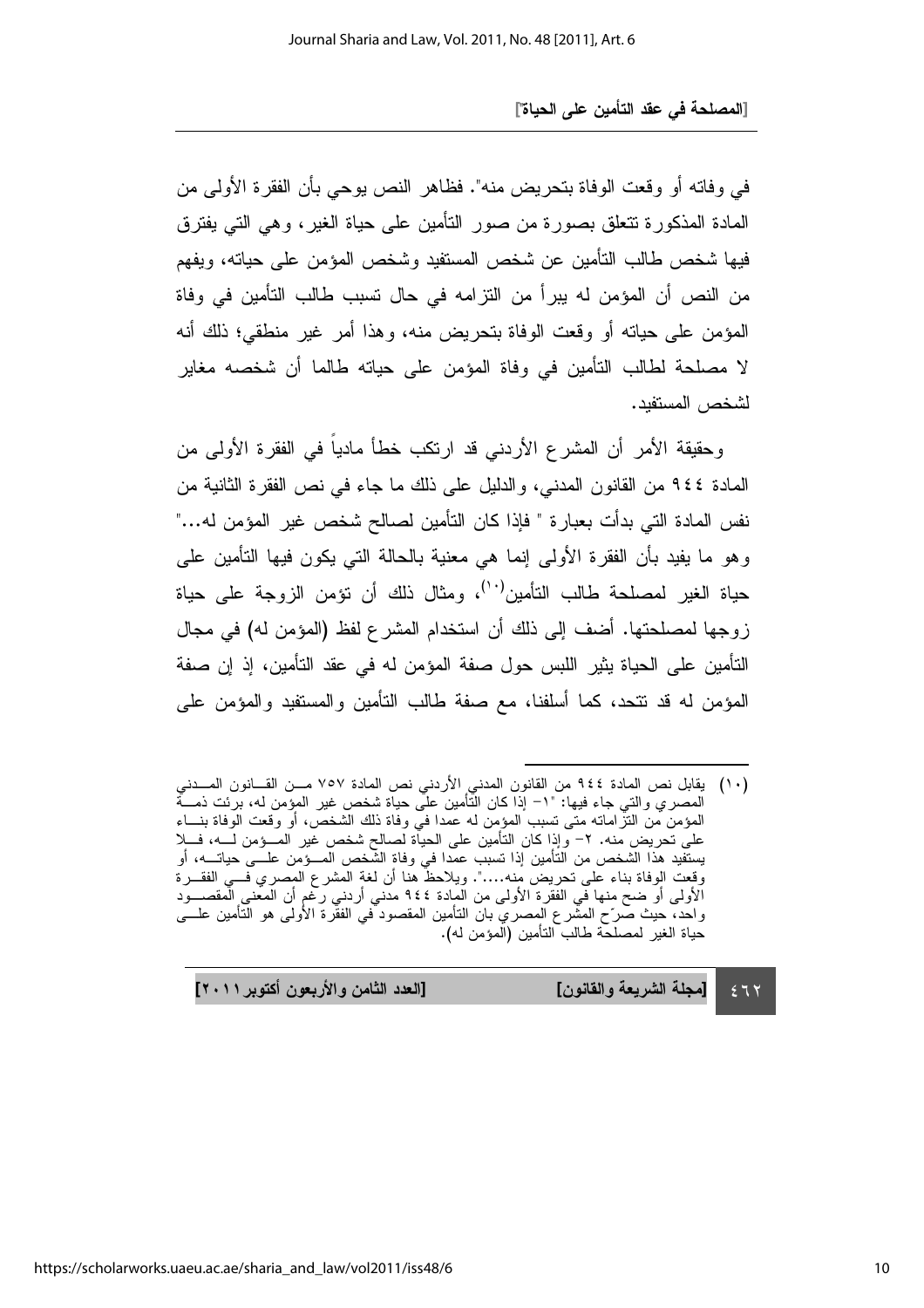في وفاته أو وقعت الوفاة بتحريض منه". فظاهر النص يوحي بأن الفقرة الأولى من المادة المذكورة تتعلق بصورة من صور التأمين على حياة الغير، وهي التي يفترق فيها شخص طالب التأمين عن شخص المستفيد وشخص المؤمن على حياته، ويفهم من النص أن المؤمن له يبرأ من التزامه في حال تسبب طالب التأمين في وفاة المؤمن على حياته أو وقعت الوفاة بتحريض منه، وهذا أمر غير منطقي؛ ذلك أنه لا مصلحة لطالب التأمين في وفاة المؤمن على حياته طالما أن شخصه مغاير لشخص المستفيد.

وحقيقة الأمر أن المشرع الأردني قد ارتكب خطأ مادياً في الفقرة الأولى من المادة ٩٤٤ من القانون المدني، والدليل على ذلك ما جاء في نص الفقرة الثانية من نفس المادة التي بدأت بعبارة " فإذا كان التأمين لصالح شخص غير المؤمن له..." وهو ما يفيد بأن الفقرة الأولى إنما هي معنية بالحالة التي يكون فيها التأمين على حياة الغير لمصلحة طالب التأمين[١٠]، ومثال ذلك أن تؤمن الزوجة على حياة زوجها لمصلحتها. أضف إلى ذلك أن استخدام المشرع لفظ (المؤمن له) في مجال التأمين على الحياة يثير اللبس حول صفة المؤمن له في عقد التأمين، إذ إن صفة المؤمن له قد تتحد، كما أسلفنا، مع صفة طالب التأمين والمستفيد والمؤمن على

---

(١٠) يقابل نص المادة ٩٤٤ من القانون المدني الأردني نص المادة ٧٥٧ من القانون المدني المصري والتي جاء فيها: "١- إذا كان التأمين على حياة شخص غير المؤمن له، برئت ذمة المؤمن من التزاماته متى تسبب المؤمن له عمدا في وفاة ذلك الشخص، أو وقعت الوفاة بناء على تحريض منه. ٢- وإذا كان التأمين على الحياة لصالح شخص غير المؤمن له، فلا يستفيد هذا الشخص من التأمين إذا تسبب عمدا في وفاة الشخص المؤمن على حياته، أو وقعت الوفاة بناء على تحريض منه....". ويلاحظ هنا أن لغة المشرع المصري في الفقرة الأولى أوضح منها في الفقرة الأولى من المادة ٩٤٤ مدني أردني رغم أن المعنى المقصود واحد، حيث صرّح المشرع المصري بان التأمين المقصود في الفقرة الأولى هو التأمين على حياة الغير لمصلحة طالب التأمين (المؤمن له).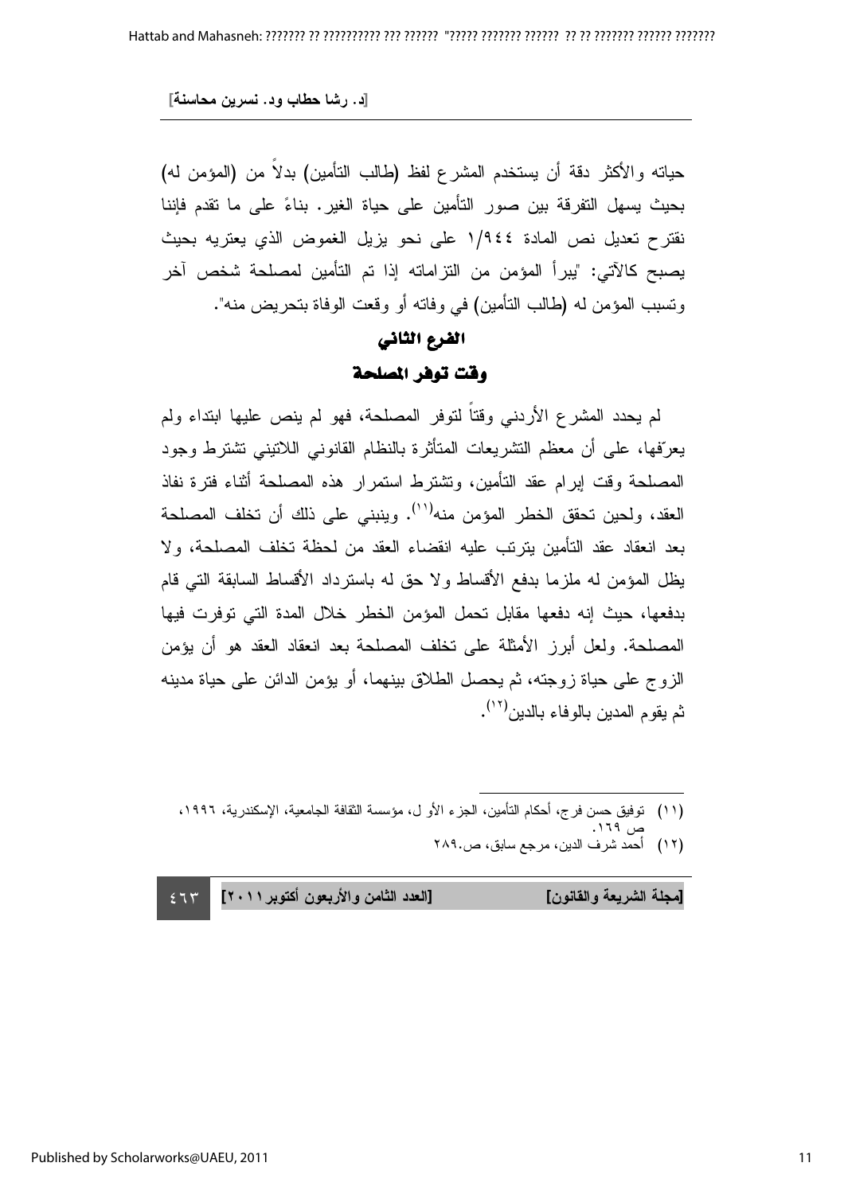حياته والأكثر دقة أن يستخدم المشرع لفظ (طالب التأمين) بدلاً من (المؤمن له) بحيث يسهل التفرقة بين صور التأمين على حياة الغير. بناءً على ما تقدم فإننا نقترح تعديل نص المادة ١/٩٤٤ على نحو يزيل الغموض الذي يعتريه بحيث يصبح كالآتي: "يبرأ المؤمن من التزاماته إذا تم التأمين لمصلحة شخص آخر وتسبب المؤمن له (طالب التأمين) في وفاته أو وقعت الوفاة بتحريض منه".

## الفرع الثاني

## وقت توفر المصلحة

لم يحدد المشرع الأردني وقتاً لتوفر المصلحة، فهو لم ينص عليها ابتداء ولم يعرّفها، على أن معظم التشريعات المتأثرة بالنظام القانوني اللاتيني تشترط وجود المصلحة وقت إبرام عقد التأمين، وتشترط استمرار هذه المصلحة أثناء فترة نفاذ العقد، ولحين تحقق الخطر المؤمن منه[١١]. وينبني على ذلك أن تخلف المصلحة بعد انعقاد عقد التأمين يترتب عليه انقضاء العقد من لحظة تخلف المصلحة، ولا يظل المؤمن له ملزما بدفع الأقساط ولا حق له باسترداد الأقساط السابقة التي قام بدفعها، حيث إنه دفعها مقابل تحمل المؤمن الخطر خلال المدة التي توفرت فيها المصلحة. ولعل أبرز الأمثلة على تخلف المصلحة بعد انعقاد العقد هو أن يؤمن الزوج على حياة زوجته، ثم يحصل الطلاق بينهما، أو يؤمن الدائن على حياة مدينه ثم يقوم المدين بالوفاء بالدين[١٢].

---

(١١) توفيق حسن فرج، أحكام التأمين، الجزء الأول، مؤسسة الثقافة الجامعية، الإسكندرية، ١٩٩٦، ص ١٦٩.

(١٢) أحمد شرف الدين، مرجع سابق، ص.٢٨٩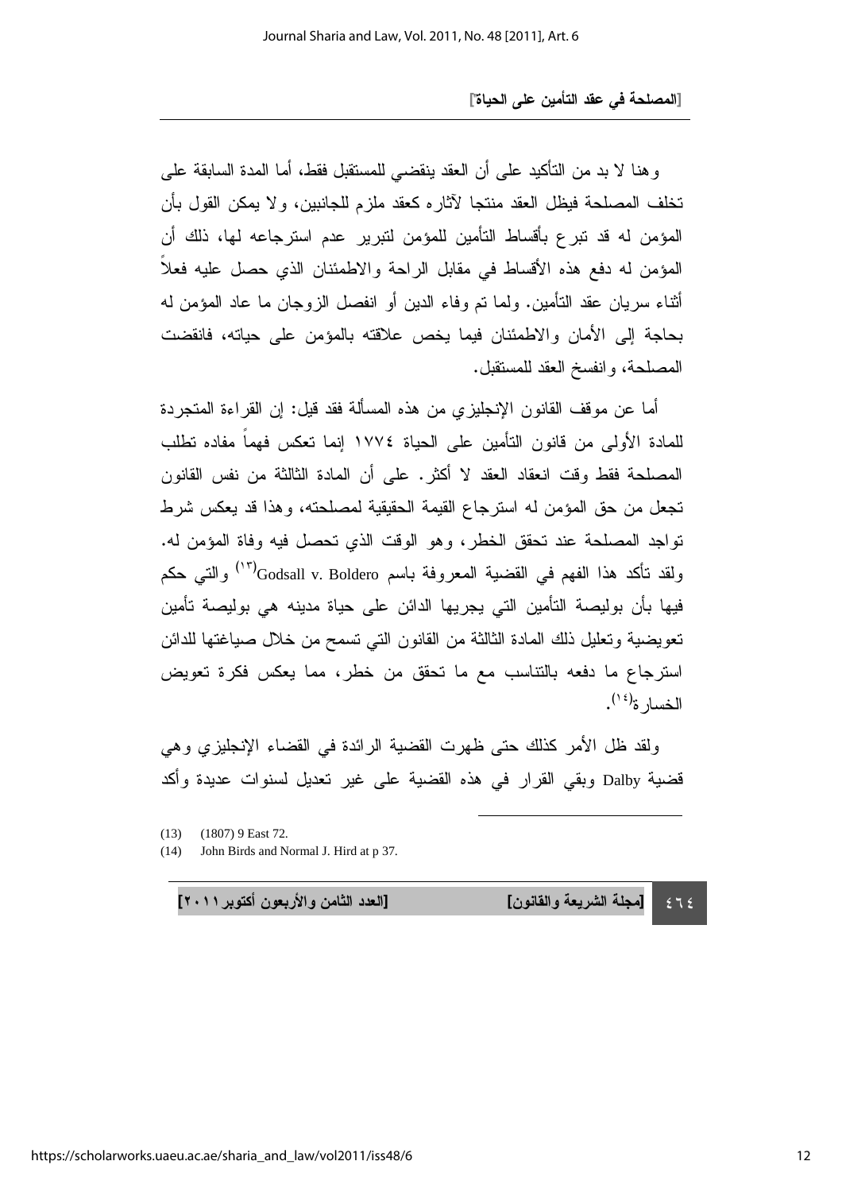وهنا لا بد من التأكيد على أن العقد ينقضي للمستقبل فقط، أما المدة السابقة على تخلف المصلحة فيظل العقد منتجا لآثاره كعقد ملزم للجانبين، ولا يمكن القول بأن المؤمن له قد تبرع بأقساط التأمين للمؤمن لتبرير عدم استرجاعه لها، ذلك أن المؤمن له دفع هذه الأقساط في مقابل الراحة والاطمئنان الذي حصل عليه فعلاً أثناء سريان عقد التأمين. ولما تم وفاء الدين أو انفصل الزوجان ما عاد المؤمن له بحاجة إلى الأمان والاطمئنان فيما يخص علاقته بالمؤمن على حياته، فانقضت المصلحة، وانفسخ العقد للمستقبل.

أما عن موقف القانون الإنجليزي من هذه المسألة فقد قيل: إن القراءة المتجردة للمادة الأولى من قانون التأمين على الحياة ١٧٧٤ إنما تعكس فهماً مفاده تطلب المصلحة فقط وقت انعقاد العقد لا أكثر. على أن المادة الثالثة من نفس القانون تجعل من حق المؤمن له استرجاع القيمة الحقيقية لمصلحته، وهذا قد يعكس شرط تواجد المصلحة عند تحقق الخطر، وهو الوقت الذي تحصل فيه وفاة المؤمن له. ولقد تأكد هذا الفهم في القضية المعروفة باسم Godsall v. Boldero[(١٣)] والتي حكم فيها بأن بوليصة التأمين التي يجريها الدائن على حياة مدينه هي بوليصة تأمين تعويضية وتعليل ذلك المادة الثالثة من القانون التي تسمح من خلال صياغتها للدائن استرجاع ما دفعه بالتناسب مع ما تحقق من خطر، مما يعكس فكرة تعويض الخسارة[(١٤)].

ولقد ظل الأمر كذلك حتى ظهرت القضية الرائدة في القضاء الإنجليزي وهي قضية Dalby وبقي القرار في هذه القضية على غير تعديل لسنوات عديدة وأكد

---

(13) (1807) 9 East 72.

(14) John Birds and Normal J. Hird at p 37.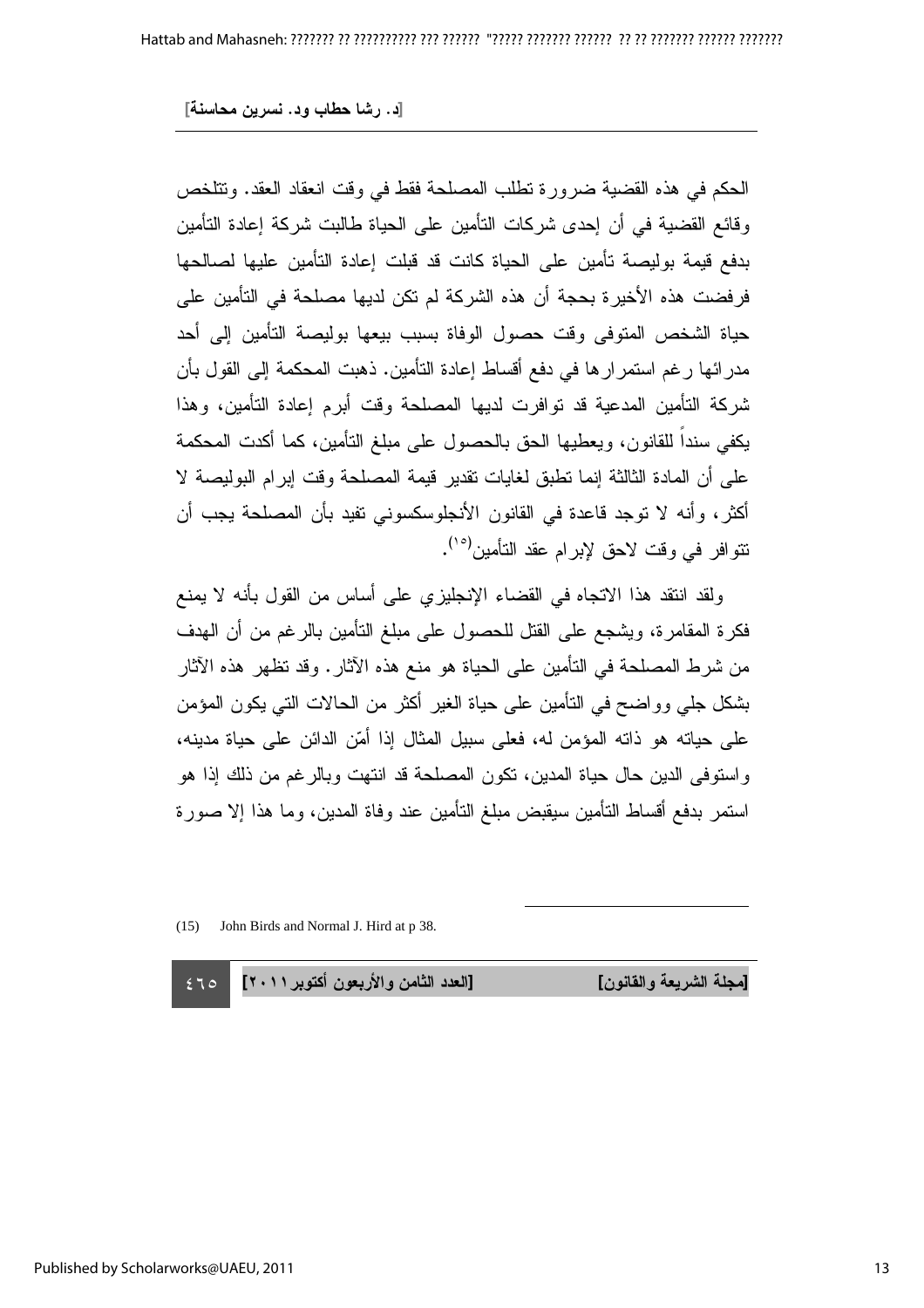الحكم في هذه القضية ضرورة تطلب المصلحة فقط في وقت انعقاد العقد. وتتلخص وقائع القضية في أن إحدى شركات التأمين على الحياة طالبت شركة إعادة التأمين بدفع قيمة بوليصة تأمين على الحياة كانت قد قبلت إعادة التأمين عليها لصالحها فرفضت هذه الأخيرة بحجة أن هذه الشركة لم تكن لديها مصلحة في التأمين على حياة الشخص المتوفى وقت حصول الوفاة بسبب بيعها بوليصة التأمين إلى أحد مدرائها رغم استمرارها في دفع أقساط إعادة التأمين. ذهبت المحكمة إلى القول بأن شركة التأمين المدعية قد توافرت لديها المصلحة وقت أبرم إعادة التأمين، وهذا يكفي سنداً للقانون، ويعطيها الحق بالحصول على مبلغ التأمين، كما أكدت المحكمة على أن المادة الثالثة إنما تطبق لغايات تقدير قيمة المصلحة وقت إبرام البوليصة لا أكثر، وأنه لا توجد قاعدة في القانون الأنجلوسكسوني تفيد بأن المصلحة يجب أن تتوافر في وقت لاحق لإبرام عقد التأمين[١٥].

ولقد انتقد هذا الاتجاه في القضاء الإنجليزي على أساس من القول بأنه لا يمنع فكرة المقامرة، ويشجع على القتل للحصول على مبلغ التأمين بالرغم من أن الهدف من شرط المصلحة في التأمين على الحياة هو منع هذه الآثار. وقد تظهر هذه الآثار بشكل جلي وواضح في التأمين على حياة الغير أكثر من الحالات التي يكون المؤمن على حياته هو ذاته المؤمن له، فعلى سبيل المثال إذا أمّن الدائن على حياة مدينه، واستوفى الدين حال حياة المدين، تكون المصلحة قد انتهت وبالرغم من ذلك إذا هو استمر بدفع أقساط التأمين سيقبض مبلغ التأمين عند وفاة المدين، وما هذا إلا صورة

---

(15) John Birds and Normal J. Hird at p 38.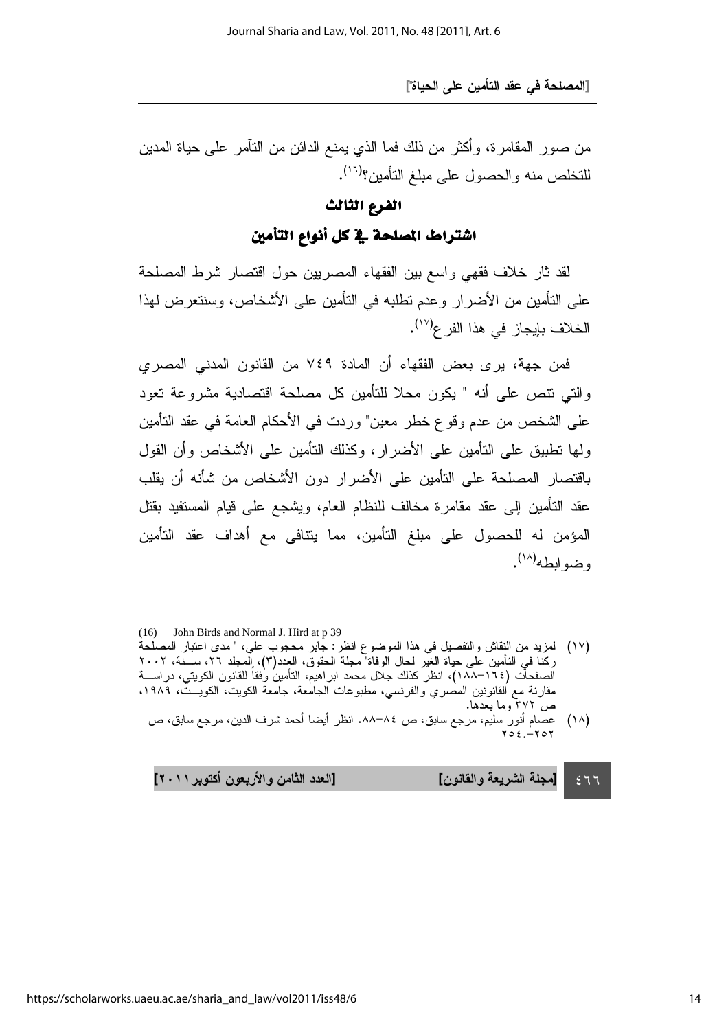من صور المقامرة، وأكثر من ذلك فما الذي يمنع الدائن من التآمر على حياة المدين للتخلص منه والحصول على مبلغ التأمين؟[١٦].

## الفرع الثالث

## اشتراط المصلحة في كل أنواع التأمين

لقد ثار خلاف فقهي واسع بين الفقهاء المصريين حول اقتصار شرط المصلحة على التأمين من الأضرار وعدم تطلبه في التأمين على الأشخاص، وسنتعرض لهذا الخلاف بإيجاز في هذا الفرع[١٧].

فمن جهة، يرى بعض الفقهاء أن المادة ٧٤٩ من القانون المدني المصري والتي تنص على أنه " يكون محلا للتأمين كل مصلحة اقتصادية مشروعة تعود على الشخص من عدم وقوع خطر معين" وردت في الأحكام العامة في عقد التأمين ولها تطبيق على التأمين على الأضرار، وكذلك التأمين على الأشخاص وأن القول باقتصار المصلحة على التأمين على الأضرار دون الأشخاص من شأنه أن يقلب عقد التأمين إلى عقد مقامرة مخالف للنظام العام، ويشجع على قيام المستفيد بقتل المؤمن له للحصول على مبلغ التأمين، مما يتنافى مع أهداف عقد التأمين وضوابطه[١٨].

---

(16) John Birds and Normal J. Hird at p 39

(١٧) لمزيد من النقاش والتفصيل في هذا الموضوع انظر: جابر محجوب علي، " مدى اعتبار المصلحة ركنا في التأمين على حياة الغير لحال الوفاة" مجلة الحقوق، العدد(٣)، المجلد ٢٦، سنة، ٢٠٠٢ الصفحات (١٦٤-١٨٨)، انظر كذلك جلال محمد ابراهيم، التأمين وفقا للقانون الكويتي، دراسة مقارنة مع القانونين المصري والفرنسي، مطبوعات الجامعة، جامعة الكويت، الكويت، ١٩٨٩، ص ٣٧٢ وما بعدها.

(١٨) عصام أنور سليم، مرجع سابق، ص ٨٤-٨٨. انظر أيضا أحمد شرف الدين، مرجع سابق، ص ٢٥٤.-٢٥٢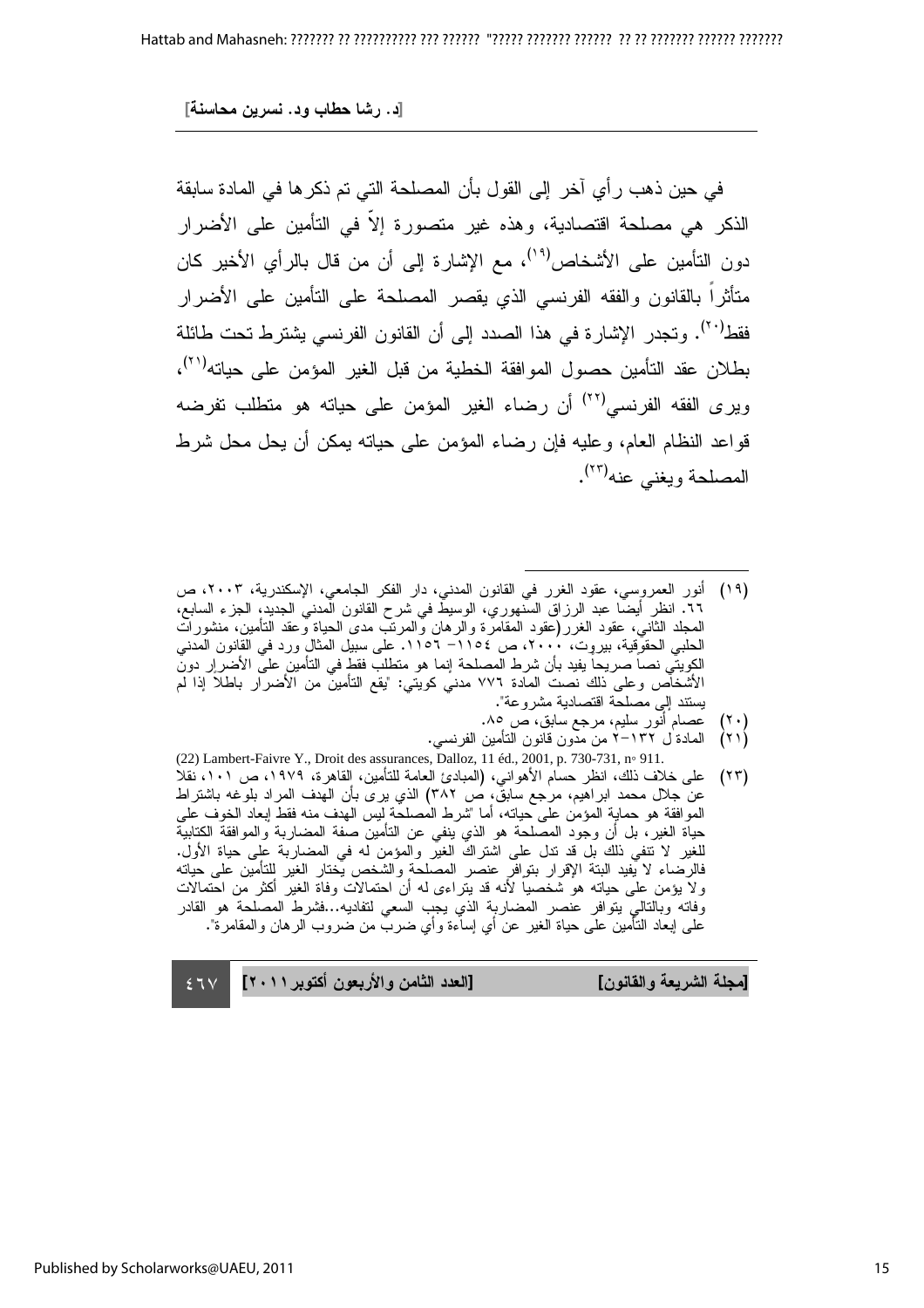في حين ذهب رأي آخر إلى القول بأن المصلحة التي تم ذكرها في المادة سابقة الذكر هي مصلحة اقتصادية، وهذه غير متصورة إلاّ في التأمين على الأضرار دون التأمين على الأشخاص[١٩]، مع الإشارة إلى أن من قال بالرأي الأخير كان متأثراً بالقانون والفقه الفرنسي الذي يقصر المصلحة على التأمين على الأضرار فقط[٢٠]. وتجدر الإشارة في هذا الصدد إلى أن القانون الفرنسي يشترط تحت طائلة بطلان عقد التأمين حصول الموافقة الخطية من قبل الغير المؤمن على حياته[٢١]، ويرى الفقه الفرنسي[٢٢] أن رضاء الغير المؤمن على حياته هو متطلب تفرضه قواعد النظام العام، وعليه فإن رضاء المؤمن على حياته يمكن أن يحل محل شرط المصلحة ويغني عنه[٢٣].

---

(١٩) أنور العمروسي، عقود الغرر في القانون المدني، دار الفكر الجامعي، الإسكندرية، ٢٠٠٣، ص ٦٦. انظر أيضاً عبد الرزاق السنهوري، الوسيط في شرح القانون المدني الجديد، الجزء السابع، المجلد الثاني، عقود الغرر(عقود المقامرة والرهان والمرتب مدى الحياة وعقد التأمين، منشورات الحلبي الحقوقية، بيروت، ٢٠٠٠، ص ١١٥٤– ١١٥٦. على سبيل المثال ورد في القانون المدني الكويتي نصاً صريحاً يفيد بأن شرط المصلحة إنما هو متطلب فقط في التأمين على الأضرار دون الأشخاص وعلى ذلك نصت المادة ٧٧٦ مدني كويتي: "يقع التأمين من الأضرار باطلاً إذا لم يستند إلى مصلحة اقتصادية مشروعة".

(٢٠) عصام أنور سليم، مرجع سابق، ص ٨٥.

(٢١) المادة ل ١٣٢–٢ من مدون قانون التأمين الفرنسي.

(22) Lambert-Faivre Y., Droit des assurances, Dalloz, 11 éd., 2001, p. 730-731, n◦ 911.

(٢٣) على خلاف ذلك، انظر حسام الأهواني، (المبادئ العامة للتأمين، القاهرة، ١٩٧٩، ص ١٠١، نقلا عن جلال محمد ابراهيم، مرجع سابق، ص ٣٨٢) الذي يرى بأن الهدف المراد بلوغه باشتراط الموافقة هو حماية المؤمن على حياته، أما "شرط المصلحة ليس الهدف منه فقط إبعاد الخوف على حياة الغير، بل أن وجود المصلحة هو الذي ينفي عن التأمين صفة المضاربة والموافقة الكتابية للغير لا تنفي ذلك بل قد تدل على اشتراك الغير والمؤمن له في المضاربة على حياة الأول. فالرضاء لا يفيد البتة الإقرار بتوافر عنصر المصلحة والشخص يختار الغير للتأمين على حياته ولا يؤمن على حياته هو شخصياً لأنه قد يتراءى له أن احتمالات وفاة الغير أكثر من احتمالات وفاته وبالتالي يتوافر عنصر المضاربة الذي يجب السعي لتفاديه...فشرط المصلحة هو القادر على إبعاد التأمين على حياة الغير عن أي إساءة وأي ضرب من ضروب الرهان والمقامرة".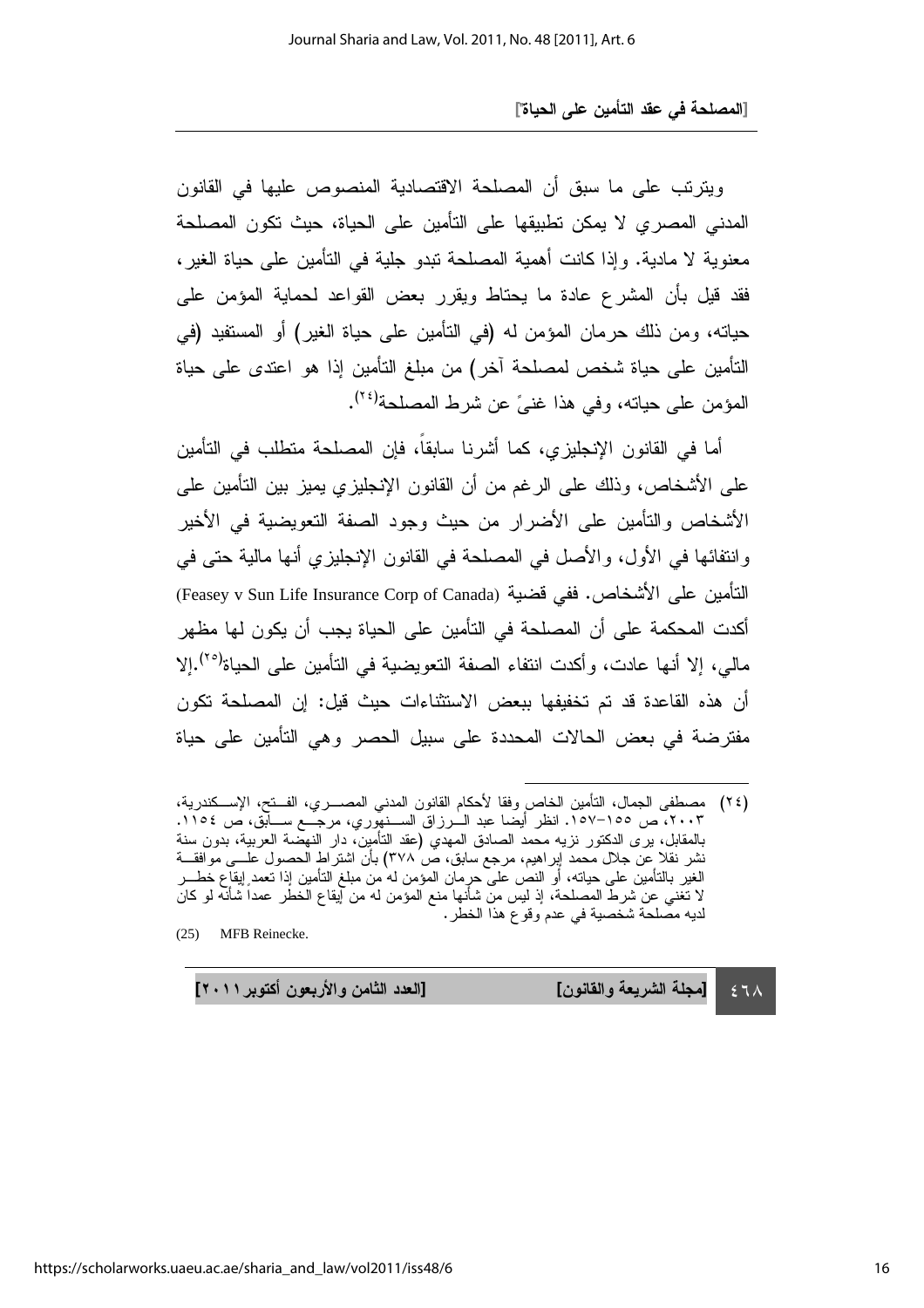ويترتب على ما سبق أن المصلحة الاقتصادية المنصوص عليها في القانون المدني المصري لا يمكن تطبيقها على التأمين على الحياة، حيث تكون المصلحة معنوية لا مادية. وإذا كانت أهمية المصلحة تبدو جلية في التأمين على حياة الغير، فقد قيل بأن المشرع عادة ما يحتاط ويقرر بعض القواعد لحماية المؤمن على حياته، ومن ذلك حرمان المؤمن له (في التأمين على حياة الغير) أو المستفيد (في التأمين على حياة شخص لمصلحة آخر) من مبلغ التأمين إذا هو اعتدى على حياة المؤمن على حياته، وفي هذا غنىً عن شرط المصلحة[٢٤].

أما في القانون الإنجليزي، كما أشرنا سابقاً، فإن المصلحة متطلب في التأمين على الأشخاص، وذلك على الرغم من أن القانون الإنجليزي يميز بين التأمين على الأشخاص والتأمين على الأضرار من حيث وجود الصفة التعويضية في الأخير وانتفائها في الأول، والأصل في المصلحة في القانون الإنجليزي أنها مالية حتى في التأمين على الأشخاص. ففي قضية (Feasey v Sun Life Insurance Corp of Canada) أكدت المحكمة على أن المصلحة في التأمين على الحياة يجب أن يكون لها مظهر مالي، إلا أنها عادت، وأكدت انتفاء الصفة التعويضية في التأمين على الحياة[٢٥].إلا أن هذه القاعدة قد تم تخفيفها ببعض الاستثناءات حيث قيل: إن المصلحة تكون مفترضة في بعض الحالات المحددة على سبيل الحصر وهي التأمين على حياة

---

(٢٤) مصطفى الجمال، التأمين الخاص وفقا لأحكام القانون المدني المصري، الفتح، الإسكندرية، ٢٠٠٣، ص ١٥٥-١٥٧. انظر أيضا عبد الرزاق السنهوري، مرجع سابق، ص ١١٥٤. بالمقابل، يرى الدكتور نزيه محمد الصادق المهدي (عقد التأمين، دار النهضة العربية، بدون سنة نشر نقلا عن جلال محمد إبراهيم، مرجع سابق، ص ٣٧٨) بأن اشتراط الحصول على موافقة الغير بالتأمين على حياته، أو النص على حرمان المؤمن له من مبلغ التأمين إذا تعمد إيقاع خطر لا تغني عن شرط المصلحة، إذ ليس من شأنها منع المؤمن له من إيقاع الخطر عمداً شأنه لو كان لديه مصلحة شخصية في عدم وقوع هذا الخطر.

(25) MFB Reinecke.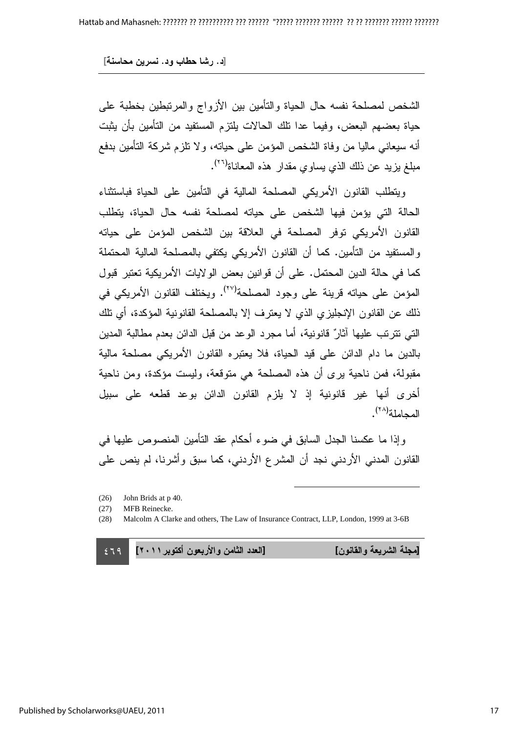الشخص لمصلحة نفسه حال الحياة والتأمين بين الأزواج والمرتبطين بخطبة على حياة بعضهم البعض، وفيما عدا تلك الحالات يلتزم المستفيد من التأمين بأن يثبت أنه سيعاني ماليا من وفاة الشخص المؤمن على حياته، ولا تلزم شركة التأمين بدفع مبلغ يزيد عن ذلك الذي يساوي مقدار هذه المعاناة(٢٦).

ويتطلب القانون الأمريكي المصلحة المالية في التأمين على الحياة فباستثناء الحالة التي يؤمن فيها الشخص على حياته لمصلحة نفسه حال الحياة، يتطلب القانون الأمريكي توفر المصلحة في العلاقة بين الشخص المؤمن على حياته والمستفيد من التأمين. كما أن القانون الأمريكي يكتفي بالمصلحة المالية المحتملة كما في حالة الدين المحتمل. على أن قوانين بعض الولايات الأمريكية تعتبر قبول المؤمن على حياته قرينة على وجود المصلحة(٢٧). ويختلف القانون الأمريكي في ذلك عن القانون الإنجليزي الذي لا يعترف إلا بالمصلحة القانونية المؤكدة، أي تلك التي تترتب عليها آثارٌ قانونية، أما مجرد الوعد من قبل الدائن بعدم مطالبة المدين بالدين ما دام الدائن على قيد الحياة، فلا يعتبره القانون الأمريكي مصلحة مالية مقبولة، فمن ناحية يرى أن هذه المصلحة هي متوقعة، وليست مؤكدة، ومن ناحية أخرى أنها غير قانونية إذ لا يلزم القانون الدائن بوعد قطعه على سبيل المجاملة(٢٨).

وإذا ما عكسنا الجدل السابق في ضوء أحكام عقد التأمين المنصوص عليها في القانون المدني الأردني نجد أن المشرع الأردني، كما سبق وأشرنا، لم ينص على

---

(26) John Brids at p 40.

(27) MFB Reinecke.

(28) Malcolm A Clarke and others, The Law of Insurance Contract, LLP, London, 1999 at 3-6B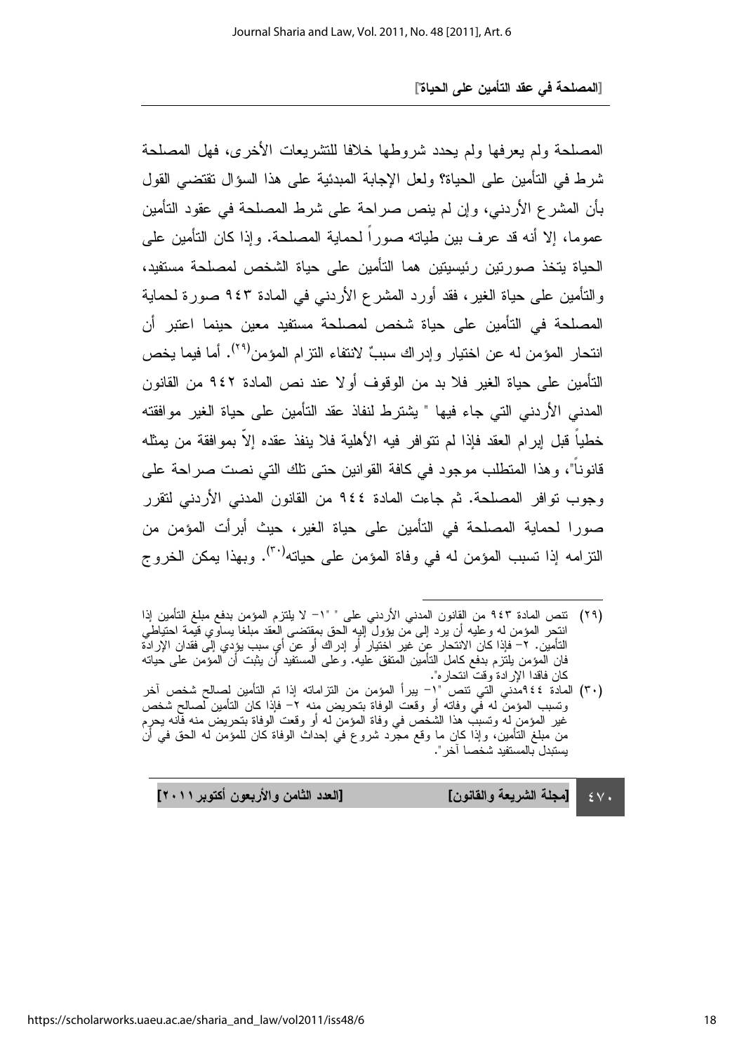المصلحة ولم يعرفها ولم يحدد شروطها خلافا للتشريعات الأخرى، فهل المصلحة شرط في التأمين على الحياة؟ ولعل الإجابة المبدئية على هذا السؤال تقتضي القول بأن المشرع الأردني، وإن لم ينص صراحة على شرط المصلحة في عقود التأمين عموما، إلا أنه قد عرف بين طياته صوراً لحماية المصلحة. وإذا كان التأمين على الحياة يتخذ صورتين رئيسيتين هما التأمين على حياة الشخص لمصلحة مستفيد، والتأمين على حياة الغير، فقد أورد المشرع الأردني في المادة ٩٤٣ صورة لحماية المصلحة في التأمين على حياة شخص لمصلحة مستفيد معين حينما اعتبر أن انتحار المؤمن له عن اختيار وإدراك سببٌ لانتفاء التزام المؤمن[٢٩]. أما فيما يخص التأمين على حياة الغير فلا بد من الوقوف أولا عند نص المادة ٩٤٢ من القانون المدني الأردني التي جاء فيها " يشترط لنفاذ عقد التأمين على حياة الغير موافقته خطياً قبل إبرام العقد فإذا لم تتوافر فيه الأهلية فلا ينفذ عقده إلاّ بموافقة من يمثله قانوناً"، وهذا المتطلب موجود في كافة القوانين حتى تلك التي نصت صراحة على وجوب توافر المصلحة. ثم جاءت المادة ٩٤٤ من القانون المدني الأردني لتقرر صورا لحماية المصلحة في التأمين على حياة الغير، حيث أبرأت المؤمن من التزامه إذا تسبب المؤمن له في وفاة المؤمن على حياته[٣٠]. وبهذا يمكن الخروج

---

(٢٩) تنص المادة ٩٤٣ من القانون المدني الأردني على " "١- لا يلتزم المؤمن بدفع مبلغ التأمين إذا انتحر المؤمن له وعليه أن يرد إلى من يؤول إليه الحق بمقتضى العقد مبلغا يساوي قيمة احتياطي التأمين. ٢- فإذا كان الانتحار عن غير اختيار أو إدراك أو عن أي سبب يؤدي إلى فقدان الإرادة فان المؤمن يلتزم بدفع كامل التأمين المتفق عليه. وعلى المستفيد أن يثبت أن المؤمن على حياته كان فاقدا الإرادة وقت انتحاره".

(٣٠) المادة ٩٤٤مدني التي تنص "١- يبرأ المؤمن من التزاماته إذا تم التأمين لصالح شخص آخر وتسبب المؤمن له في وفاته أو وقعت الوفاة بتحريض منه ٢- فإذا كان التأمين لصالح شخص غير المؤمن له وتسبب هذا الشخص في وفاة المؤمن له أو وقعت الوفاة بتحريض منه فانه يحرم من مبلغ التأمين، وإذا كان ما وقع مجرد شروع في إحداث الوفاة كان للمؤمن له الحق في أن يستبدل بالمستفيد شخصا آخر".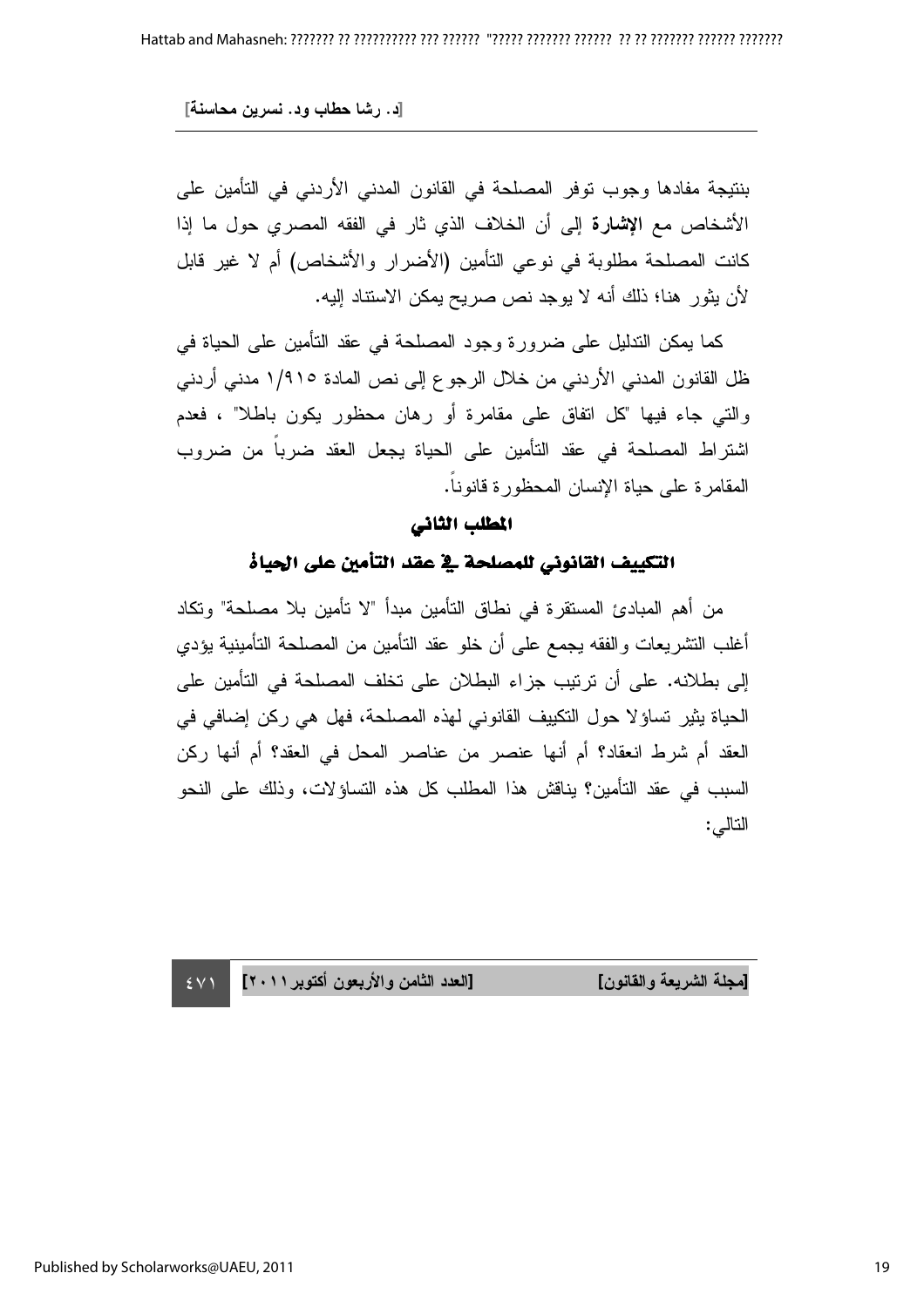بنتيجة مفادها وجوب توفر المصلحة في القانون المدني الأردني في التأمين على الأشخاص مع **الإشارة** إلى أن الخلاف الذي ثار في الفقه المصري حول ما إذا كانت المصلحة مطلوبة في نوعي التأمين (الأضرار والأشخاص) أم لا غير قابل لأن يثور هنا؛ ذلك أنه لا يوجد نص صريح يمكن الاستناد إليه.

كما يمكن التدليل على ضرورة وجود المصلحة في عقد التأمين على الحياة في ظل القانون المدني الأردني من خلال الرجوع إلى نص المادة ٩١٥/١ مدني أردني والتي جاء فيها "كل اتفاق على مقامرة أو رهان محظور يكون باطلا" ، فعدم اشتراط المصلحة في عقد التأمين على الحياة يجعل العقد ضرباً من ضروب المقامرة على حياة الإنسان المحظورة قانوناً.

## المطلب الثاني

## التكييف القانوني للمصلحة في عقد التأمين على الحياة

من أهم المبادئ المستقرة في نطاق التأمين مبدأ "لا تأمين بلا مصلحة" وتكاد أغلب التشريعات والفقه يجمع على أن خلو عقد التأمين من المصلحة التأمينية يؤدي إلى بطلانه. على أن ترتيب جزاء البطلان على تخلف المصلحة في التأمين على الحياة يثير تساؤلا حول التكييف القانوني لهذه المصلحة، فهل هي ركن إضافي في العقد أم شرط انعقاد؟ أم أنها عنصر من عناصر المحل في العقد؟ أم أنها ركن السبب في عقد التأمين؟ يناقش هذا المطلب كل هذه التساؤلات، وذلك على النحو التالي: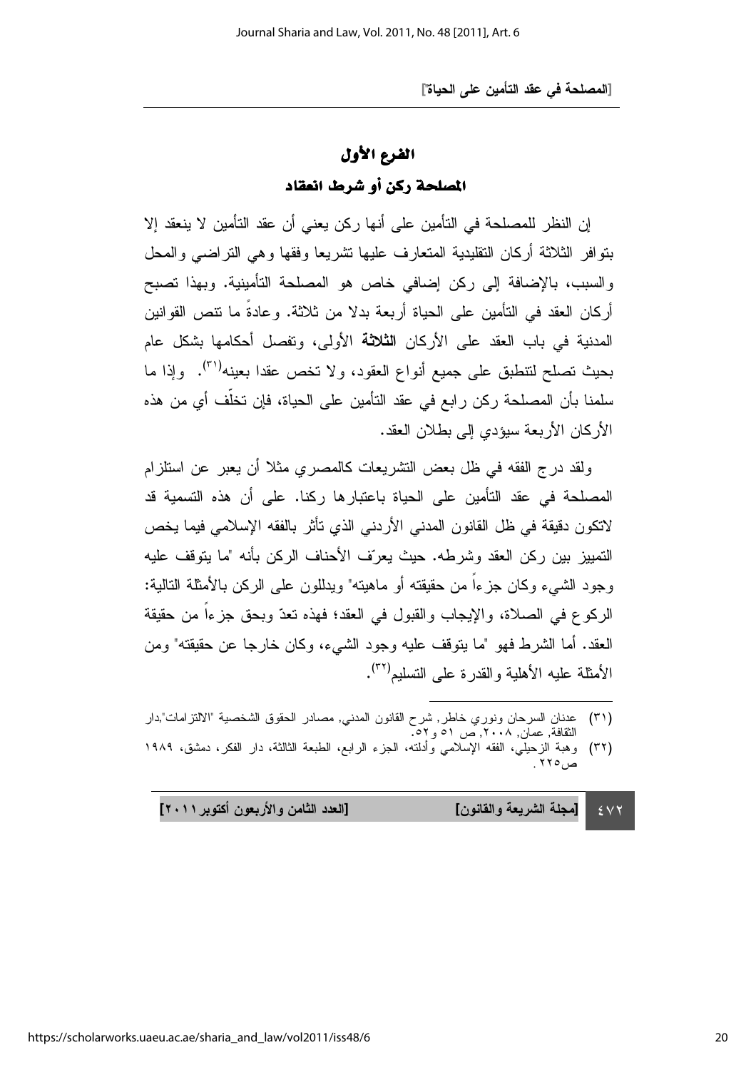## الفرع الأول

### المصلحة ركن أو شرط انعقاد

إن النظر للمصلحة في التأمين على أنها ركن يعني أن عقد التأمين لا ينعقد إلا بتوافر الثلاثة أركان التقليدية المتعارف عليها تشريعا وفقها وهي التراضي والمحل والسبب، بالإضافة إلى ركن إضافي خاص هو المصلحة التأمينية. وبهذا تصبح أركان العقد في التأمين على الحياة أربعة بدلا من ثلاثة. وعادةً ما تنص القوانين المدنية في باب العقد على الأركان **الثلاثة** الأولى، وتفصل أحكامها بشكل عام بحيث تصلح لتنطبق على جميع أنواع العقود، ولا تخص عقدا بعينه[٣١]. وإذا ما سلمنا بأن المصلحة ركن رابع في عقد التأمين على الحياة، فإن تخلّف أي من هذه الأركان الأربعة سيؤدي إلى بطلان العقد.

ولقد درج الفقه في ظل بعض التشريعات كالمصري مثلا أن يعبر عن استلزام المصلحة في عقد التأمين على الحياة باعتبارها ركنا. على أن هذه التسمية قد لاتكون دقيقة في ظل القانون المدني الأردني الذي تأثر بالفقه الإسلامي فيما يخص التمييز بين ركن العقد وشرطه. حيث يعرّف الأحناف الركن بأنه "ما يتوقف عليه وجود الشيء وكان جزءاً من حقيقته أو ماهيته" ويدللون على الركن بالأمثلة التالية: الركوع في الصلاة، والإيجاب والقبول في العقد؛ فهذه تعدّ وبحق جزءاً من حقيقة العقد. أما الشرط فهو "ما يتوقف عليه وجود الشيء، وكان خارجا عن حقيقته" ومن الأمثلة عليه الأهلية والقدرة على التسليم[٣٢].

---

(٣١) عدنان السرحان ونوري خاطر, شرح القانون المدني, مصادر الحقوق الشخصية "الالتزامات",دار الثقافة, عمان, ٢٠٠٨, ص ٥١ و٥٢.

(٣٢) وهبة الزحيلي، الفقه الإسلامي وأدلته، الجزء الرابع، الطبعة الثالثة، دار الفكر، دمشق، ١٩٨٩ ص٢٢٥.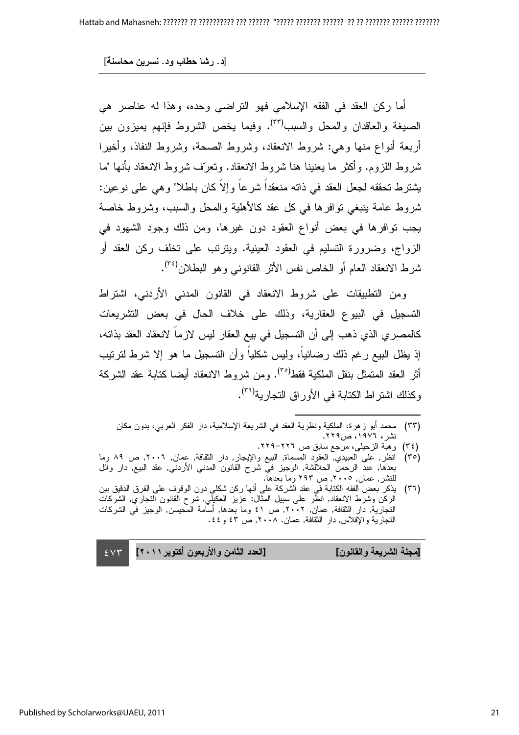أما ركن العقد في الفقه الإسلامي فهو التراضي وحده، وهذا له عناصر هي الصيغة والعاقدان والمحل والسبب[٣٣]. وفيما يخص الشروط فإنهم يميزون بين أربعة أنواع منها وهي: شروط الانعقاد، وشروط الصحة، وشروط النفاذ، وأخيرا شروط اللزوم. وأكثر ما يعنينا هنا شروط الانعقاد. وتعرّف شروط الانعقاد بأنها "ما يشترط تحققه لجعل العقد في ذاته منعقداً شرعاً وإلاّ كان باطلا" وهي على نوعين: شروط عامة ينبغي توافرها في كل عقد كالأهلية والمحل والسبب، وشروط خاصة يجب توافرها في بعض أنواع العقود دون غيرها، ومن ذلك وجود الشهود في الزواج، وضرورة التسليم في العقود العينية. ويترتب على تخلف ركن العقد أو شرط الانعقاد العام أو الخاص نفس الأثر القانوني وهو البطلان[٣٤].

ومن التطبيقات على شروط الانعقاد في القانون المدني الأردني، اشتراط التسجيل في البيوع العقارية، وذلك على خلاف الحال في بعض التشريعات كالمصري الذي ذهب إلى أن التسجيل في بيع العقار ليس لازماً لانعقاد العقد بذاته، إذ يظل البيع رغم ذلك رضائياً، وليس شكلياً وأن التسجيل ما هو إلا شرط لترتيب أثر العقد المتمثل بنقل الملكية فقط[٣٥]. ومن شروط الانعقاد أيضا كتابة عقد الشركة وكذلك اشتراط الكتابة في الأوراق التجارية[٣٦].

---

(٣٣) محمد أبو زهرة، الملكية ونظرية العقد في الشريعة الإسلامية، دار الفكر العربي، بدون مكان نشر، ١٩٧٦، ص٢٢٩.

(٣٤) وهبة الزحيلي، مرجع سابق ص ٢٢٦-٢٢٩.

(٣٥) انظر, علي العبيدي, العقود المسماة, البيع والإيجار, دار الثقافة, عمان, ٢٠٠٦, ص ٨٩ وما بعدها, عبد الرحمن الحلالشة, الوجيز في شرح القانون المدني الأردني, عقد البيع, دار وائل للنشر, عمان, ٢٠٠٥, ص ٢٩٣ وما بعدها.

(٣٦) يذكر بعض الفقه الكتابة في عقد الشركة على أنها ركن شكلي دون الوقوف على الفرق الدقيق بين الركن وشرط الانعقاد, انظر على سبيل المثال: عزيز العكيلي, شرح القانون التجاري, الشركات التجارية, دار الثقافة, عمان, ٢٠٠٢, ص ٤١ وما بعدها, أسامة المحيسن, الوجيز في الشركات التجارية والإفلاس, دار الثقافة, عمان. ٢٠٠٨, ص ٤٣ و٤٤.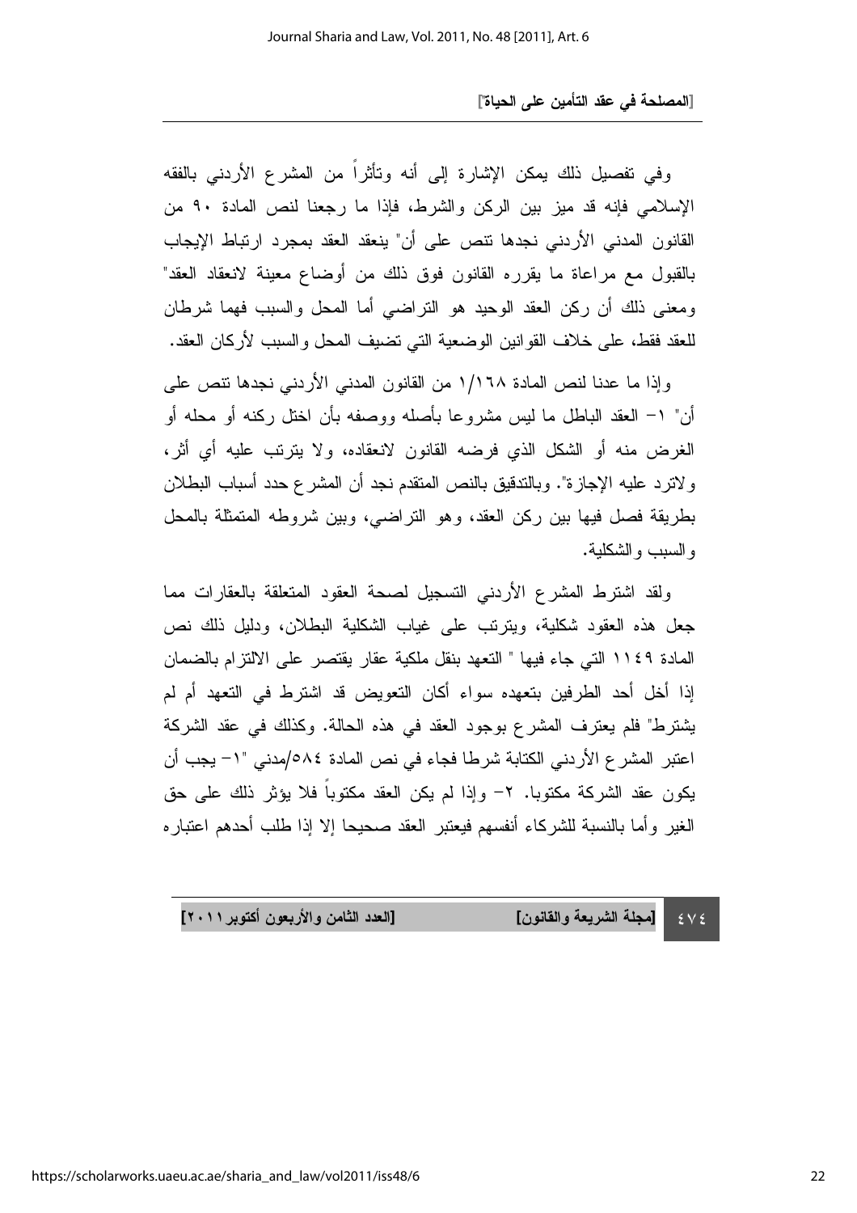وفي تفصيل ذلك يمكن الإشارة إلى أنه وتأثراً من المشرع الأردني بالفقه الإسلامي فإنه قد ميز بين الركن والشرط، فإذا ما رجعنا لنص المادة ٩٠ من القانون المدني الأردني نجدها تنص على أن" ينعقد العقد بمجرد ارتباط الإيجاب بالقبول مع مراعاة ما يقرره القانون فوق ذلك من أوضاع معينة لانعقاد العقد" ومعنى ذلك أن ركن العقد الوحيد هو التراضي أما المحل والسبب فهما شرطان للعقد فقط، على خلاف القوانين الوضعية التي تضيف المحل والسبب لأركان العقد.

وإذا ما عدنا لنص المادة ١/١٦٨ من القانون المدني الأردني نجدها تنص على أن" ١- العقد الباطل ما ليس مشروعا بأصله ووصفه بأن اختل ركنه أو محله أو الغرض منه أو الشكل الذي فرضه القانون لانعقاده، ولا يترتب عليه أي أثر، ولاترد عليه الإجازة". وبالتدقيق بالنص المتقدم نجد أن المشرع حدد أسباب البطلان بطريقة فصل فيها بين ركن العقد، وهو التراضي، وبين شروطه المتمثلة بالمحل والسبب والشكلية.

ولقد اشترط المشرع الأردني التسجيل لصحة العقود المتعلقة بالعقارات مما جعل هذه العقود شكلية، ويترتب على غياب الشكلية البطلان، ودليل ذلك نص المادة ١١٤٩ التي جاء فيها " التعهد بنقل ملكية عقار يقتصر على الالتزام بالضمان إذا أخل أحد الطرفين بتعهده سواء أكان التعويض قد اشترط في التعهد أم لم يشترط" فلم يعترف المشرع بوجود العقد في هذه الحالة. وكذلك في عقد الشركة اعتبر المشرع الأردني الكتابة شرطا فجاء في نص المادة ٥٨٤/مدني "١- يجب أن يكون عقد الشركة مكتوبا. ٢- وإذا لم يكن العقد مكتوباً فلا يؤثر ذلك على حق الغير وأما بالنسبة للشركاء أنفسهم فيعتبر العقد صحيحا إلا إذا طلب أحدهم اعتباره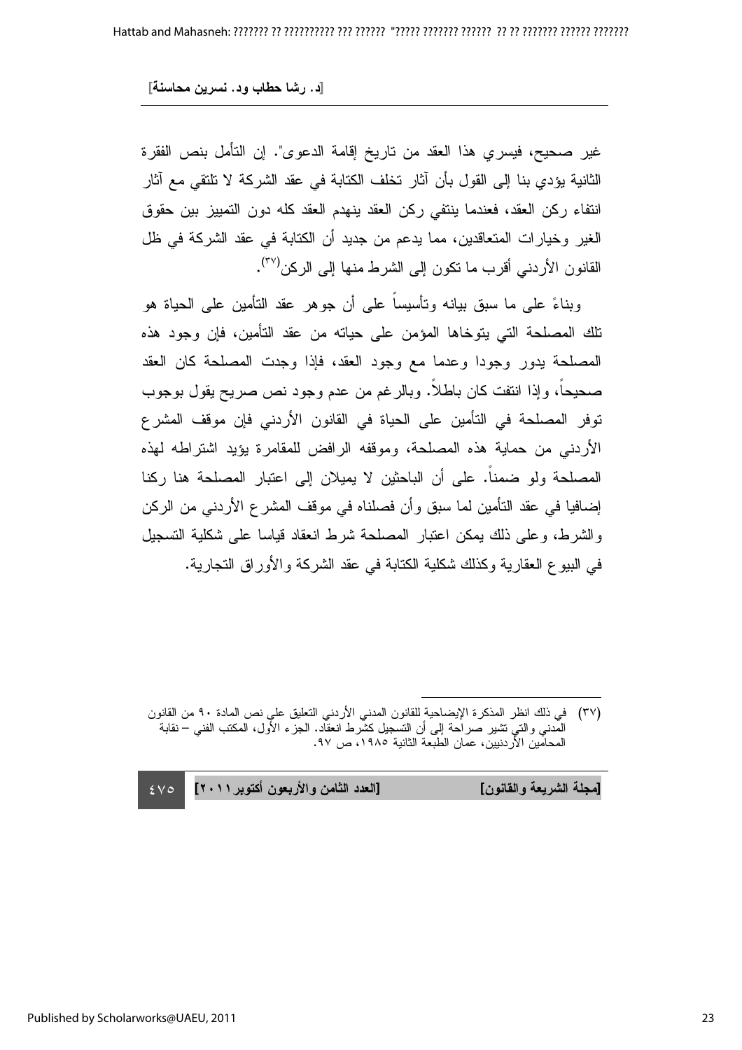غير صحيح، فيسري هذا العقد من تاريخ إقامة الدعوى". إن التأمل بنص الفقرة الثانية يؤدي بنا إلى القول بأن آثار تخلف الكتابة في عقد الشركة لا تلتقي مع آثار انتفاء ركن العقد، فعندما ينتفي ركن العقد ينهدم العقد كله دون التمييز بين حقوق الغير وخيارات المتعاقدين، مما يدعم من جديد أن الكتابة في عقد الشركة في ظل القانون الأردني أقرب ما تكون إلى الشرط منها إلى الركن[٣٧].

وبناءً على ما سبق بيانه وتأسيساً على أن جوهر عقد التأمين على الحياة هو تلك المصلحة التي يتوخاها المؤمن على حياته من عقد التأمين، فإن وجود هذه المصلحة يدور وجودا وعدما مع وجود العقد، فإذا وجدت المصلحة كان العقد صحيحاً، وإذا انتفت كان باطلاً. وبالرغم من عدم وجود نص صريح يقول بوجوب توفر المصلحة في التأمين على الحياة في القانون الأردني فإن موقف المشرع الأردني من حماية هذه المصلحة، وموقفه الرافض للمقامرة يؤيد اشتراطه لهذه المصلحة ولو ضمناً. على أن الباحثين لا يميلان إلى اعتبار المصلحة هنا ركنا إضافيا في عقد التأمين لما سبق وأن فصلناه في موقف المشرع الأردني من الركن والشرط، وعلى ذلك يمكن اعتبار المصلحة شرط انعقاد قياسا على شكلية التسجيل في البيوع العقارية وكذلك شكلية الكتابة في عقد الشركة والأوراق التجارية.

---

(٣٧) في ذلك انظر المذكرة الإيضاحية للقانون المدني الأردني التعليق على نص المادة ٩٠ من القانون المدني والتي تشير صراحة إلى أن التسجيل كشرط انعقاد. الجزء الأول، المكتب الفني – نقابة المحامين الأردنيين، عمان الطبعة الثانية ١٩٨٥، ص ٩٧.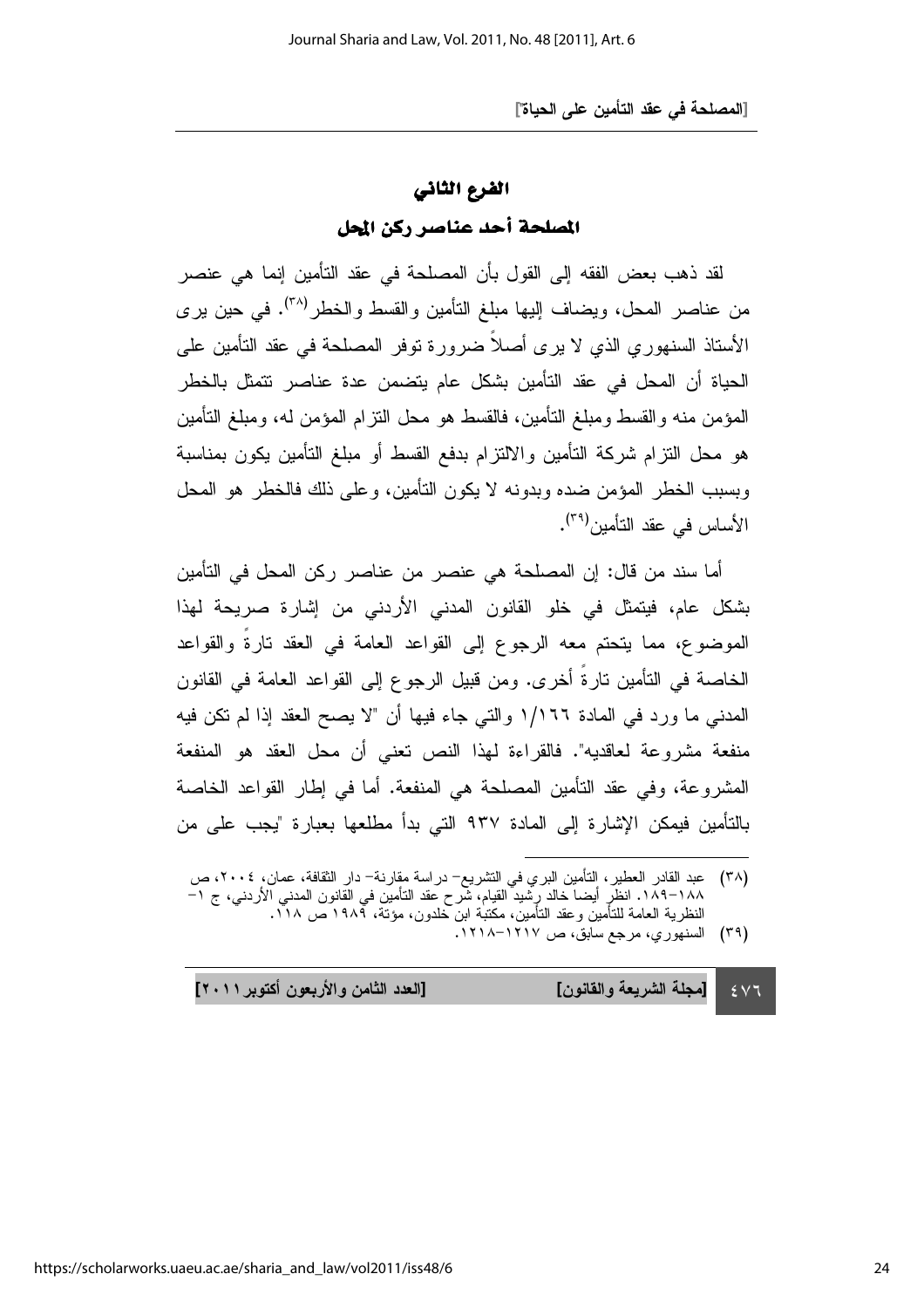## الفرع الثاني

## المصلحة أحد عناصر ركن المحل

لقد ذهب بعض الفقه إلى القول بأن المصلحة في عقد التأمين إنما هي عنصر من عناصر المحل، ويضاف إليها مبلغ التأمين والقسط والخطر[٣٨]. في حين يرى الأستاذ السنهوري الذي لا يرى أصلاً ضرورة توفر المصلحة في عقد التأمين على الحياة أن المحل في عقد التأمين بشكل عام يتضمن عدة عناصر تتمثل بالخطر المؤمن منه والقسط ومبلغ التأمين، فالقسط هو محل التزام المؤمن له، ومبلغ التأمين هو محل التزام شركة التأمين والالتزام بدفع القسط أو مبلغ التأمين يكون بمناسبة وبسبب الخطر المؤمن ضده وبدونه لا يكون التأمين، وعلى ذلك فالخطر هو المحل الأساس في عقد التأمين[٣٩].

أما سند من قال: إن المصلحة هي عنصر من عناصر ركن المحل في التأمين بشكل عام، فيتمثل في خلو القانون المدني الأردني من إشارة صريحة لهذا الموضوع، مما يتحتم معه الرجوع إلى القواعد العامة في العقد تارةً والقواعد الخاصة في التأمين تارةً أخرى. ومن قبيل الرجوع إلى القواعد العامة في القانون المدني ما ورد في المادة ١/١٦٦ والتي جاء فيها أن "لا يصح العقد إذا لم تكن فيه منفعة مشروعة لعاقديه". فالقراءة لهذا النص تعني أن محل العقد هو المنفعة المشروعة، وفي عقد التأمين المصلحة هي المنفعة. أما في إطار القواعد الخاصة بالتأمين فيمكن الإشارة إلى المادة ٩٣٧ التي بدأ مطلعها بعبارة "يجب على من

---

(٣٨) عبد القادر العطير، التأمين البري في التشريع- دراسة مقارنة- دار الثقافة، عمان، ٢٠٠٤، ص ١٨٨-١٨٩. انظر أيضاً خالد رشيد القيام، شرح عقد التأمين في القانون المدني الأردني، ج ١- النظرية العامة للتأمين وعقد التأمين، مكتبة ابن خلدون، مؤتة، ١٩٨٩ ص ١١٨.

(٣٩) السنهوري، مرجع سابق، ص ١٢١٧-١٢١٨.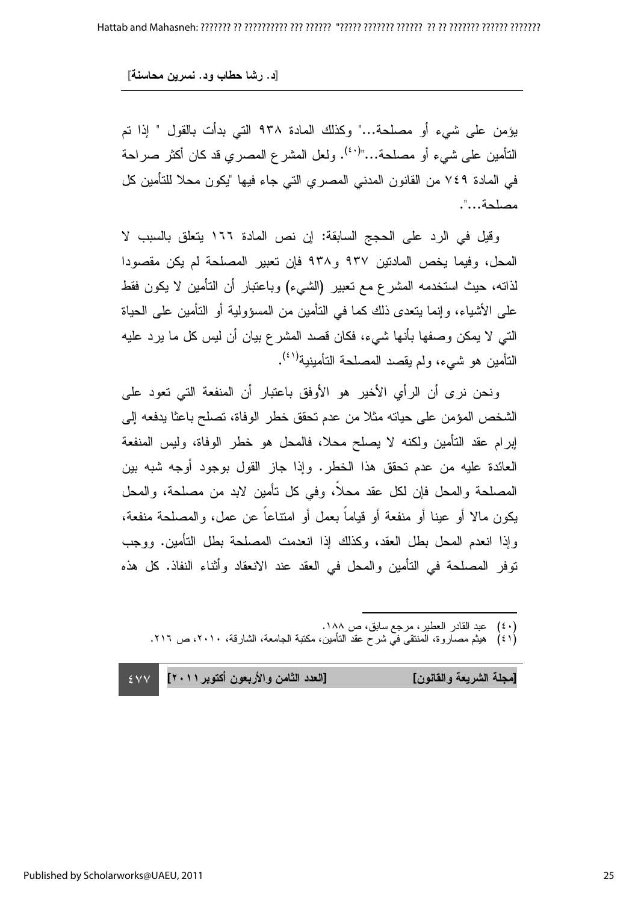يؤمن على شيء أو مصلحة..." وكذلك المادة ٩٣٨ التي بدأت بالقول " إذا تم التأمين على شيء أو مصلحة..."[٤٠]. ولعل المشرع المصري قد كان أكثر صراحة في المادة ٧٤٩ من القانون المدني المصري التي جاء فيها "يكون محلا للتأمين كل مصلحة...".

وقيل في الرد على الحجج السابقة: إن نص المادة ١٦٦ يتعلق بالسبب لا المحل، وفيما يخص المادتين ٩٣٧ و٩٣٨ فإن تعبير المصلحة لم يكن مقصودا لذاته، حيث استخدمه المشرع مع تعبير (الشيء) وباعتبار أن التأمين لا يكون فقط على الأشياء، وإنما يتعدى ذلك كما في التأمين من المسؤولية أو التأمين على الحياة التي لا يمكن وصفها بأنها شيء، فكان قصد المشرع بيان أن ليس كل ما يرد عليه التأمين هو شيء، ولم يقصد المصلحة التأمينية[٤١].

ونحن نرى أن الرأي الأخير هو الأوفق باعتبار أن المنفعة التي تعود على الشخص المؤمن على حياته مثلا من عدم تحقق خطر الوفاة، تصلح باعثا يدفعه إلى إبرام عقد التأمين ولكنه لا يصلح محلا، فالمحل هو خطر الوفاة، وليس المنفعة العائدة عليه من عدم تحقق هذا الخطر. وإذا جاز القول بوجود أوجه شبه بين المصلحة والمحل فإن لكل عقد محلاً، وفي كل تأمين لابد من مصلحة، والمحل يكون مالا أو عينا أو منفعة أو قياماً بعمل أو امتناعاً عن عمل، والمصلحة منفعة، وإذا انعدم المحل بطل العقد، وكذلك إذا انعدمت المصلحة بطل التأمين. ووجب توفر المصلحة في التأمين والمحل في العقد عند الانعقاد وأثناء النفاذ. كل هذه

---

(٤٠) عبد القادر العطير، مرجع سابق، ص ١٨٨.

(٤١) هيثم مصاروة، المنتقى في شرح عقد التأمين، مكتبة الجامعة، الشارقة، ٢٠١٠، ص ٢١٦.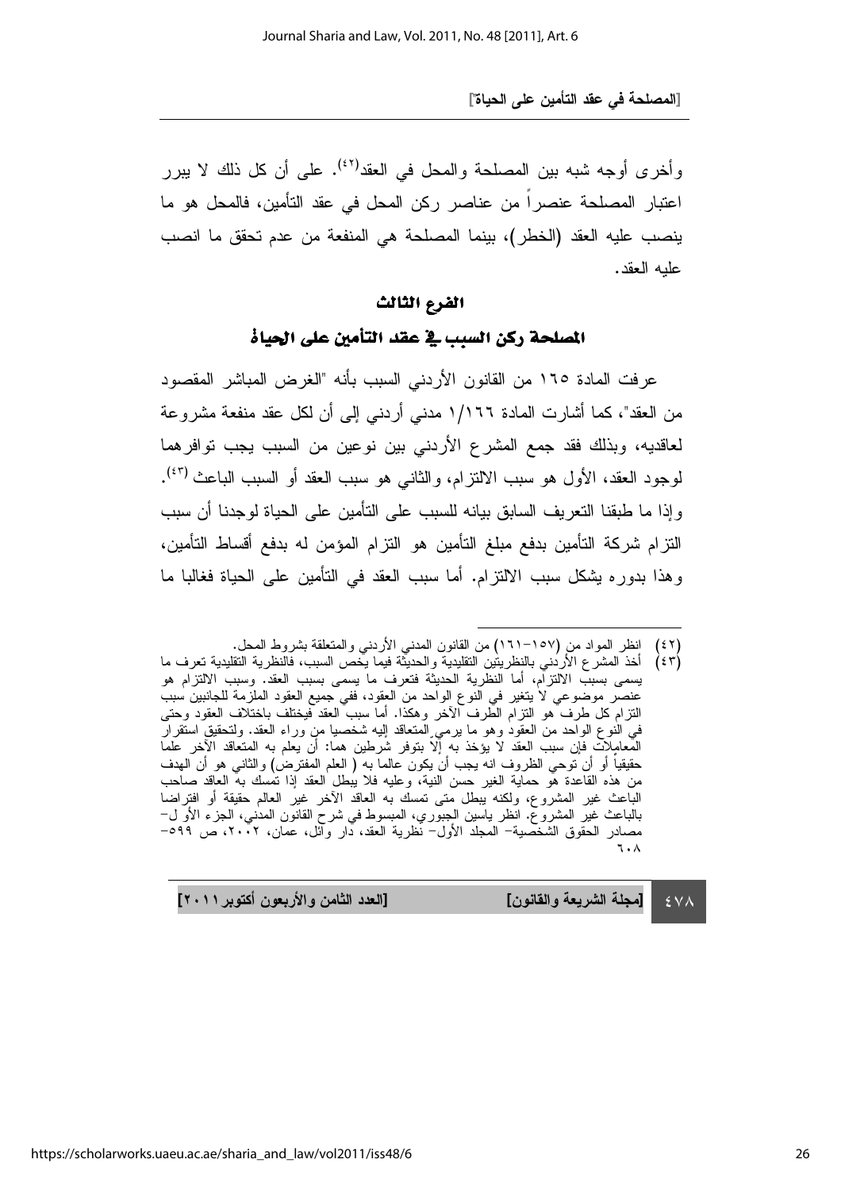وأخرى أوجه شبه بين المصلحة والمحل في العقد[٤٢]. على أن كل ذلك لا يبرر اعتبار المصلحة عنصراً من عناصر ركن المحل في عقد التأمين، فالمحل هو ما ينصب عليه العقد (الخطر)، بينما المصلحة هي المنفعة من عدم تحقق ما انصب عليه العقد.

## الفرع الثالث

## المصلحة ركن السبب في عقد التأمين على الحياة

عرفت المادة ١٦٥ من القانون الأردني السبب بأنه "الغرض المباشر المقصود من العقد"، كما أشارت المادة ١/١٦٦ مدني أردني إلى أن لكل عقد منفعة مشروعة لعاقديه، وبذلك فقد جمع المشرع الأردني بين نوعين من السبب يجب توافرهما لوجود العقد، الأول هو سبب الالتزام، والثاني هو سبب العقد أو السبب الباعث[٤٣]. وإذا ما طبقنا التعريف السابق بيانه للسبب على التأمين على الحياة لوجدنا أن سبب التزام شركة التأمين بدفع مبلغ التأمين هو التزام المؤمن له بدفع أقساط التأمين، وهذا بدوره يشكل سبب الالتزام. أما سبب العقد في التأمين على الحياة فغالبا ما

---

(٤٢) انظر المواد من (١٥٧-١٦١) من القانون المدني الأردني والمتعلقة بشروط المحل.

(٤٣) أخذ المشرع الأردني بالنظريتين التقليدية والحديثة فيما يخص السبب، فالنظرية التقليدية تعرف ما يسمى بسبب الالتزام، أما النظرية الحديثة فتعرف ما يسمى بسبب العقد. وسبب الالتزام هو عنصر موضوعي لا يتغير في النوع الواحد من العقود، ففي جميع العقود الملزمة للجانبين سبب التزام كل طرف هو التزام الطرف الآخر وهكذا. أما سبب العقد فيختلف باختلاف العقود وحتى في النوع الواحد من العقود وهو ما يرمي المتعاقد إليه شخصيا من وراء العقد. ولتحقيق استقرار المعاملات فإن سبب العقد لا يؤخذ به إلا بتوفر شرطين هما: أن يعلم به المتعاقد الآخر علما حقيقياً أو أن توحي الظروف انه يجب أن يكون عالما به ( العلم المفترض) والثاني هو أن الهدف من هذه القاعدة هو حماية الغير حسن النية، وعليه فلا يبطل العقد إذا تمسك به العاقد صاحب الباعث غير المشروع، ولكنه يبطل متى تمسك به العاقد الآخر غير العالم حقيقة أو افتراضا بالباعث غير المشروع. انظر ياسين الجبوري، المبسوط في شرح القانون المدني، الجزء الأول- مصادر الحقوق الشخصية- المجلد الأول- نظرية العقد، دار وائل، عمان، ٢٠٠٢، ص ٥٩٩-٦٠٨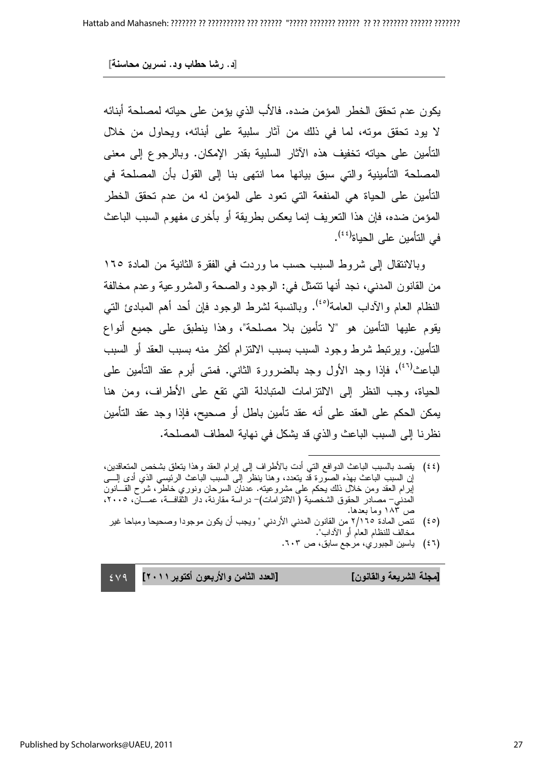يكون عدم تحقق الخطر المؤمن ضده. فالأب الذي يؤمن على حياته لمصلحة أبنائه لا يود تحقق موته، لما في ذلك من آثار سلبية على أبنائه، ويحاول من خلال التأمين على حياته تخفيف هذه الآثار السلبية بقدر الإمكان. وبالرجوع إلى معنى المصلحة التأمينية والتي سبق بيانها مما انتهى بنا إلى القول بأن المصلحة في التأمين على الحياة هي المنفعة التي تعود على المؤمن له من عدم تحقق الخطر المؤمن ضده، فإن هذا التعريف إنما يعكس بطريقة أو بأخرى مفهوم السبب الباعث في التأمين على الحياة[٤٤].

وبالانتقال إلى شروط السبب حسب ما وردت في الفقرة الثانية من المادة ١٦٥ من القانون المدني، نجد أنها تتمثل في: الوجود والصحة والمشروعية وعدم مخالفة النظام العام والآداب العامة[٤٥]. وبالنسبة لشرط الوجود فإن أحد أهم المبادئ التي يقوم عليها التأمين هو "لا تأمين بلا مصلحة"، وهذا ينطبق على جميع أنواع التأمين. ويرتبط شرط وجود السبب بسبب الالتزام أكثر منه بسبب العقد أو السبب الباعث[٤٦]، فإذا وجد الأول وجد بالضرورة الثاني. فمتى أبرم عقد التأمين على الحياة، وجب النظر إلى الالتزامات المتبادلة التي تقع على الأطراف، ومن هنا يمكن الحكم على العقد على أنه عقد تأمين باطل أو صحيح، فإذا وجد عقد التأمين نظرنا إلى السبب الباعث والذي قد يشكل في نهاية المطاف المصلحة.

---

(٤٤) يقصد بالسبب الباعث الدوافع التي أدت بالأطراف إلى إبرام العقد وهذا يتعلق بشخص المتعاقدين، إن السبب الباعث بهذه الصورة قد يتعدد، وهنا ينظر إلى السبب الباعث الرئيسي الذي أدى إلى إبرام العقد ومن خلال ذلك يحكم على مشروعيته. عدنان السرحان ونوري خاطر، شرح القانون المدني- مصادر الحقوق الشخصية (الالتزامات)- دراسة مقارنة، دار الثقافة، عمان، ٢٠٠٥، ص ١٨٣ وما بعدها.

(٤٥) تنص المادة ٢/١٦٥ من القانون المدني الأردني " ويجب أن يكون موجودا وصحيحا ومباحا غير مخالف للنظام العام أو الآداب".

(٤٦) ياسين الجبوري، مرجع سابق، ص ٦٠٣.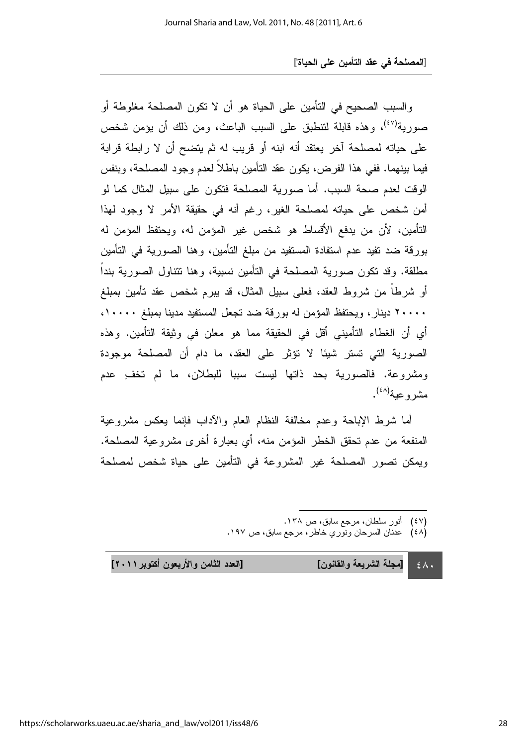والسبب الصحيح في التأمين على الحياة هو أن لا تكون المصلحة مغلوطة أو صورية[٤٧]، وهذه قابلة لتنطبق على السبب الباعث، ومن ذلك أن يؤمن شخص على حياته لمصلحة آخر يعتقد أنه ابنه أو قريب له ثم يتضح أن لا رابطة قرابة فيما بينهما. ففي هذا الفرض، يكون عقد التأمين باطلاً لعدم وجود المصلحة، وبنفس الوقت لعدم صحة السبب. أما صورية المصلحة فتكون على سبيل المثال كما لو أمن شخص على حياته لمصلحة الغير، رغم أنه في حقيقة الأمر لا وجود لهذا التأمين، لأن من يدفع الأقساط هو شخص غير المؤمن له، ويحتفظ المؤمن له بورقة ضد تفيد عدم استفادة المستفيد من مبلغ التأمين، وهنا الصورية في التأمين مطلقة. وقد تكون صورية المصلحة في التأمين نسبية، وهنا تتناول الصورية بنداً أو شرطاً من شروط العقد، فعلى سبيل المثال، قد يبرم شخص عقد تأمين بمبلغ ٢٠٠٠٠ دينار، ويحتفظ المؤمن له بورقة ضد تجعل المستفيد مدينا بمبلغ ١٠٠٠٠، أي أن الغطاء التأميني أقل في الحقيقة مما هو معلن في وثيقة التأمين. وهذه الصورية التي تستر شيئا لا تؤثر على العقد، ما دام أن المصلحة موجودة ومشروعة. فالصورية بحد ذاتها ليست سببا للبطلان، ما لم تخفِ عدم مشروعية[٤٨].

أما شرط الإباحة وعدم مخالفة النظام العام والآداب فإنما يعكس مشروعية المنفعة من عدم تحقق الخطر المؤمن منه، أي بعبارة أخرى مشروعية المصلحة. ويمكن تصور المصلحة غير المشروعة في التأمين على حياة شخص لمصلحة

---

(٤٧) أنور سلطان، مرجع سابق، ص ١٣٨.

(٤٨) عدنان السرحان ونوري خاطر، مرجع سابق، ص ١٩٧.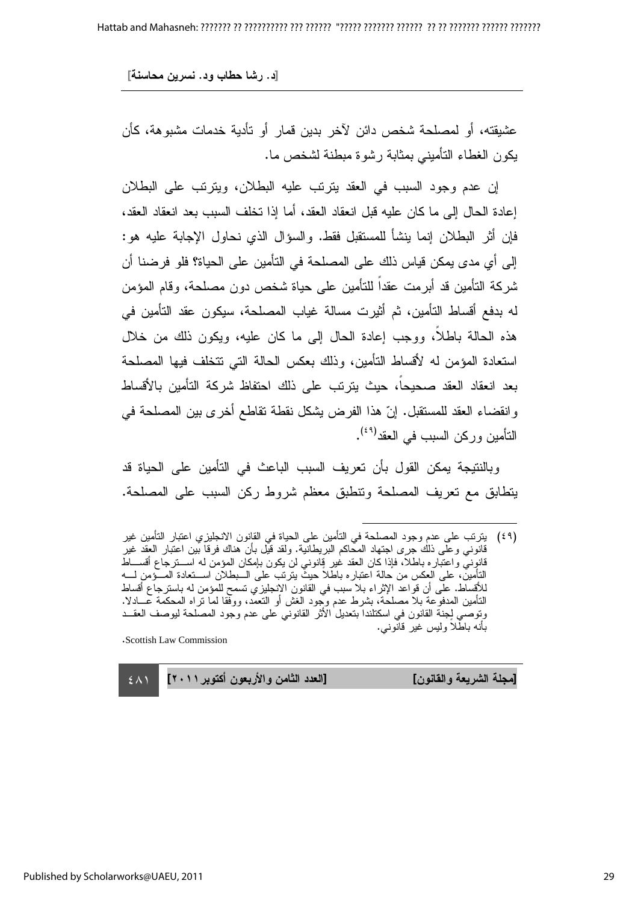عشيقته، أو لمصلحة شخص دائن لآخر بدين قمار أو تأدية خدمات مشبوهة، كأن يكون الغطاء التأميني بمثابة رشوة مبطنة لشخص ما.

إن عدم وجود السبب في العقد يترتب عليه البطلان، ويترتب على البطلان إعادة الحال إلى ما كان عليه قبل انعقاد العقد، أما إذا تخلف السبب بعد انعقاد العقد، فإن أثر البطلان إنما ينشأ للمستقبل فقط. والسؤال الذي نحاول الإجابة عليه هو: إلى أي مدى يمكن قياس ذلك على المصلحة في التأمين على الحياة؟ فلو فرضنا أن شركة التأمين قد أبرمت عقداً للتأمين على حياة شخص دون مصلحة، وقام المؤمن له بدفع أقساط التأمين، ثم أثيرت مسالة غياب المصلحة، سيكون عقد التأمين في هذه الحالة باطلاً، ووجب إعادة الحال إلى ما كان عليه، ويكون ذلك من خلال استعادة المؤمن له لأقساط التأمين، وذلك بعكس الحالة التي تتخلف فيها المصلحة بعد انعقاد العقد صحيحاً، حيث يترتب على ذلك احتفاظ شركة التأمين بالأقساط وانقضاء العقد للمستقبل. إنّ هذا الفرض يشكل نقطة تقاطع أخرى بين المصلحة في التأمين وركن السبب في العقد(٤٩).

وبالنتيجة يمكن القول بأن تعريف السبب الباعث في التأمين على الحياة قد يتطابق مع تعريف المصلحة وتنطبق معظم شروط ركن السبب على المصلحة.

---

(٤٩) يترتب على عدم وجود المصلحة في التأمين على الحياة في القانون الانجليزي اعتبار التأمين غير قانوني وعلى ذلك جرى اجتهاد المحاكم البريطانية. ولقد قيل بأن هناك فرقاً بين اعتبار العقد غير قانوني واعتباره باطلاً، فإذا كان العقد غير قانوني لن يكون بإمكان المؤمن له استرجاع أقساط التأمين، على العكس من حالة اعتباره باطلاً حيث يترتب على البطلان استعادة المؤمن له للأقساط. على أن قواعد الإثراء بلا سبب في القانون الانجليزي تسمح للمؤمن له باسترجاع أقساط التأمين المدفوعة بلا مصلحة، بشرط عدم وجود الغش أو التعمد، ووفقا لما تراه المحكمة عادلا. وتوصي لجنة القانون في اسكتلندا بتعديل الأثر القانوني على عدم وجود المصلحة ليوصف العقد بأنه باطلاً وليس غير قانوني.

.Scottish Law Commission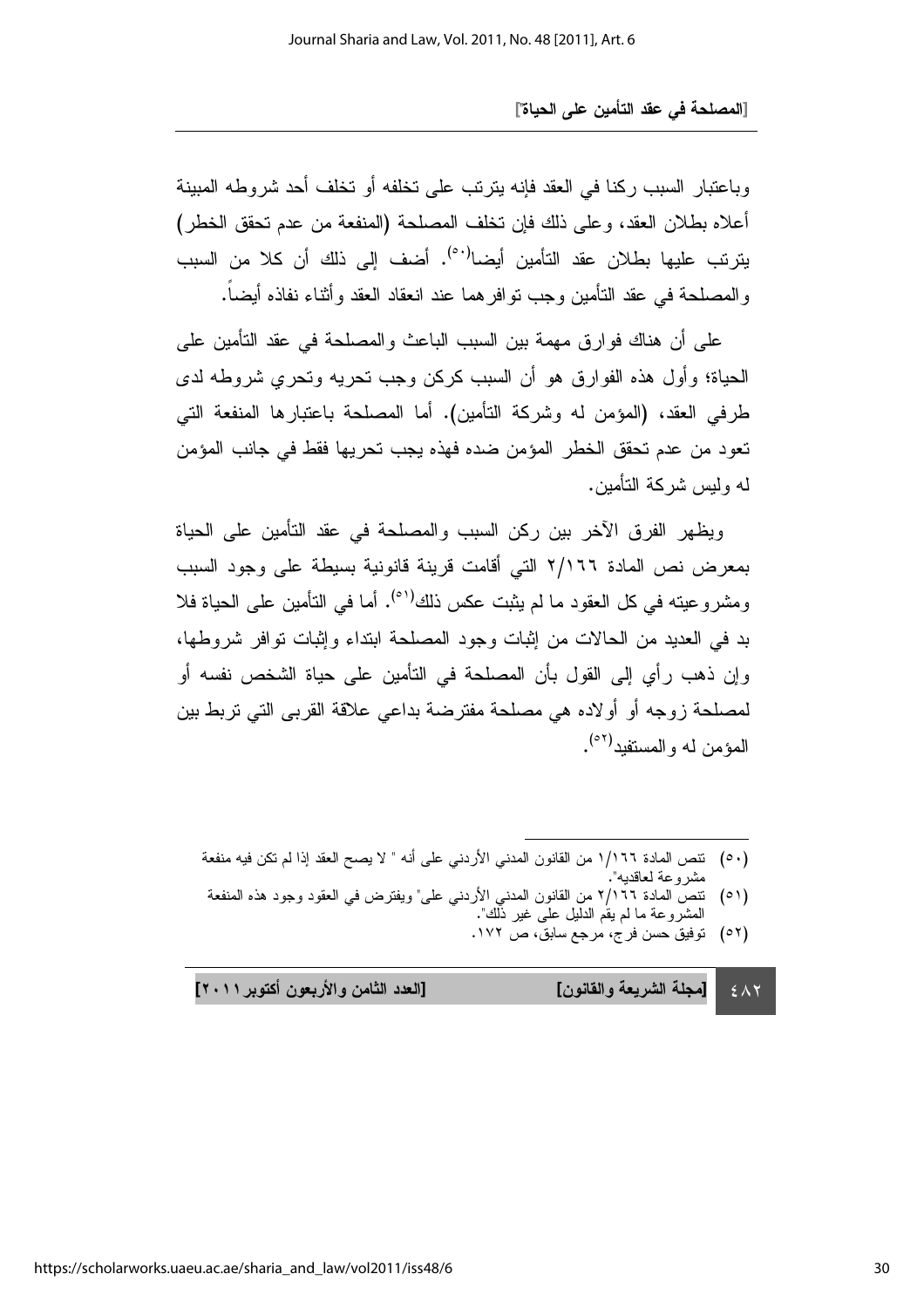وباعتبار السبب ركنا في العقد فإنه يترتب على تخلفه أو تخلف أحد شروطه المبينة أعلاه بطلان العقد، وعلى ذلك فإن تخلف المصلحة (المنفعة من عدم تحقق الخطر) يترتب عليها بطلان عقد التأمين أيضا[٥٠]. أضف إلى ذلك أن كلا من السبب والمصلحة في عقد التأمين وجب توافرهما عند انعقاد العقد وأثناء نفاذه أيضاً.

على أن هناك فوارق مهمة بين السبب الباعث والمصلحة في عقد التأمين على الحياة؛ وأول هذه الفوارق هو أن السبب كركن وجب تحريه وتحري شروطه لدى طرفي العقد، (المؤمن له وشركة التأمين). أما المصلحة باعتبارها المنفعة التي تعود من عدم تحقق الخطر المؤمن ضده فهذه يجب تحريها فقط في جانب المؤمن له وليس شركة التأمين.

ويظهر الفرق الآخر بين ركن السبب والمصلحة في عقد التأمين على الحياة بمعرض نص المادة ٢/١٦٦ التي أقامت قرينة قانونية بسيطة على وجود السبب ومشروعيته في كل العقود ما لم يثبت عكس ذلك[٥١]. أما في التأمين على الحياة فلا بد في العديد من الحالات من إثبات وجود المصلحة ابتداء وإثبات توافر شروطها، وإن ذهب رأي إلى القول بأن المصلحة في التأمين على حياة الشخص نفسه أو لمصلحة زوجه أو أولاده هي مصلحة مفترضة بداعي علاقة القربى التي تربط بين المؤمن له والمستفيد[٥٢].

---

(٥٠) تنص المادة ١/١٦٦ من القانون المدني الأردني على أنه " لا يصح العقد إذا لم تكن فيه منفعة مشروعة لعاقديه".

(٥١) تنص المادة ٢/١٦٦ من القانون المدني الأردني على" ويفترض في العقود وجود هذه المنفعة المشروعة ما لم يقم الدليل على غير ذلك".

(٥٢) توفيق حسن فرج، مرجع سابق، ص ١٧٢.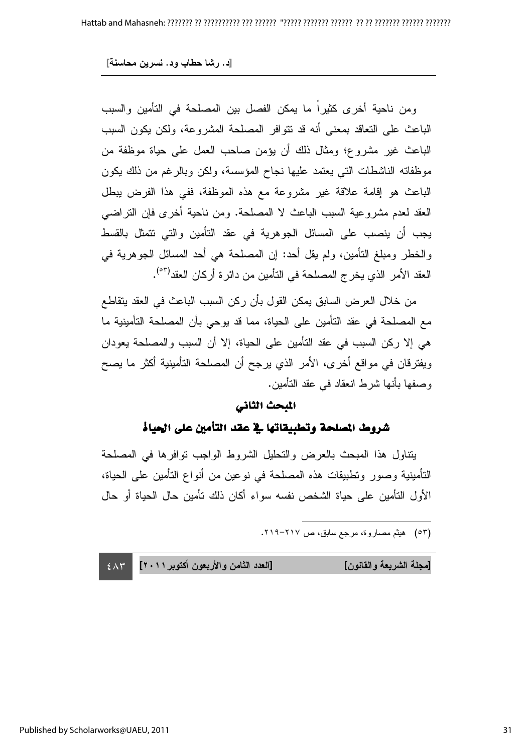ومن ناحية أخرى كثيراً ما يمكن الفصل بين المصلحة في التأمين والسبب الباعث على التعاقد بمعنى أنه قد تتوافر المصلحة المشروعة، ولكن يكون السبب الباعث غير مشروع؛ ومثال ذلك أن يؤمن صاحب العمل على حياة موظفة من موظفاته الناشطات التي يعتمد عليها نجاح المؤسسة، ولكن وبالرغم من ذلك يكون الباعث هو إقامة علاقة غير مشروعة مع هذه الموظفة، ففي هذا الفرض يبطل العقد لعدم مشروعية السبب الباعث لا المصلحة. ومن ناحية أخرى فإن التراضي يجب أن ينصب على المسائل الجوهرية في عقد التأمين والتي تتمثل بالقسط والخطر ومبلغ التأمين، ولم يقل أحد: إن المصلحة هي أحد المسائل الجوهرية في العقد الأمر الذي يخرج المصلحة في التأمين من دائرة أركان العقد(٥٣).

من خلال العرض السابق يمكن القول بأن ركن السبب الباعث في العقد يتقاطع مع المصلحة في عقد التأمين على الحياة، مما قد يوحي بأن المصلحة التأمينية ما هي إلا ركن السبب في عقد التأمين على الحياة، إلا أن السبب والمصلحة يعودان ويفترقان في مواقع أخرى، الأمر الذي يرجح أن المصلحة التأمينية أكثر ما يصح وصفها بأنها شرط انعقاد في عقد التأمين.

## المبحث الثاني

## شروط المصلحة وتطبيقاتها في عقد التأمين على الحياة

يتناول هذا المبحث بالعرض والتحليل الشروط الواجب توافرها في المصلحة التأمينية وصور وتطبيقات هذه المصلحة في نوعين من أنواع التأمين على الحياة، الأول التأمين على حياة الشخص نفسه سواء أكان ذلك تأمين حال الحياة أو حال

---

(٥٣) هيثم مصاروة، مرجع سابق، ص ٢١٧-٢١٩.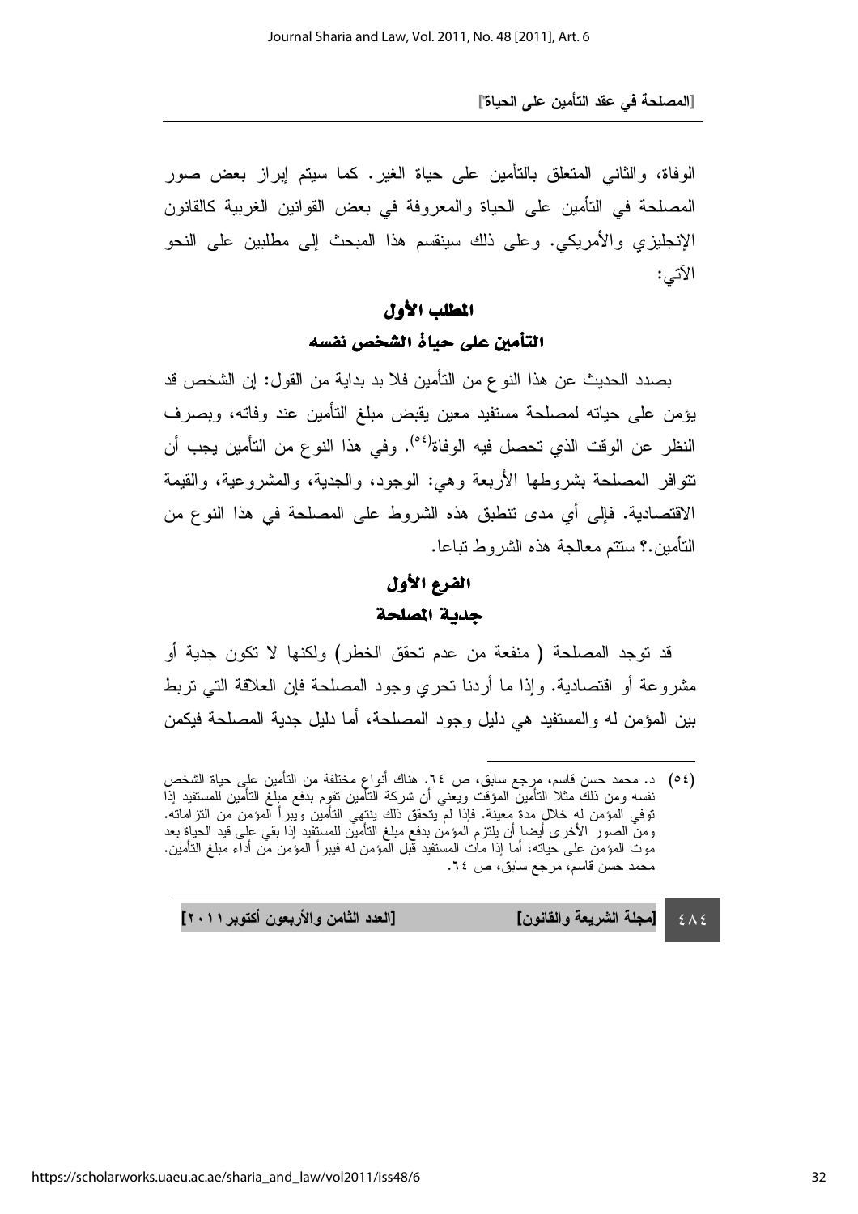الوفاة، والثاني المتعلق بالتأمين على حياة الغير. كما سيتم إبراز بعض صور المصلحة في التأمين على الحياة والمعروفة في بعض القوانين الغربية كالقانون الإنجليزي والأمريكي. وعلى ذلك سينقسم هذا المبحث إلى مطلبين على النحو الآتي:

## المطلب الأول
## التأمين على حياة الشخص نفسه

بصدد الحديث عن هذا النوع من التأمين فلا بد بداية من القول: إن الشخص قد يؤمن على حياته لمصلحة مستفيد معين يقبض مبلغ التأمين عند وفاته، وبصرف النظر عن الوقت الذي تحصل فيه الوفاة(٥٤). وفي هذا النوع من التأمين يجب أن تتوافر المصلحة بشروطها الأربعة وهي: الوجود، والجدية، والمشروعية، والقيمة الاقتصادية. فإلى أي مدى تنطبق هذه الشروط على المصلحة في هذا النوع من التأمين.؟ ستتم معالجة هذه الشروط تباعا.

### الفرع الأول
### جدية المصلحة

قد توجد المصلحة ( منفعة من عدم تحقق الخطر) ولكنها لا تكون جدية أو مشروعة أو اقتصادية. وإذا ما أردنا تحري وجود المصلحة فإن العلاقة التي تربط بين المؤمن له والمستفيد هي دليل وجود المصلحة، أما دليل جدية المصلحة فيكمن

---

(٥٤) د. محمد حسن قاسم، مرجع سابق، ص ٦٤. هناك أنواع مختلفة من التأمين على حياة الشخص نفسه ومن ذلك مثلا التأمين المؤقت ويعني أن شركة التأمين تقوم بدفع مبلغ التأمين للمستفيد إذا توفي المؤمن له خلال مدة معينة. فإذا لم يتحقق ذلك ينتهي التأمين ويبرأ المؤمن من التزاماته. ومن الصور الأخرى أيضا أن يلتزم المؤمن بدفع مبلغ التأمين للمستفيد إذا بقي على قيد الحياة بعد موت المؤمن على حياته، أما إذا مات المستفيد قبل المؤمن له فيبرأ المؤمن من أداء مبلغ التأمين. محمد حسن قاسم، مرجع سابق، ص ٦٤.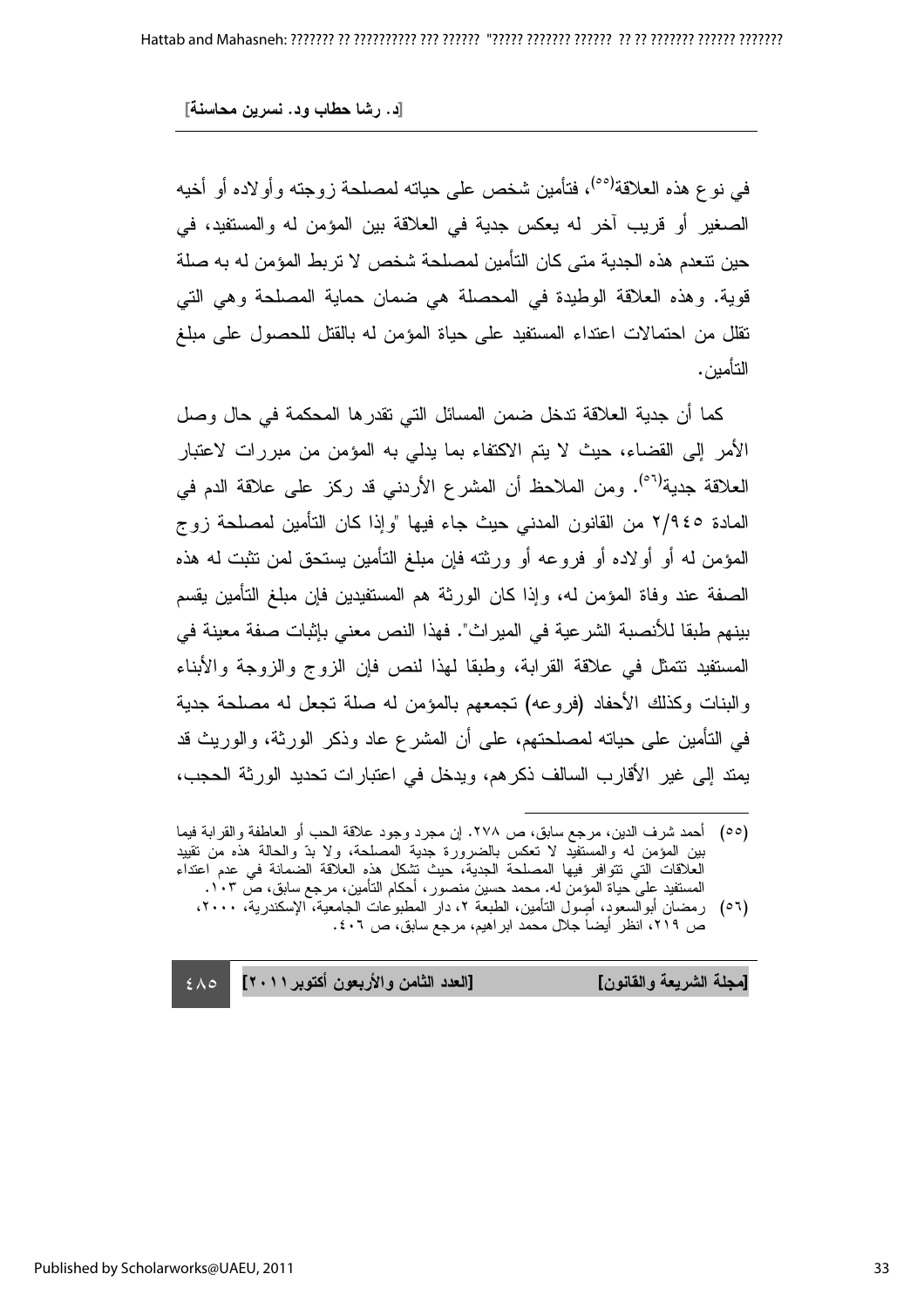في نوع هذه العلاقة[٥٥]، فتأمين شخص على حياته لمصلحة زوجته وأولاده أو أخيه الصغير أو قريب آخر له يعكس جدية في العلاقة بين المؤمن له والمستفيد، في حين تنعدم هذه الجدية متى كان التأمين لمصلحة شخص لا تربط المؤمن له به صلة قوية. وهذه العلاقة الوطيدة في المحصلة هي ضمان حماية المصلحة وهي التي تقلل من احتمالات اعتداء المستفيد على حياة المؤمن له بالقتل للحصول على مبلغ التأمين.

كما أن جدية العلاقة تدخل ضمن المسائل التي تقدرها المحكمة في حال وصل الأمر إلى القضاء، حيث لا يتم الاكتفاء بما يدلي به المؤمن من مبررات لاعتبار العلاقة جدية[٥٦]. ومن الملاحظ أن المشرع الأردني قد ركز على علاقة الدم في المادة ٢/٩٤٥ من القانون المدني حيث جاء فيها "وإذا كان التأمين لمصلحة زوج المؤمن له أو أولاده أو فروعه أو ورثته فإن مبلغ التأمين يستحق لمن تثبت له هذه الصفة عند وفاة المؤمن له، وإذا كان الورثة هم المستفيدين فإن مبلغ التأمين يقسم بينهم طبقا للأنصبة الشرعية في الميراث". فهذا النص معني بإثبات صفة معينة في المستفيد تتمثل في علاقة القرابة، وطبقا لهذا لنص فإن الزوج والزوجة والأبناء والبنات وكذلك الأحفاد (فروعه) تجمعهم بالمؤمن له صلة تجعل له مصلحة جدية في التأمين على حياته لمصلحتهم، على أن المشرع عاد وذكر الورثة، والوريث قد يمتد إلى غير الأقارب السالف ذكرهم، ويدخل في اعتبارات تحديد الورثة الحجب،

---

(٥٥) أحمد شرف الدين، مرجع سابق، ص ٢٧٨. إن مجرد وجود علاقة الحب أو العاطفة والقرابة فيما بين المؤمن له والمستفيد لا تعكس بالضرورة جدية المصلحة، ولا بدّ والحالة هذه من تقييد العلاقات التي تتوافر فيها المصلحة الجدية، حيث تشكل هذه العلاقة الضمانة في عدم اعتداء المستفيد على حياة المؤمن له. محمد حسين منصور، أحكام التأمين، مرجع سابق، ص ١٠٣.

(٥٦) رمضان أبوالسعود، أصول التأمين، الطبعة ٢، دار المطبوعات الجامعية، الإسكندرية، ٢٠٠٠، ص ٢١٩، انظر أيضاً جلال محمد ابراهيم، مرجع سابق، ص ٤٠٦.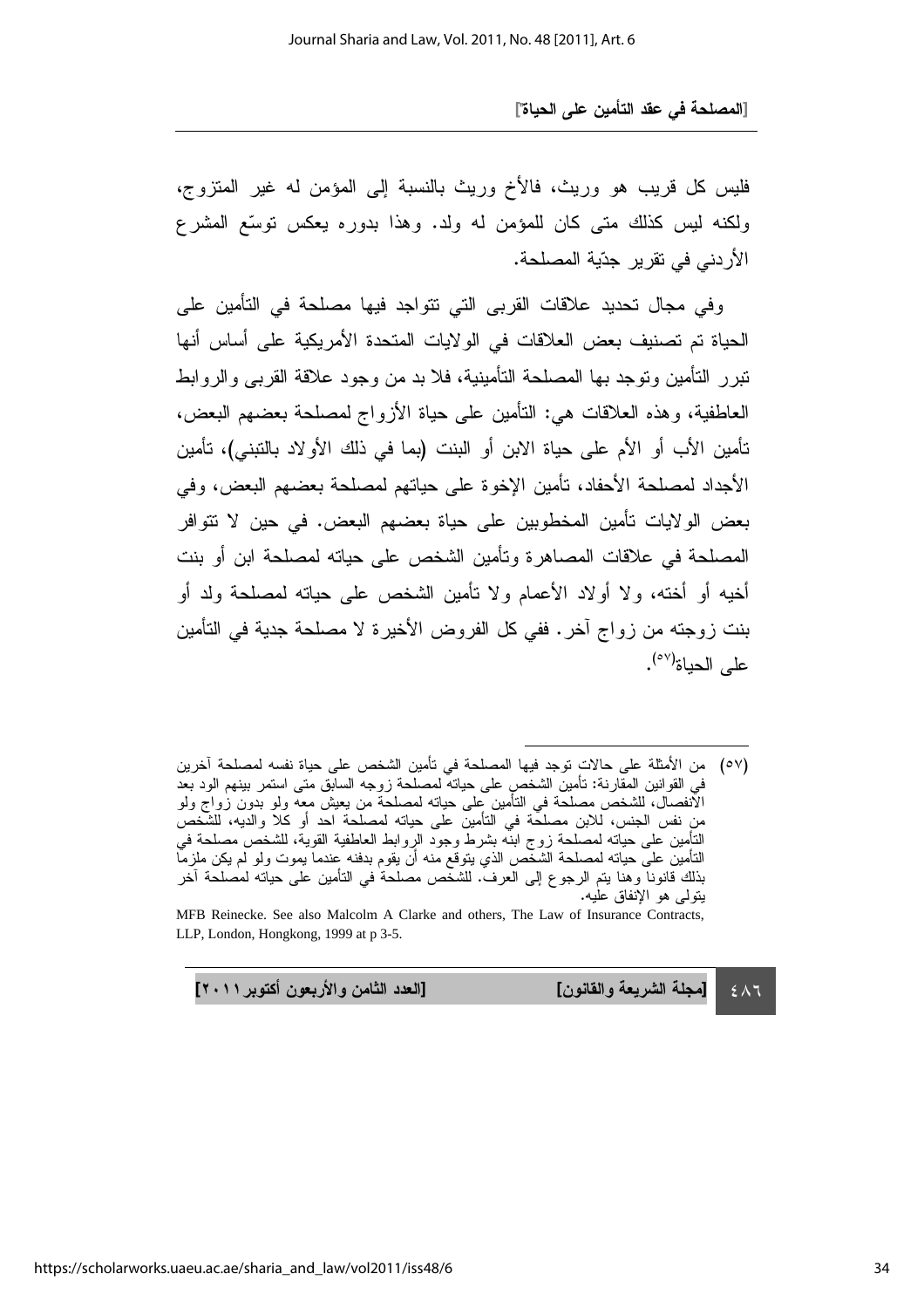فليس كل قريب هو وريث، فالأخ وريث بالنسبة إلى المؤمن له غير المتزوج، ولكنه ليس كذلك متى كان للمؤمن له ولد. وهذا بدوره يعكس توسّع المشرع الأردني في تقرير جدّية المصلحة.

وفي مجال تحديد علاقات القربى التي تتواجد فيها مصلحة في التأمين على الحياة تم تصنيف بعض العلاقات في الولايات المتحدة الأمريكية على أساس أنها تبرر التأمين وتوجد بها المصلحة التأمينية، فلا بد من وجود علاقة القربى والروابط العاطفية، وهذه العلاقات هي: التأمين على حياة الأزواج لمصلحة بعضهم البعض، تأمين الأب أو الأم على حياة الابن أو البنت (بما في ذلك الأولاد بالتبني)، تأمين الأجداد لمصلحة الأحفاد، تأمين الإخوة على حياتهم لمصلحة بعضهم البعض، وفي بعض الولايات تأمين المخطوبين على حياة بعضهم البعض. في حين لا تتوافر المصلحة في علاقات المصاهرة وتأمين الشخص على حياته لمصلحة ابن أو بنت أخيه أو أخته، ولا أولاد الأعمام ولا تأمين الشخص على حياته لمصلحة ولد أو بنت زوجته من زواج آخر. ففي كل الفروض الأخيرة لا مصلحة جدية في التأمين على الحياة(٥٧).

---

(٥٧) من الأمثلة على حالات توجد فيها المصلحة في تأمين الشخص على حياة نفسه لمصلحة آخرين في القوانين المقارنة: تأمين الشخص على حياته لمصلحة زوجه السابق متى استمر بينهم الود بعد الانفصال، للشخص مصلحة في التأمين على حياته لمصلحة من يعيش معه ولو بدون زواج ولو من نفس الجنس، للابن مصلحة في التأمين على حياته لمصلحة احد أو كلا والديه، للشخص التأمين على حياته لمصلحة زوج ابنه بشرط وجود الروابط العاطفية القوية، للشخص مصلحة في التأمين على حياته لمصلحة الشخص الذي يتوقع منه أن يقوم بدفنه عندما يموت ولو لم يكن ملزماً بذلك قانوناً وهنا يتم الرجوع إلى العرف. للشخص مصلحة في التأمين على حياته لمصلحة آخر يتولى هو الإنفاق عليه.

MFB Reinecke. See also Malcolm A Clarke and others, The Law of Insurance Contracts, LLP, London, Hongkong, 1999 at p 3-5.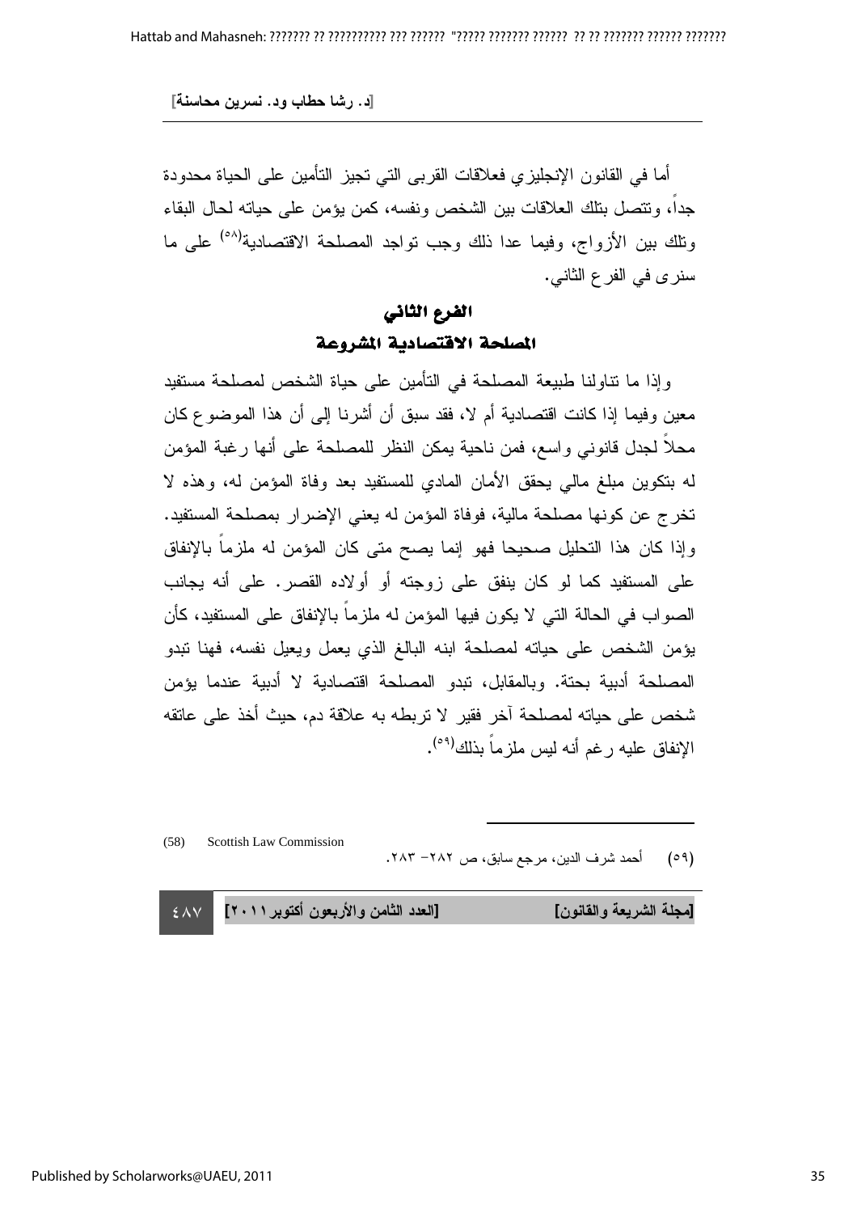أما في القانون الإنجليزي فعلاقات القربى التي تجيز التأمين على الحياة محدودة جداً، وتتصل بتلك العلاقات بين الشخص ونفسه، كمن يؤمن على حياته لحال البقاء وتلك بين الأزواج، وفيما عدا ذلك وجب تواجد المصلحة الاقتصادية(٥٨) على ما سنرى في الفرع الثاني.

## الفرع الثاني
## المصلحة الاقتصادية المشروعة

وإذا ما تناولنا طبيعة المصلحة في التأمين على حياة الشخص لمصلحة مستفيد معين وفيما إذا كانت اقتصادية أم لا، فقد سبق أن أشرنا إلى أن هذا الموضوع كان محلاً لجدل قانوني واسع، فمن ناحية يمكن النظر للمصلحة على أنها رغبة المؤمن له بتكوين مبلغ مالي يحقق الأمان المادي للمستفيد بعد وفاة المؤمن له، وهذه لا تخرج عن كونها مصلحة مالية، فوفاة المؤمن له يعني الإضرار بمصلحة المستفيد. وإذا كان هذا التحليل صحيحا فهو إنما يصح متى كان المؤمن له ملزماً بالإنفاق على المستفيد كما لو كان ينفق على زوجته أو أولاده القصر. على أنه يجانب الصواب في الحالة التي لا يكون فيها المؤمن له ملزماً بالإنفاق على المستفيد، كأن يؤمن الشخص على حياته لمصلحة ابنه البالغ الذي يعمل ويعيل نفسه، فهنا تبدو المصلحة أدبية بحتة. وبالمقابل، تبدو المصلحة اقتصادية لا أدبية عندما يؤمن شخص على حياته لمصلحة آخر فقير لا تربطه به علاقة دم، حيث أخذ على عاتقه الإنفاق عليه رغم أنه ليس ملزماً بذلك(٥٩).

---

(58) Scottish Law Commission

(٥٩) أحمد شرف الدين، مرجع سابق، ص ٢٨٢- ٢٨٣.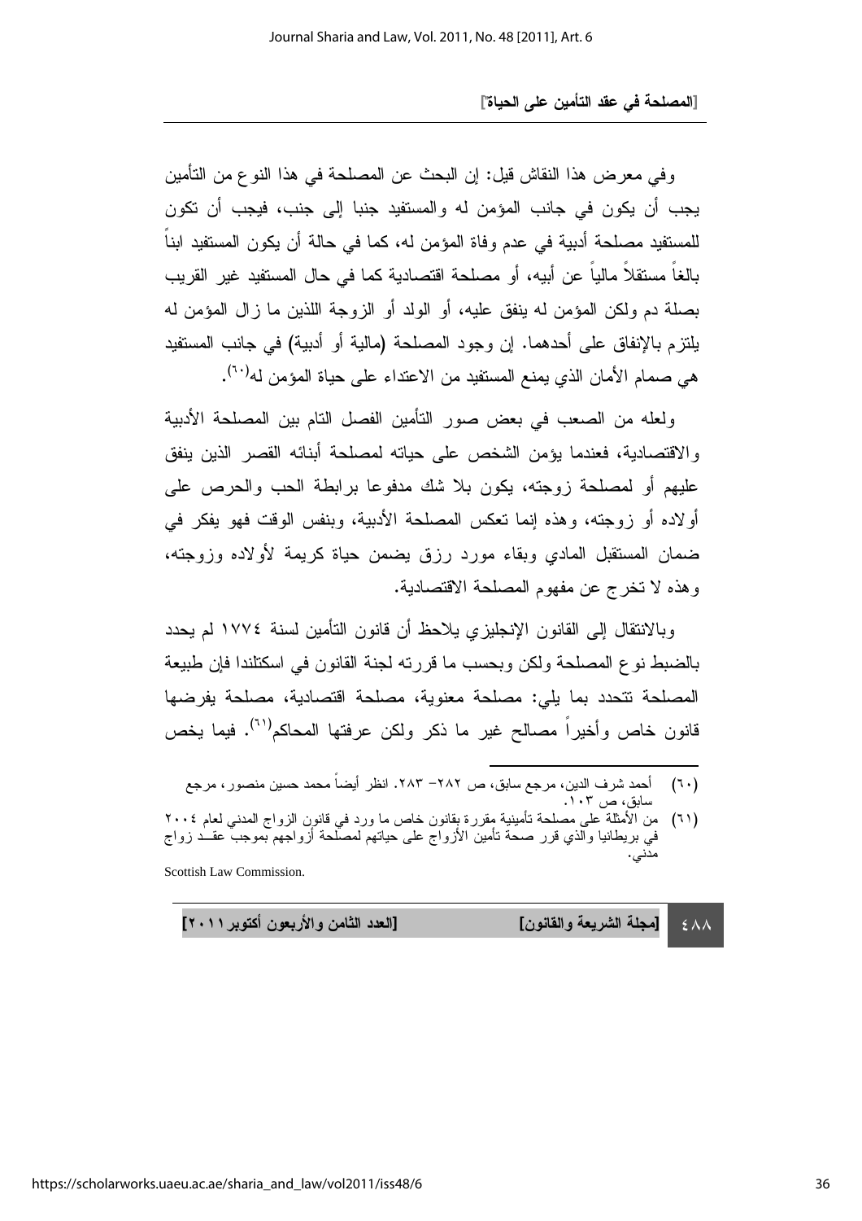وفي معرض هذا النقاش قيل: إن البحث عن المصلحة في هذا النوع من التأمين يجب أن يكون في جانب المؤمن له والمستفيد جنبا إلى جنب، فيجب أن تكون للمستفيد مصلحة أدبية في عدم وفاة المؤمن له، كما في حالة أن يكون المستفيد ابناً بالغاً مستقلاً مالياً عن أبيه، أو مصلحة اقتصادية كما في حال المستفيد غير القريب بصلة دم ولكن المؤمن له ينفق عليه، أو الولد أو الزوجة اللذين ما زال المؤمن له يلتزم بالإنفاق على أحدهما. إن وجود المصلحة (مالية أو أدبية) في جانب المستفيد هي صمام الأمان الذي يمنع المستفيد من الاعتداء على حياة المؤمن له[٦٠].

ولعله من الصعب في بعض صور التأمين الفصل التام بين المصلحة الأدبية والاقتصادية، فعندما يؤمن الشخص على حياته لمصلحة أبنائه القصر الذين ينفق عليهم أو لمصلحة زوجته، يكون بلا شك مدفوعا برابطة الحب والحرص على أولاده أو زوجته، وهذه إنما تعكس المصلحة الأدبية، وبنفس الوقت فهو يفكر في ضمان المستقبل المادي وبقاء مورد رزق يضمن حياة كريمة لأولاده وزوجته، وهذه لا تخرج عن مفهوم المصلحة الاقتصادية.

وبالانتقال إلى القانون الإنجليزي يلاحظ أن قانون التأمين لسنة ١٧٧٤ لم يحدد بالضبط نوع المصلحة ولكن وبحسب ما قررته لجنة القانون في اسكتلندا فإن طبيعة المصلحة تتحدد بما يلي: مصلحة معنوية، مصلحة اقتصادية، مصلحة يفرضها قانون خاص وأخيراً مصالح غير ما ذكر ولكن عرفتها المحاكم[٦١]. فيما يخص

---

(٦٠) أحمد شرف الدين، مرجع سابق، ص ٢٨٢- ٢٨٣. انظر أيضاً محمد حسين منصور، مرجع سابق، ص ١٠٣.

(٦١) من الأمثلة على مصلحة تأمينية مقررة بقانون خاص ما ورد في قانون الزواج المدني لعام ٢٠٠٤ في بريطانيا والذي قرر صحة تأمين الأزواج على حياتهم لمصلحة أزواجهم بموجب عقد زواج مدني.

Scottish Law Commission.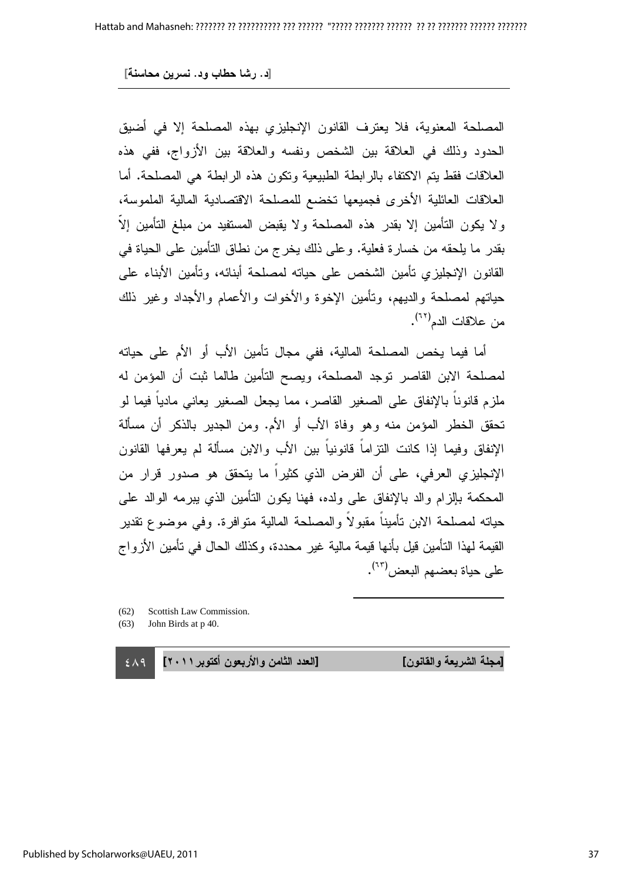المصلحة المعنوية، فلا يعترف القانون الإنجليزي بهذه المصلحة إلا في أضيق الحدود وذلك في العلاقة بين الشخص ونفسه والعلاقة بين الأزواج، ففي هذه العلاقات فقط يتم الاكتفاء بالرابطة الطبيعية وتكون هذه الرابطة هي المصلحة. أما العلاقات العائلية الأخرى فجميعها تخضع للمصلحة الاقتصادية المالية الملموسة، ولا يكون التأمين إلا بقدر هذه المصلحة ولا يقبض المستفيد من مبلغ التأمين إلاّ بقدر ما يلحقه من خسارة فعلية. وعلى ذلك يخرج من نطاق التأمين على الحياة في القانون الإنجليزي تأمين الشخص على حياته لمصلحة أبنائه، وتأمين الأبناء على حياتهم لمصلحة والديهم، وتأمين الإخوة والأخوات والأعمام والأجداد وغير ذلك من علاقات الدم(٦٢).

أما فيما يخص المصلحة المالية، ففي مجال تأمين الأب أو الأم على حياته لمصلحة الابن القاصر توجد المصلحة، ويصح التأمين طالما ثبت أن المؤمن له ملزم قانوناً بالإنفاق على الصغير القاصر، مما يجعل الصغير يعاني مادياً فيما لو تحقق الخطر المؤمن منه وهو وفاة الأب أو الأم. ومن الجدير بالذكر أن مسألة الإنفاق وفيما إذا كانت التزاماً قانونياً بين الأب والابن مسألة لم يعرفها القانون الإنجليزي العرفي، على أن الفرض الذي كثيراً ما يتحقق هو صدور قرار من المحكمة بإلزام والد بالإنفاق على ولده، فهنا يكون التأمين الذي يبرمه الوالد على حياته لمصلحة الابن تأميناً مقبولاً والمصلحة المالية متوافرة. وفي موضوع تقدير القيمة لهذا التأمين قيل بأنها قيمة مالية غير محددة، وكذلك الحال في تأمين الأزواج على حياة بعضهم البعض(٦٣).

---

(62) Scottish Law Commission.

(63) John Birds at p 40.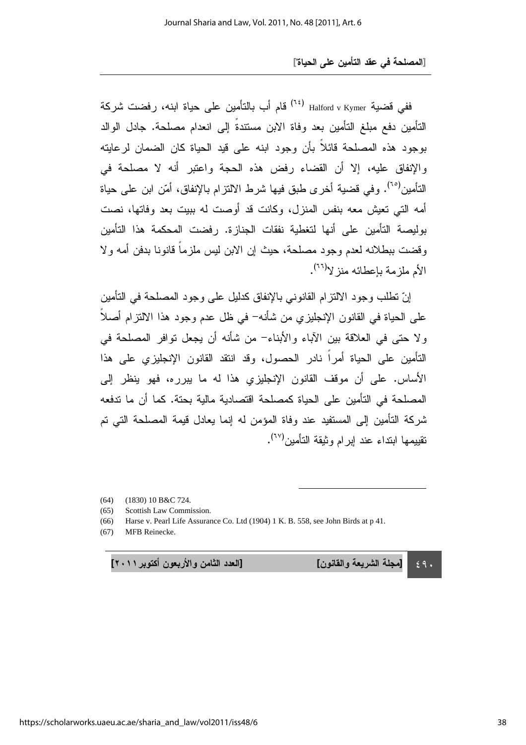ففي قضية Halford v Kymer [٦٤] قام أب بالتأمين على حياة ابنه، رفضت شركة التأمين دفع مبلغ التأمين بعد وفاة الابن مستندةً إلى انعدام مصلحة. جادل الوالد بوجود هذه المصلحة قائلاً بأن وجود ابنه على قيد الحياة كان الضمان لرعايته والإنفاق عليه، إلا أن القضاء رفض هذه الحجة واعتبر أنه لا مصلحة في التأمين[٦٥]. وفي قضية أخرى طبق فيها شرط الالتزام بالإنفاق، أمّن ابن على حياة أمه التي تعيش معه بنفس المنزل، وكانت قد أوصت له ببيت بعد وفاتها، نصت بوليصة التأمين على أنها لتغطية نفقات الجنازة. رفضت المحكمة هذا التأمين وقضت ببطلانه لعدم وجود مصلحة، حيث إن الابن ليس ملزماً قانونا بدفن أمه ولا الأم ملزمة بإعطائه منزلا[٦٦].

إنّ تطلب وجود الالتزام القانوني بالإنفاق كدليل على وجود المصلحة في التأمين على الحياة في القانون الإنجليزي من شأنه- في ظل عدم وجود هذا الالتزام أصلاً ولا حتى في العلاقة بين الآباء والأبناء- من شأنه أن يجعل توافر المصلحة في التأمين على الحياة أمراً نادر الحصول، وقد انتقد القانون الإنجليزي على هذا الأساس. على أن موقف القانون الإنجليزي هذا له ما يبرره، فهو ينظر إلى المصلحة في التأمين على الحياة كمصلحة اقتصادية مالية بحتة. كما أن ما تدفعه شركة التأمين إلى المستفيد عند وفاة المؤمن له إنما يعادل قيمة المصلحة التي تم تقييمها ابتداء عند إبرام وثيقة التأمين[٦٧].

---

(64) (1830) 10 B&C 724.

(65) Scottish Law Commission.

(66) Harse v. Pearl Life Assurance Co. Ltd (1904) 1 K. B. 558, see John Birds at p 41.

(67) MFB Reinecke.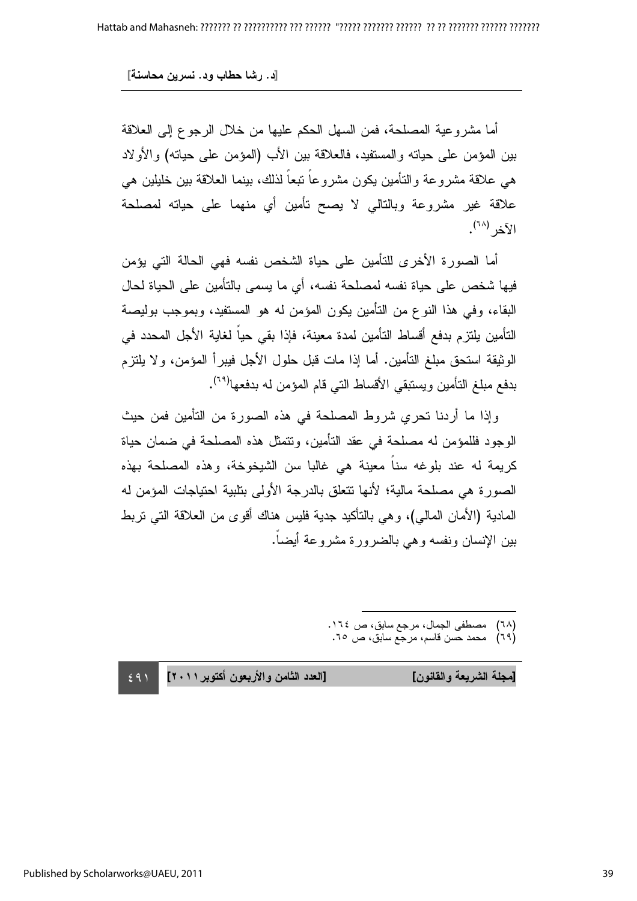أما مشروعية المصلحة، فمن السهل الحكم عليها من خلال الرجوع إلى العلاقة بين المؤمن على حياته والمستفيد، فالعلاقة بين الأب (المؤمن على حياته) والأولاد هي علاقة مشروعة والتأمين يكون مشروعاً تبعاً لذلك، بينما العلاقة بين خليلين هي علاقة غير مشروعة وبالتالي لا يصح تأمين أي منهما على حياته لمصلحة الآخر(٦٨).

أما الصورة الأخرى للتأمين على حياة الشخص نفسه فهي الحالة التي يؤمن فيها شخص على حياة نفسه لمصلحة نفسه، أي ما يسمى بالتأمين على الحياة لحال البقاء، وفي هذا النوع من التأمين يكون المؤمن له هو المستفيد، وبموجب بوليصة التأمين يلتزم بدفع أقساط التأمين لمدة معينة، فإذا بقي حياً لغاية الأجل المحدد في الوثيقة استحق مبلغ التأمين. أما إذا مات قبل حلول الأجل فيبرأ المؤمن، ولا يلتزم بدفع مبلغ التأمين ويستبقي الأقساط التي قام المؤمن له بدفعها(٦٩).

وإذا ما أردنا تحري شروط المصلحة في هذه الصورة من التأمين فمن حيث الوجود فللمؤمن له مصلحة في عقد التأمين، وتتمثل هذه المصلحة في ضمان حياة كريمة له عند بلوغه سناً معينة هي غالبا سن الشيخوخة، وهذه المصلحة بهذه الصورة هي مصلحة مالية؛ لأنها تتعلق بالدرجة الأولى بتلبية احتياجات المؤمن له المادية (الأمان المالي)، وهي بالتأكيد جدية فليس هناك أقوى من العلاقة التي تربط بين الإنسان ونفسه وهي بالضرورة مشروعة أيضاً.

---

(٦٨) مصطفى الجمال، مرجع سابق، ص ١٦٤.

(٦٩) محمد حسن قاسم، مرجع سابق، ص ٦٥.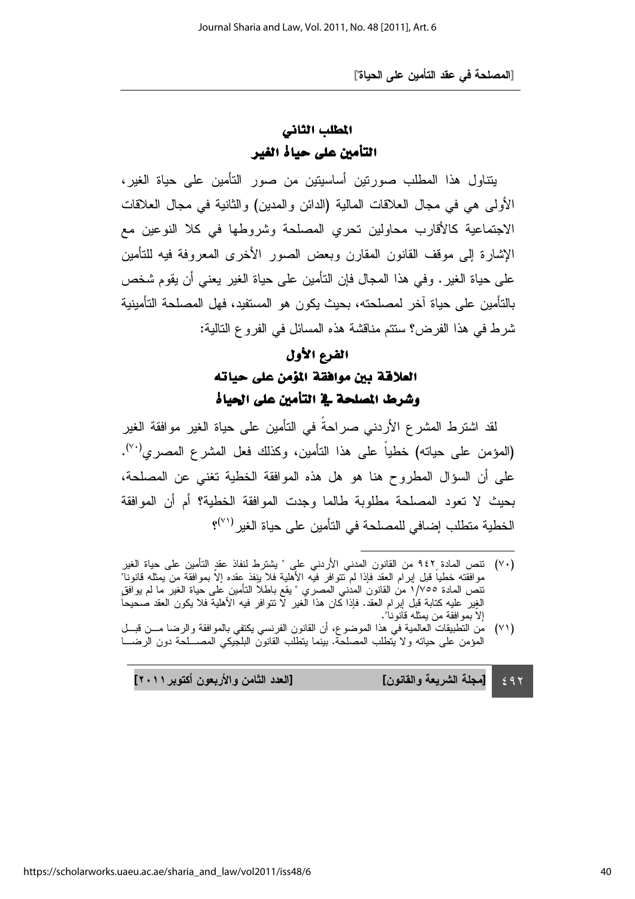## المطلب الثاني
## التأمين على حياة الغير

يتناول هذا المطلب صورتين أساسيتين من صور التأمين على حياة الغير، الأولى هي في مجال العلاقات المالية (الدائن والمدين) والثانية في مجال العلاقات الاجتماعية كالأقارب محاولين تحري المصلحة وشروطها في كلا النوعين مع الإشارة إلى موقف القانون المقارن وبعض الصور الأخرى المعروفة فيه للتأمين على حياة الغير. وفي هذا المجال فإن التأمين على حياة الغير يعني أن يقوم شخص بالتأمين على حياة آخر لمصلحته، بحيث يكون هو المستفيد، فهل المصلحة التأمينية شرط في هذا الفرض؟ ستتم مناقشة هذه المسائل في الفروع التالية:

### الفرع الأول
### العلاقة بين موافقة المؤمن على حياته وشرط المصلحة في التأمين على الحياة

لقد اشترط المشرع الأردني صراحةً في التأمين على حياة الغير موافقة الغير (المؤمن على حياته) خطياً على هذا التأمين، وكذلك فعل المشرع المصري[٧٠]. على أن السؤال المطروح هنا هو هل هذه الموافقة الخطية تغني عن المصلحة، بحيث لا تعود المصلحة مطلوبة طالما وجدت الموافقة الخطية؟ أم أن الموافقة الخطية متطلب إضافي للمصلحة في التأمين على حياة الغير[٧١]؟

---

(٧٠) تنص المادة ٩٤٢ من القانون المدني الأردني على " يشترط لنفاذ عقد التأمين على حياة الغير موافقته خطياً قبل إبرام العقد فإذا لم تتوافر فيه الأهلية فلا ينفذ عقده إلا بموافقة من يمثله قانونا" تنص المادة ١/٧٥٥ من القانون المدني المصري " يقع باطلاً التأمين على حياة الغير ما لم يوافق الغير عليه كتابة قبل إبرام العقد. فإذا كان هذا الغير لا تتوافر فيه الأهلية فلا يكون العقد صحيحاً إلا بموافقة من يمثله قانونا".

(٧١) من التطبيقات العالمية في هذا الموضوع، أن القانون الفرنسي يكتفي بالموافقة والرضا من قبل المؤمن على حياته ولا يتطلب المصلحة. بينما يتطلب القانون البلجيكي المصلحة دون الرضا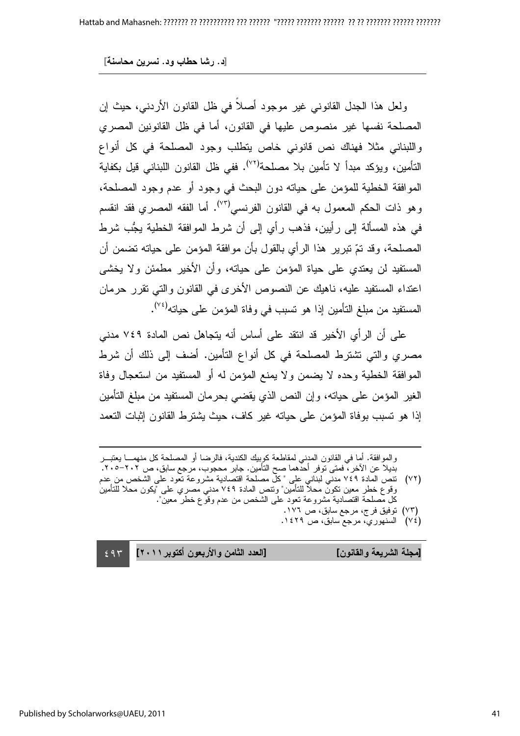ولعل هذا الجدل القانوني غير موجود أصلاً في ظل القانون الأردني، حيث إن المصلحة نفسها غير منصوص عليها في القانون، أما في ظل القانونين المصري واللبناني مثلا فهناك نص قانوني خاص يتطلب وجود المصلحة في كل أنواع التأمين، ويؤكد مبدأ لا تأمين بلا مصلحة[٧٢]. ففي ظل القانون اللبناني قيل بكفاية الموافقة الخطية للمؤمن على حياته دون البحث في وجود أو عدم وجود المصلحة، وهو ذات الحكم المعمول به في القانون الفرنسي[٧٣]. أما الفقه المصري فقد انقسم في هذه المسألة إلى رأيين، فذهب رأي إلى أن شرط الموافقة الخطية يجُب شرط المصلحة، وقد تمّ تبرير هذا الرأي بالقول بأن موافقة المؤمن على حياته تضمن أن المستفيد لن يعتدي على حياة المؤمن على حياته، وأن الأخير مطمئن ولا يخشى اعتداء المستفيد عليه، ناهيك عن النصوص الأخرى في القانون والتي تقرر حرمان المستفيد من مبلغ التأمين إذا هو تسبب في وفاة المؤمن على حياته[٧٤].

على أن الرأي الأخير قد انتقد على أساس أنه يتجاهل نص المادة ٧٤٩ مدني مصري والتي تشترط المصلحة في كل أنواع التأمين. أضف إلى ذلك أن شرط الموافقة الخطية وحده لا يضمن ولا يمنع المؤمن له أو المستفيد من استعجال وفاة الغير المؤمن على حياته، وإن النص الذي يقضي بحرمان المستفيد من مبلغ التأمين إذا هو تسبب بوفاة المؤمن على حياته غير كاف، حيث يشترط القانون إثبات التعمد

---

والموافقة. أما في القانون المدني لمقاطعة كويبك الكندية، فالرضا أو المصلحة كل منهما يعتبر بديلا عن الآخر، فمتى توفر أحدهما صح التأمين. جابر محجوب، مرجع سابق، ص ٢٠٢-٢٠٥.

(٧٢) تنص المادة ٧٤٩ مدني لبناني على "كل مصلحة اقتصادية مشروعة تعود على الشخص من عدم وقوع خطر معين تكون محلاً للتأمين" وتنص المادة ٧٤٩ مدني مصري على "يكون محلا للتأمين كل مصلحة اقتصادية مشروعة تعود على الشخص من عدم وقوع خطر معين".

(٧٣) توفيق فرج، مرجع سابق، ص ١٧٦.

(٧٤) السنهوري، مرجع سابق، ص ١٤٢٩.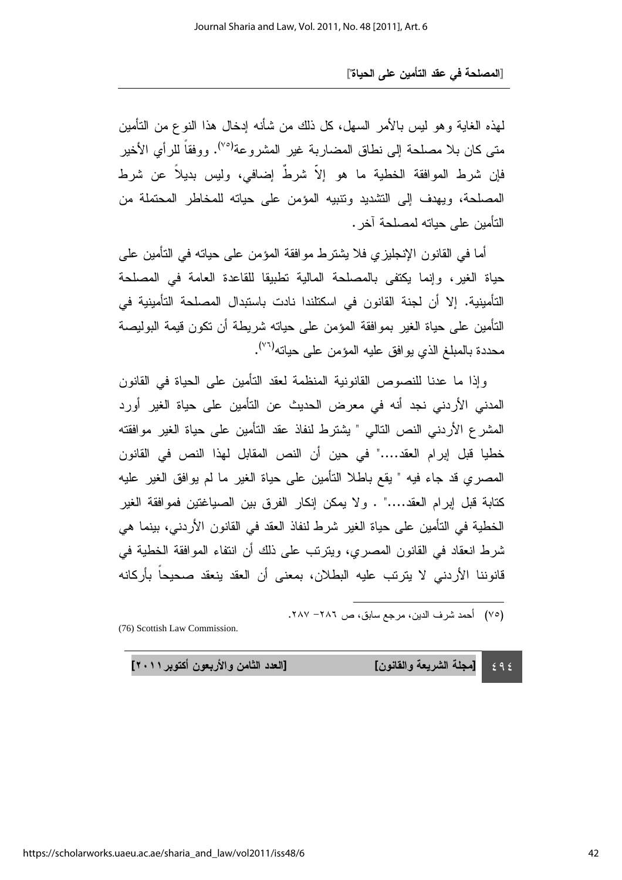لهذه الغاية وهو ليس بالأمر السهل، كل ذلك من شأنه إدخال هذا النوع من التأمين متى كان بلا مصلحة إلى نطاق المضاربة غير المشروعة[٧٥]. ووفقاً للرأي الأخير فإن شرط الموافقة الخطية ما هو إلاّ شرطٌ إضافي، وليس بديلاً عن شرط المصلحة، ويهدف إلى التشديد وتنبيه المؤمن على حياته للمخاطر المحتملة من التأمين على حياته لمصلحة آخر.

أما في القانون الإنجليزي فلا يشترط موافقة المؤمن على حياته في التأمين على حياة الغير، وإنما يكتفى بالمصلحة المالية تطبيقا للقاعدة العامة في المصلحة التأمينية. إلا أن لجنة القانون في اسكتلندا نادت باستبدال المصلحة التأمينية في التأمين على حياة الغير بموافقة المؤمن على حياته شريطة أن تكون قيمة البوليصة محددة بالمبلغ الذي يوافق عليه المؤمن على حياته[٧٦].

وإذا ما عدنا للنصوص القانونية المنظمة لعقد التأمين على الحياة في القانون المدني الأردني نجد أنه في معرض الحديث عن التأمين على حياة الغير أورد المشرع الأردني النص التالي " يشترط لنفاذ عقد التأمين على حياة الغير موافقته خطيا قبل إبرام العقد...." في حين أن النص المقابل لهذا النص في القانون المصري قد جاء فيه " يقع باطلا التأمين على حياة الغير ما لم يوافق الغير عليه كتابة قبل إبرام العقد...." . ولا يمكن إنكار الفرق بين الصياغتين فموافقة الغير الخطية في التأمين على حياة الغير شرط لنفاذ العقد في القانون الأردني، بينما هي شرط انعقاد في القانون المصري، ويترتب على ذلك أن انتفاء الموافقة الخطية في قانوننا الأردني لا يترتب عليه البطلان، بمعنى أن العقد ينعقد صحيحاً بأركانه

---

(٧٥) أحمد شرف الدين، مرجع سابق، ص ٢٨٦- ٢٨٧.

(76) Scottish Law Commission.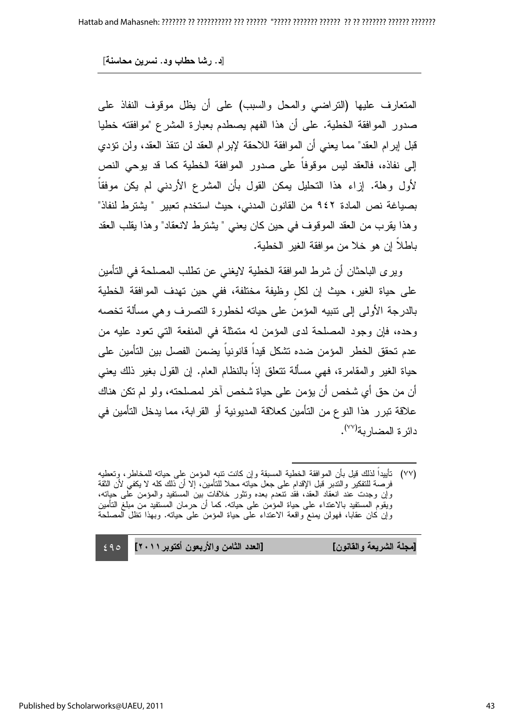المتعارف عليها (التراضي والمحل والسبب) على أن يظل موقوف النفاذ على صدور الموافقة الخطية. على أن هذا الفهم يصطدم بعبارة المشرع "موافقته خطيا قبل إبرام العقد" مما يعني أن الموافقة اللاحقة لإبرام العقد لن تنفذ العقد، ولن تؤدي إلى نفاذه، فالعقد ليس موقوفاً على صدور الموافقة الخطية كما قد يوحي النص لأول وهلة. إزاء هذا التحليل يمكن القول بأن المشرع الأردني لم يكن موفقاً بصياغة نص المادة ٩٤٢ من القانون المدني، حيث استخدم تعبير " يشترط لنفاذ" وهذا يقرب من العقد الموقوف في حين كان يعني " يشترط لانعقاد" وهذا يقلب العقد باطلاً إن هو خلا من موافقة الغير الخطية.

ويرى الباحثان أن شرط الموافقة الخطية لايغني عن تطلب المصلحة في التأمين على حياة الغير، حيث إن لكلٍ وظيفة مختلفة، ففي حين تهدف الموافقة الخطية بالدرجة الأولى إلى تنبيه المؤمن على حياته لخطورة التصرف وهي مسألة تخصه وحده، فإن وجود المصلحة لدى المؤمن له متمثلة في المنفعة التي تعود عليه من عدم تحقق الخطر المؤمن ضده تشكل قيداً قانونياً يضمن الفصل بين التأمين على حياة الغير والمقامرة، فهي مسألة تتعلق إذاً بالنظام العام. إن القول بغير ذلك يعني أن من حق أي شخص أن يؤمن على حياة شخص آخر لمصلحته، ولو لم تكن هناك علاقة تبرر هذا النوع من التأمين كعلاقة المديونية أو القرابة، مما يدخل التأمين في دائرة المضاربة(٧٧).

---

(٧٧) تأييداً لذلك قيل بأن الموافقة الخطية المسبقة وإن كانت تنبه المؤمن على حياته للمخاطر، وتعطيه فرصة للتفكير والتدبر قبل الإقدام على جعل حياته محلا للتأمين، إلا أن ذلك كله لا يكفي لأن الثقة وإن وجدت عند انعقاد العقد، فقد تنعدم بعده وتثور خلافات بين المستفيد والمؤمن على حياته، ويقوم المستفيد بالاعتداء على حياة المؤمن على حياته. كما أن حرمان المستفيد من مبلغ التأمين وإن كان عقابا، فهولن يمنع واقعة الاعتداء على حياة المؤمن على حياته. وبهذا تظل المصلحة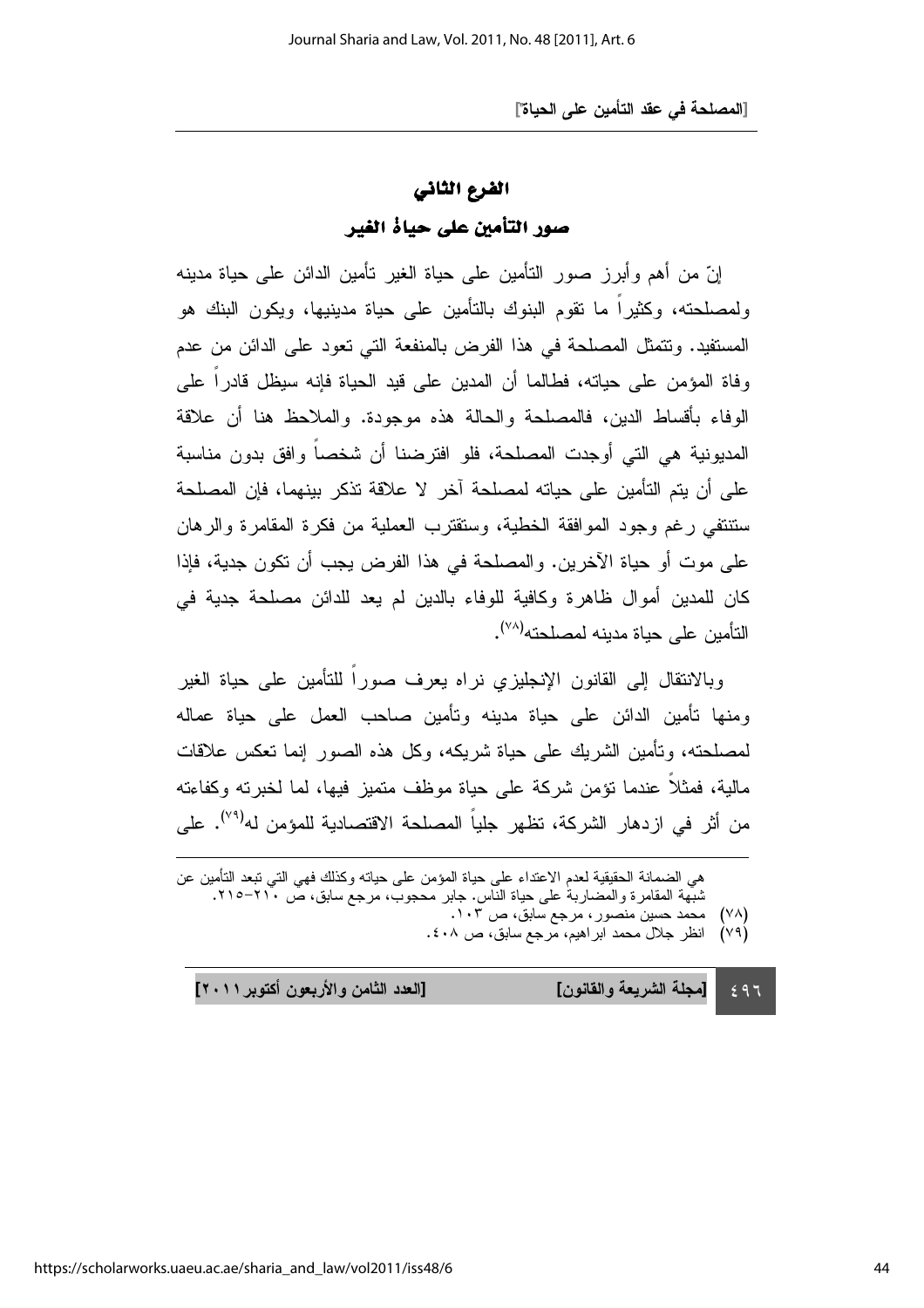## الفرع الثاني

## صور التأمين على حياة الغير

إنّ من أهم وأبرز صور التأمين على حياة الغير تأمين الدائن على حياة مدينه ولمصلحته، وكثيراً ما تقوم البنوك بالتأمين على حياة مدينيها، ويكون البنك هو المستفيد. وتتمثل المصلحة في هذا الفرض بالمنفعة التي تعود على الدائن من عدم وفاة المؤمن على حياته، فطالما أن المدين على قيد الحياة فإنه سيظل قادراً على الوفاء بأقساط الدين، فالمصلحة والحالة هذه موجودة. والملاحظ هنا أن علاقة المديونية هي التي أوجدت المصلحة، فلو افترضنا أن شخصاً وافق بدون مناسبة على أن يتم التأمين على حياته لمصلحة آخر لا علاقة تذكر بينهما، فإن المصلحة ستنتفي رغم وجود الموافقة الخطية، وستقترب العملية من فكرة المقامرة والرهان على موت أو حياة الآخرين. والمصلحة في هذا الفرض يجب أن تكون جدية، فإذا كان للمدين أموال ظاهرة وكافية للوفاء بالدين لم يعد للدائن مصلحة جدية في التأمين على حياة مدينه لمصلحته(٧٨).

وبالانتقال إلى القانون الإنجليزي نراه يعرف صوراً للتأمين على حياة الغير ومنها تأمين الدائن على حياة مدينه وتأمين صاحب العمل على حياة عماله لمصلحته، وتأمين الشريك على حياة شريكه، وكل هذه الصور إنما تعكس علاقات مالية، فمثلاً عندما تؤمن شركة على حياة موظف متميز فيها، لما لخبرته وكفاءته من أثر في ازدهار الشركة، تظهر جلياً المصلحة الاقتصادية للمؤمن له(٧٩). على

---

هي الضمانة الحقيقية لعدم الاعتداء على حياة المؤمن على حياته وكذلك فهي التي تبعد التأمين عن شبهة المقامرة والمضاربة على حياة الناس. جابر محجوب، مرجع سابق، ص ٢١٠-٢١٥.

(٧٨) محمد حسين منصور، مرجع سابق، ص ١٠٣.

(٧٩) انظر جلال محمد ابراهيم، مرجع سابق، ص ٤٠٨.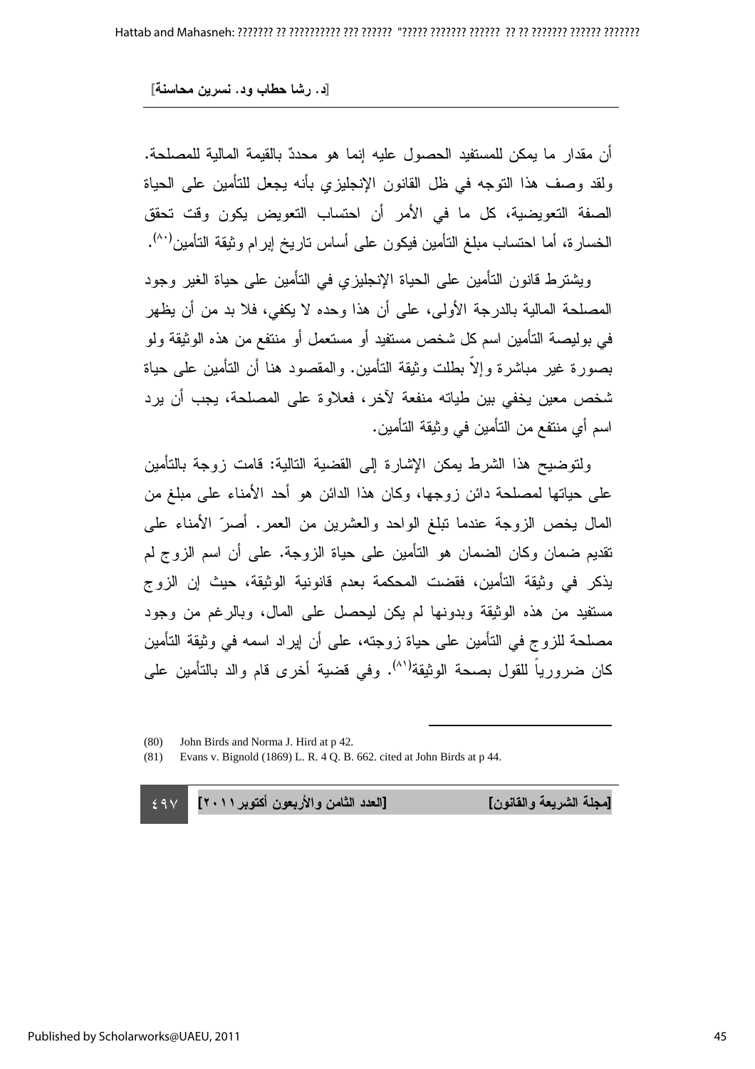أن مقدار ما يمكن للمستفيد الحصول عليه إنما هو محددٌ بالقيمة المالية للمصلحة. ولقد وصف هذا التوجه في ظل القانون الإنجليزي بأنه يجعل للتأمين على الحياة الصفة التعويضية، كل ما في الأمر أن احتساب التعويض يكون وقت تحقق الخسارة، أما احتساب مبلغ التأمين فيكون على أساس تاريخ إبرام وثيقة التأمين[٨٠].

ويشترط قانون التأمين على الحياة الإنجليزي في التأمين على حياة الغير وجود المصلحة المالية بالدرجة الأولى، على أن هذا وحده لا يكفي، فلا بد من أن يظهر في بوليصة التأمين اسم كل شخص مستفيد أو مستعمل أو منتفع من هذه الوثيقة ولو بصورة غير مباشرة وإلاّ بطلت وثيقة التأمين. والمقصود هنا أن التأمين على حياة شخص معين يخفي بين طياته منفعة لآخر، فعلاوة على المصلحة، يجب أن يرد اسم أي منتفع من التأمين في وثيقة التأمين.

ولتوضيح هذا الشرط يمكن الإشارة إلى القضية التالية: قامت زوجة بالتأمين على حياتها لمصلحة دائن زوجها، وكان هذا الدائن هو أحد الأمناء على مبلغ من المال يخص الزوجة عندما تبلغ الواحد والعشرين من العمر. أصرّ الأمناء على تقديم ضمان وكان الضمان هو التأمين على حياة الزوجة. على أن اسم الزوج لم يذكر في وثيقة التأمين، فقضت المحكمة بعدم قانونية الوثيقة، حيث إن الزوج مستفيد من هذه الوثيقة وبدونها لم يكن ليحصل على المال، وبالرغم من وجود مصلحة للزوج في التأمين على حياة زوجته، على أن إيراد اسمه في وثيقة التأمين كان ضرورياً للقول بصحة الوثيقة[٨١]. وفي قضية أخرى قام والد بالتأمين على

---

(80) John Birds and Norma J. Hird at p 42.

(81) Evans v. Bignold (1869) L. R. 4 Q. B. 662. cited at John Birds at p 44.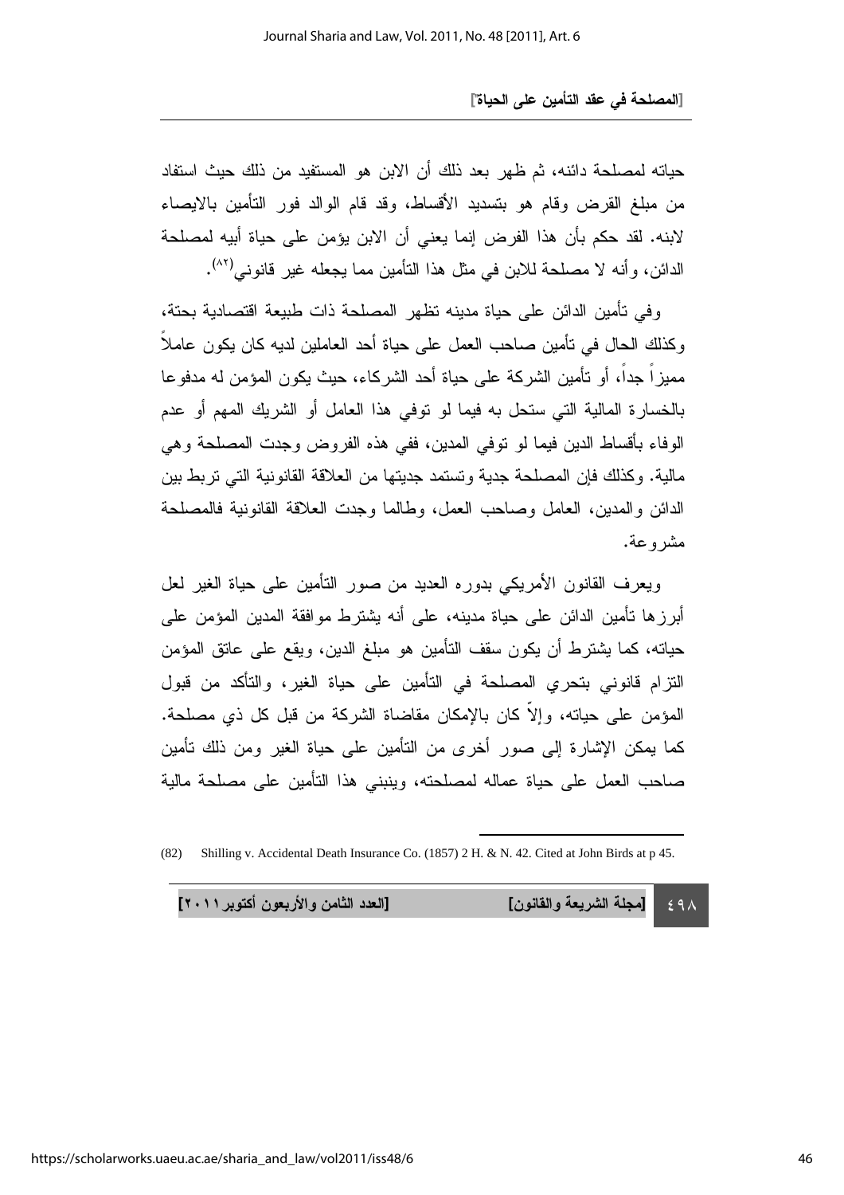حياته لمصلحة دائنه، ثم ظهر بعد ذلك أن الابن هو المستفيد من ذلك حيث استفاد من مبلغ القرض وقام هو بتسديد الأقساط، وقد قام الوالد فور التأمين بالايصاء لابنه. لقد حكم بأن هذا الفرض إنما يعني أن الابن يؤمن على حياة أبيه لمصلحة الدائن، وأنه لا مصلحة للابن في مثل هذا التأمين مما يجعله غير قانوني[82].

وفي تأمين الدائن على حياة مدينه تظهر المصلحة ذات طبيعة اقتصادية بحتة، وكذلك الحال في تأمين صاحب العمل على حياة أحد العاملين لديه كان يكون عاملاً مميزاً جداً، أو تأمين الشركة على حياة أحد الشركاء، حيث يكون المؤمن له مدفوعا بالخسارة المالية التي ستحل به فيما لو توفي هذا العامل أو الشريك المهم أو عدم الوفاء بأقساط الدين فيما لو توفي المدين، ففي هذه الفروض وجدت المصلحة وهي مالية. وكذلك فإن المصلحة جدية وتستمد جديتها من العلاقة القانونية التي تربط بين الدائن والمدين، العامل وصاحب العمل، وطالما وجدت العلاقة القانونية فالمصلحة مشروعة.

ويعرف القانون الأمريكي بدوره العديد من صور التأمين على حياة الغير لعل أبرزها تأمين الدائن على حياة مدينه، على أنه يشترط موافقة المدين المؤمن على حياته، كما يشترط أن يكون سقف التأمين هو مبلغ الدين، ويقع على عاتق المؤمن التزام قانوني بتحري المصلحة في التأمين على حياة الغير، والتأكد من قبول المؤمن على حياته، وإلاّ كان بالإمكان مقاضاة الشركة من قبل كل ذي مصلحة. كما يمكن الإشارة إلى صور أخرى من التأمين على حياة الغير ومن ذلك تأمين صاحب العمل على حياة عماله لمصلحته، وينبني هذا التأمين على مصلحة مالية

---

(82) Shilling v. Accidental Death Insurance Co. (1857) 2 H. & N. 42. Cited at John Birds at p 45.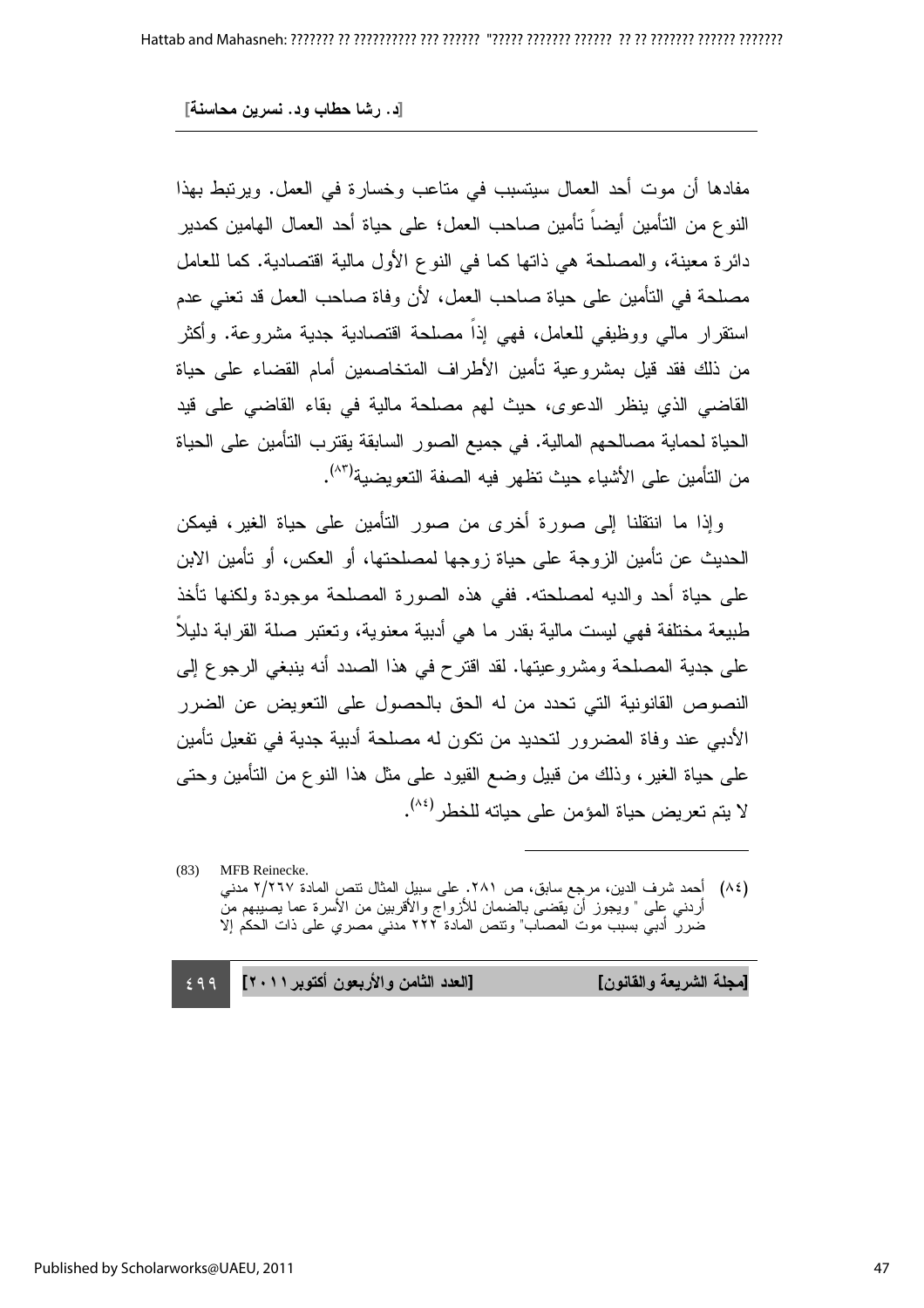مفادها أن موت أحد العمال سيتسبب في متاعب وخسارة في العمل. ويرتبط بهذا النوع من التأمين أيضاً تأمين صاحب العمل؛ على حياة أحد العمال الهامين كمدير دائرة معينة، والمصلحة هي ذاتها كما في النوع الأول مالية اقتصادية. كما للعامل مصلحة في التأمين على حياة صاحب العمل، لأن وفاة صاحب العمل قد تعني عدم استقرار مالي ووظيفي للعامل، فهي إذاً مصلحة اقتصادية جدية مشروعة. وأكثر من ذلك فقد قيل بمشروعية تأمين الأطراف المتخاصمين أمام القضاء على حياة القاضي الذي ينظر الدعوى، حيث لهم مصلحة مالية في بقاء القاضي على قيد الحياة لحماية مصالحهم المالية. في جميع الصور السابقة يقترب التأمين على الحياة من التأمين على الأشياء حيث تظهر فيه الصفة التعويضية(٨٣).

وإذا ما انتقلنا إلى صورة أخرى من صور التأمين على حياة الغير، فيمكن الحديث عن تأمين الزوجة على حياة زوجها لمصلحتها، أو العكس، أو تأمين الابن على حياة أحد والديه لمصلحته. ففي هذه الصورة المصلحة موجودة ولكنها تأخذ طبيعة مختلفة فهي ليست مالية بقدر ما هي أدبية معنوية، وتعتبر صلة القرابة دليلاً على جدية المصلحة ومشروعيتها. لقد اقترح في هذا الصدد أنه ينبغي الرجوع إلى النصوص القانونية التي تحدد من له الحق بالحصول على التعويض عن الضرر الأدبي عند وفاة المضرور لتحديد من تكون له مصلحة أدبية جدية في تفعيل تأمين على حياة الغير، وذلك من قبيل وضع القيود على مثل هذا النوع من التأمين وحتى لا يتم تعريض حياة المؤمن على حياته للخطر(٨٤).

---

(83) MFB Reinecke.

(٨٤) أحمد شرف الدين، مرجع سابق، ص ٢٨١. على سبيل المثال تنص المادة ٢/٢٦٧ مدني أردني على " ويجوز أن يقضى بالضمان للأزواج والأقربين من الأسرة عما يصيبهم من ضرر أدبي بسبب موت المصاب" وتنص المادة ٢٢٢ مدني مصري على ذات الحكم إلا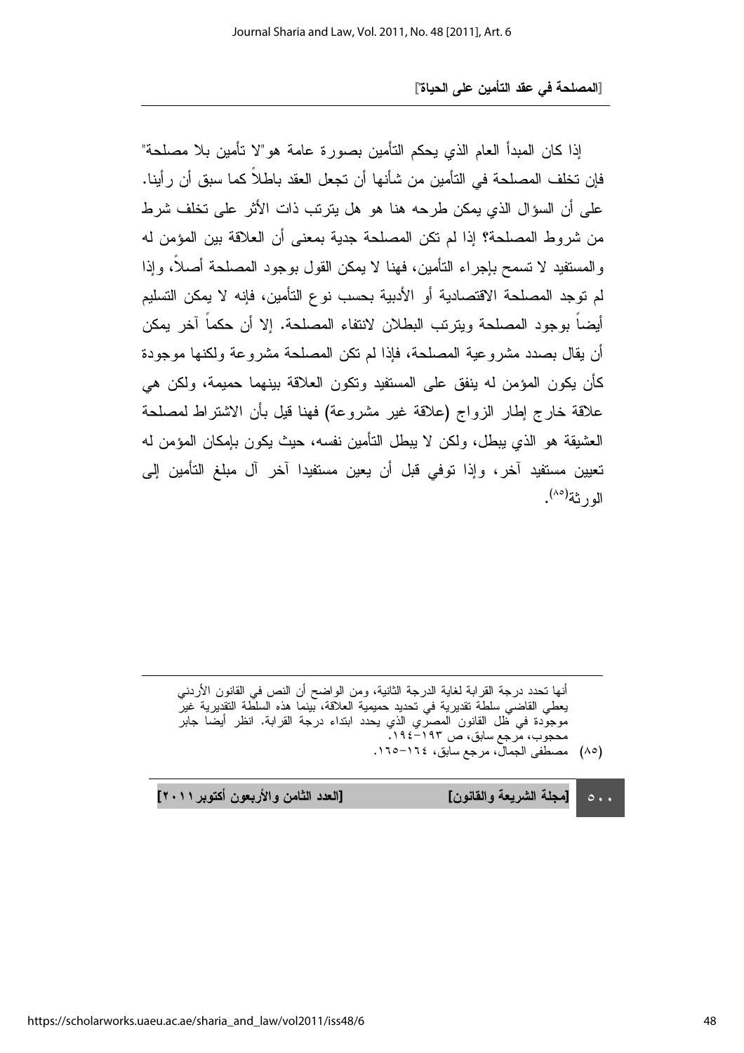إذا كان المبدأ العام الذي يحكم التأمين بصورة عامة هو"لا تأمين بلا مصلحة" فإن تخلف المصلحة في التأمين من شأنها أن تجعل العقد باطلاً كما سبق أن رأينا. على أن السؤال الذي يمكن طرحه هنا هو هل يترتب ذات الأثر على تخلف شرط من شروط المصلحة؟ إذا لم تكن المصلحة جدية بمعنى أن العلاقة بين المؤمن له والمستفيد لا تسمح بإجراء التأمين، فهنا لا يمكن القول بوجود المصلحة أصلاً، وإذا لم توجد المصلحة الاقتصادية أو الأدبية بحسب نوع التأمين، فإنه لا يمكن التسليم أيضاً بوجود المصلحة ويترتب البطلان لانتفاء المصلحة. إلا أن حكماً آخر يمكن أن يقال بصدد مشروعية المصلحة، فإذا لم تكن المصلحة مشروعة ولكنها موجودة كأن يكون المؤمن له ينفق على المستفيد وتكون العلاقة بينهما حميمة، ولكن هي علاقة خارج إطار الزواج (علاقة غير مشروعة) فهنا قيل بأن الاشتراط لمصلحة العشيقة هو الذي يبطل، ولكن لا يبطل التأمين نفسه، حيث يكون بإمكان المؤمن له تعيين مستفيد آخر، وإذا توفي قبل أن يعين مستفيدا آخر آل مبلغ التأمين إلى الورثة[٨٥].

---

أنها تحدد درجة القرابة لغاية الدرجة الثانية، ومن الواضح أن النص في القانون الأردني يعطي القاضي سلطة تقديرية في تحديد حميمية العلاقة، بينما هذه السلطة التقديرية غير موجودة في ظل القانون المصري الذي يحدد ابتداء درجة القرابة. انظر أيضا جابر محجوب، مرجع سابق، ص ١٩٣-١٩٤.

(٨٥) مصطفى الجمال، مرجع سابق، ١٦٤-١٦٥.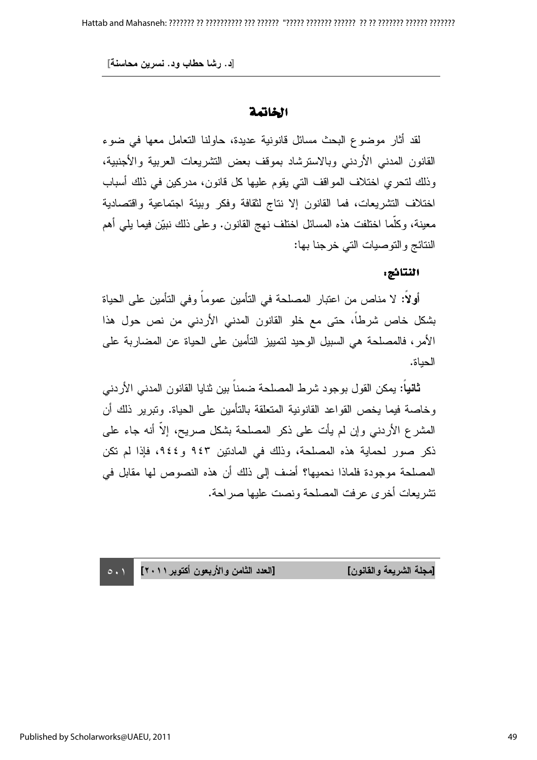## الخاتمة

لقد أثار موضوع البحث مسائل قانونية عديدة، حاولنا التعامل معها في ضوء القانون المدني الأردني وبالاسترشاد بموقف بعض التشريعات العربية والأجنبية، وذلك لتحري اختلاف المواقف التي يقوم عليها كل قانون، مدركين في ذلك أسباب اختلاف التشريعات، فما القانون إلا نتاج لثقافة وفكر وبيئة اجتماعية واقتصادية معينة، وكلّما اختلفت هذه المسائل اختلف نهج القانون. وعلى ذلك نبيّن فيما يلي أهم النتائج والتوصيات التي خرجنا بها:

### النتائج:

**أولاً:** لا مناص من اعتبار المصلحة في التأمين عموماً وفي التأمين على الحياة بشكل خاص شرطاً، حتى مع خلو القانون المدني الأردني من نص حول هذا الأمر، فالمصلحة هي السبيل الوحيد لتمييز التأمين على الحياة عن المضاربة على الحياة.

**ثانياً:** يمكن القول بوجود شرط المصلحة ضمناً بين ثنايا القانون المدني الأردني وخاصة فيما يخص القواعد القانونية المتعلقة بالتأمين على الحياة. وتبرير ذلك أن المشرع الأردني وإن لم يأت على ذكر المصلحة بشكل صريح، إلاّ أنه جاء على ذكر صور لحماية هذه المصلحة، وذلك في المادتين ٩٤٣ و٩٤٤، فإذا لم تكن المصلحة موجودة فلماذا نحميها؟ أضف إلى ذلك أن هذه النصوص لها مقابل في تشريعات أخرى عرفت المصلحة ونصت عليها صراحة.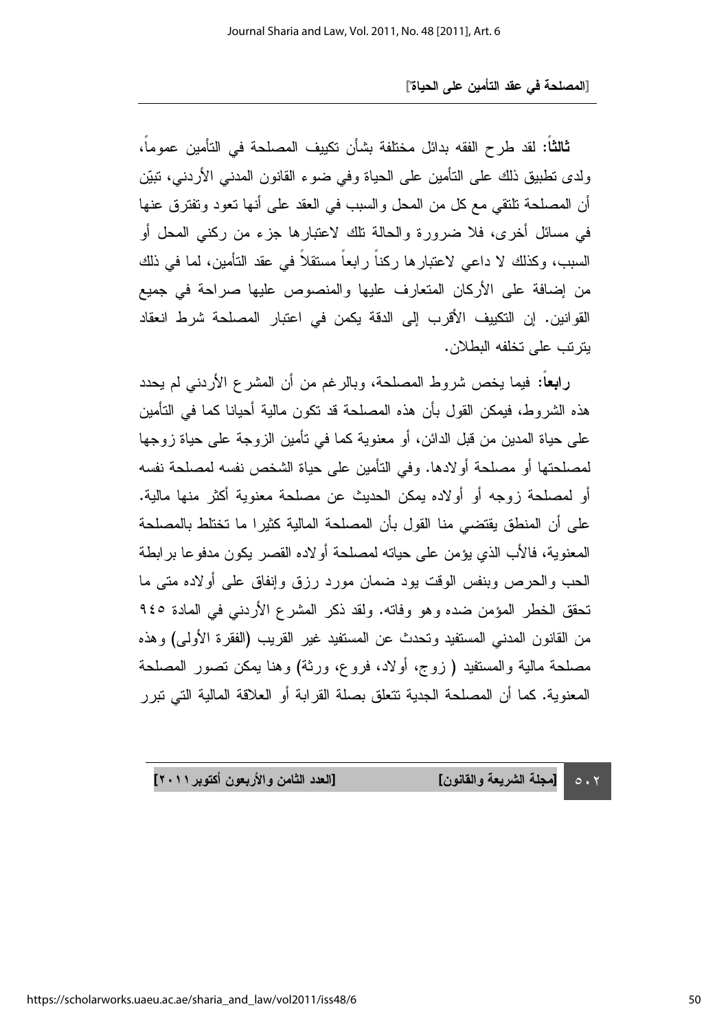**ثالثاً:** لقد طرح الفقه بدائل مختلفة بشأن تكييف المصلحة في التأمين عموماً، ولدى تطبيق ذلك على التأمين على الحياة وفي ضوء القانون المدني الأردني، تبيّن أن المصلحة تلتقي مع كل من المحل والسبب في العقد على أنها تعود وتفترق عنها في مسائل أخرى، فلا ضرورة والحالة تلك لاعتبارها جزء من ركني المحل أو السبب، وكذلك لا داعي لاعتبارها ركناً رابعاً مستقلاً في عقد التأمين، لما في ذلك من إضافة على الأركان المتعارف عليها والمنصوص عليها صراحة في جميع القوانين. إن التكييف الأقرب إلى الدقة يكمن في اعتبار المصلحة شرط انعقاد يترتب على تخلفه البطلان.

**رابعاً:** فيما يخص شروط المصلحة، وبالرغم من أن المشرع الأردني لم يحدد هذه الشروط، فيمكن القول بأن هذه المصلحة قد تكون مالية أحيانا كما في التأمين على حياة المدين من قبل الدائن، أو معنوية كما في تأمين الزوجة على حياة زوجها لمصلحتها أو مصلحة أولادها. وفي التأمين على حياة الشخص نفسه لمصلحة نفسه أو لمصلحة زوجه أو أولاده يمكن الحديث عن مصلحة معنوية أكثر منها مالية. على أن المنطق يقتضي منا القول بأن المصلحة المالية كثيرا ما تختلط بالمصلحة المعنوية، فالأب الذي يؤمن على حياته لمصلحة أولاده القصر يكون مدفوعا برابطة الحب والحرص وبنفس الوقت يود ضمان مورد رزق وإنفاق على أولاده متى ما تحقق الخطر المؤمن ضده وهو وفاته. ولقد ذكر المشرع الأردني في المادة ٩٤٥ من القانون المدني المستفيد وتحدث عن المستفيد غير القريب (الفقرة الأولى) وهذه مصلحة مالية والمستفيد ( زوج، أولاد، فروع، ورثة) وهنا يمكن تصور المصلحة المعنوية. كما أن المصلحة الجدية تتعلق بصلة القرابة أو العلاقة المالية التي تبرر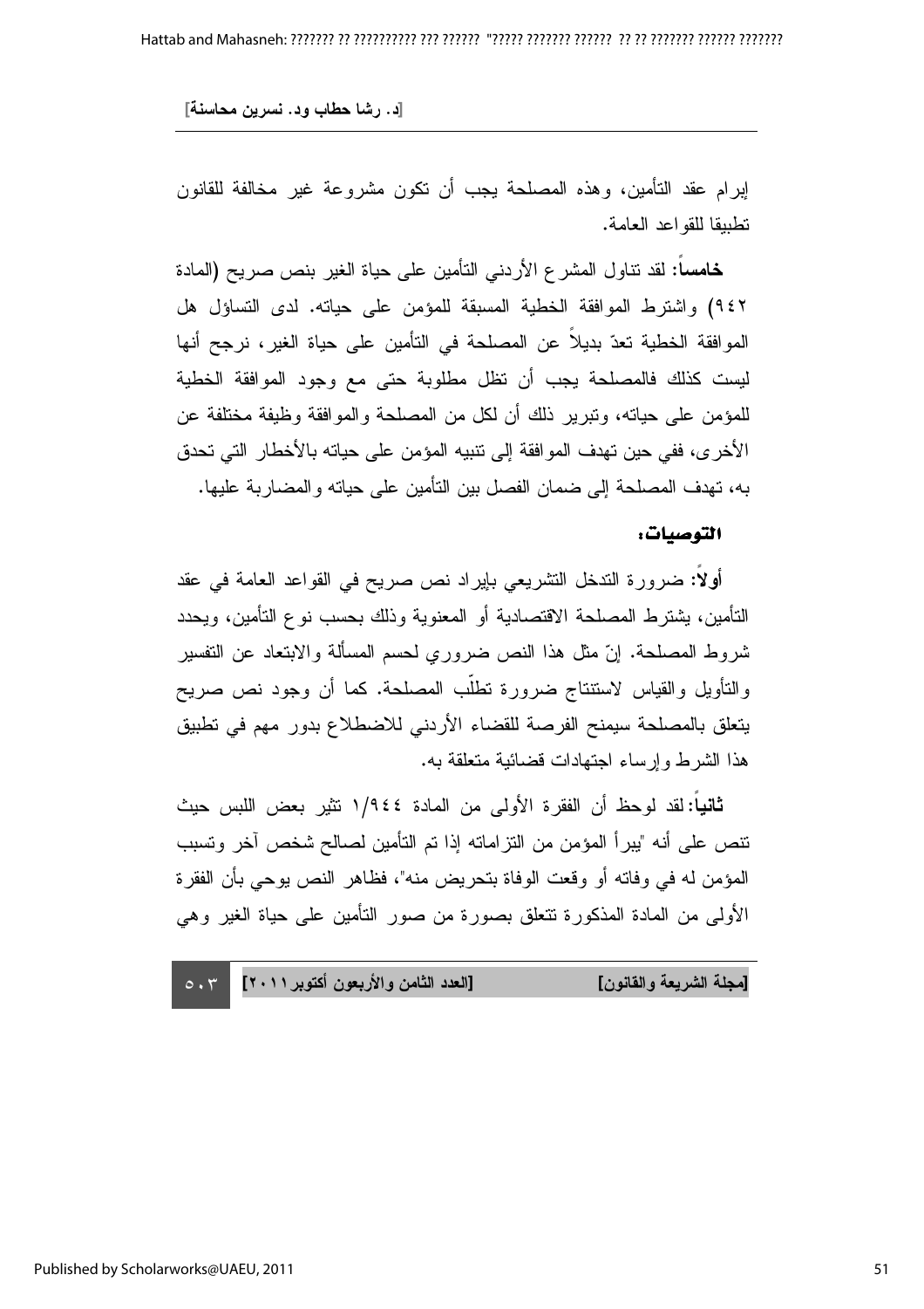إبرام عقد التأمين، وهذه المصلحة يجب أن تكون مشروعة غير مخالفة للقانون تطبيقا للقواعد العامة.

**خامساً**: لقد تناول المشرع الأردني التأمين على حياة الغير بنص صريح (المادة ٩٤٢) واشترط الموافقة الخطية المسبقة للمؤمن على حياته. لدى التساؤل هل الموافقة الخطية تعدّ بديلاً عن المصلحة في التأمين على حياة الغير، نرجح أنها ليست كذلك فالمصلحة يجب أن تظل مطلوبة حتى مع وجود الموافقة الخطية للمؤمن على حياته، وتبرير ذلك أن لكل من المصلحة والموافقة وظيفة مختلفة عن الأخرى، ففي حين تهدف الموافقة إلى تنبيه المؤمن على حياته بالأخطار التي تحدق به، تهدف المصلحة إلى ضمان الفصل بين التأمين على حياته والمضاربة عليها.

**التوصيات:**

**أولاً**: ضرورة التدخل التشريعي بإيراد نص صريح في القواعد العامة في عقد التأمين، يشترط المصلحة الاقتصادية أو المعنوية وذلك بحسب نوع التأمين، ويحدد شروط المصلحة. إنّ مثل هذا النص ضروري لحسم المسألة والابتعاد عن التفسير والتأويل والقياس لاستنتاج ضرورة تطلّب المصلحة. كما أن وجود نص صريح يتعلق بالمصلحة سيمنح الفرصة للقضاء الأردني للاضطلاع بدور مهم في تطبيق هذا الشرط وإرساء اجتهادات قضائية متعلقة به.

**ثانياً**: لقد لوحظ أن الفقرة الأولى من المادة ١/٩٤٤ تثير بعض اللبس حيث تنص على أنه "يبرأ المؤمن من التزاماته إذا تم التأمين لصالح شخص آخر وتسبب المؤمن له في وفاته أو وقعت الوفاة بتحريض منه"، فظاهر النص يوحي بأن الفقرة الأولى من المادة المذكورة تتعلق بصورة من صور التأمين على حياة الغير وهي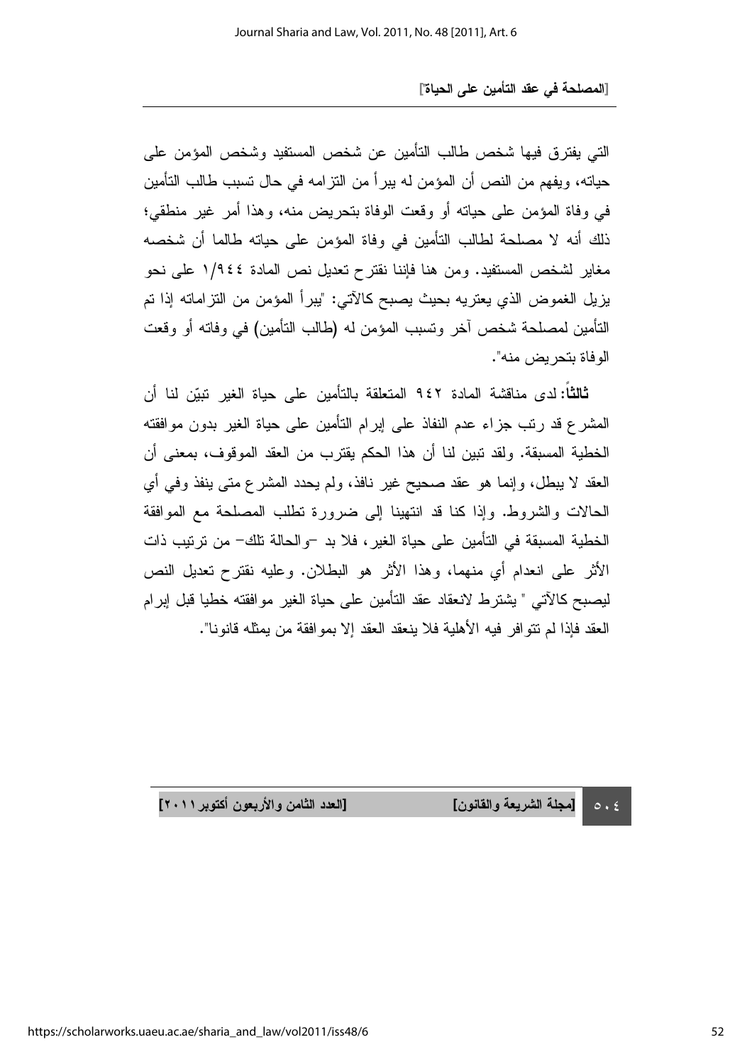التي يفترق فيها شخص طالب التأمين عن شخص المستفيد وشخص المؤمن على حياته، ويفهم من النص أن المؤمن له يبرأ من التزامه في حال تسبب طالب التأمين في وفاة المؤمن على حياته أو وقعت الوفاة بتحريض منه، وهذا أمر غير منطقي؛ ذلك أنه لا مصلحة لطالب التأمين في وفاة المؤمن على حياته طالما أن شخصه مغاير لشخص المستفيد. ومن هنا فإننا نقترح تعديل نص المادة ١/٩٤٤ على نحو يزيل الغموض الذي يعتريه بحيث يصبح كالآتي: "يبرأ المؤمن من التزاماته إذا تم التأمين لمصلحة شخص آخر وتسبب المؤمن له (طالب التأمين) في وفاته أو وقعت الوفاة بتحريض منه".

**ثالثاً:** لدى مناقشة المادة ٩٤٢ المتعلقة بالتأمين على حياة الغير تبيّن لنا أن المشرع قد رتب جزاء عدم النفاذ على إبرام التأمين على حياة الغير بدون موافقته الخطية المسبقة. ولقد تبين لنا أن هذا الحكم يقترب من العقد الموقوف، بمعنى أن العقد لا يبطل، وإنما هو عقد صحيح غير نافذ، ولم يحدد المشرع متى ينفذ وفي أي الحالات والشروط. وإذا كنا قد انتهينا إلى ضرورة تطلب المصلحة مع الموافقة الخطية المسبقة في التأمين على حياة الغير، فلا بد –والحالة تلك– من ترتيب ذات الأثر على انعدام أي منهما، وهذا الأثر هو البطلان. وعليه نقترح تعديل النص ليصبح كالآتي " يشترط لانعقاد عقد التأمين على حياة الغير موافقته خطيا قبل إبرام العقد فإذا لم تتوافر فيه الأهلية فلا ينعقد العقد إلا بموافقة من يمثله قانونا".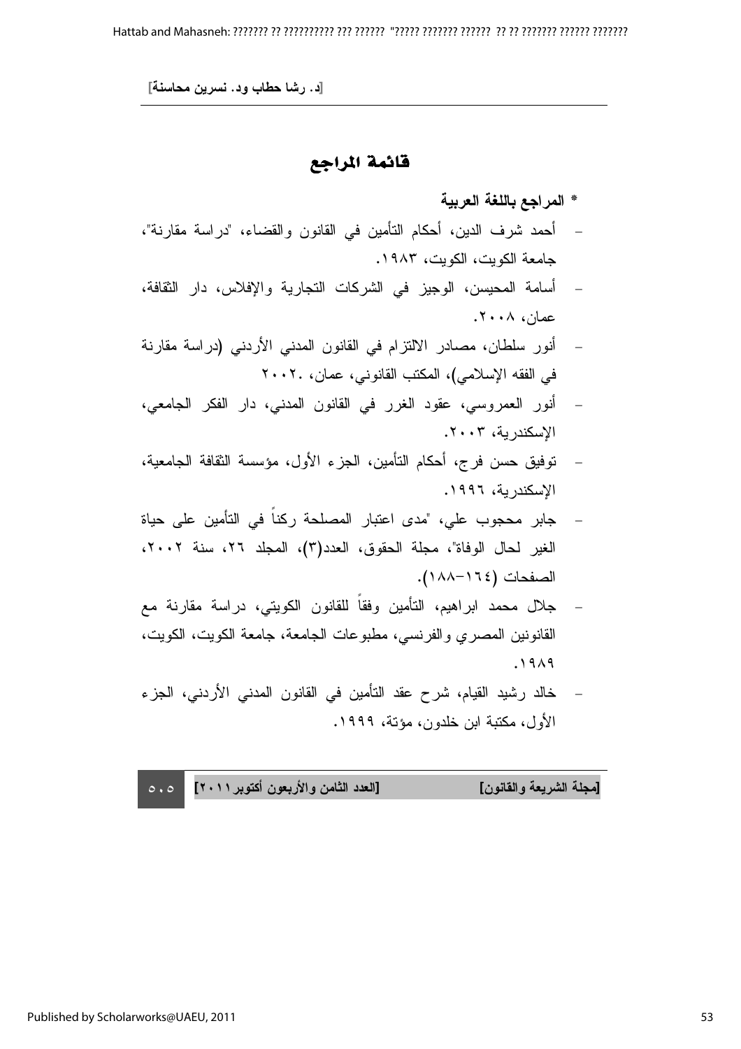# قائمة المراجع

**\* المراجع باللغة العربية**

- أحمد شرف الدين، أحكام التأمين في القانون والقضاء، "دراسة مقارنة"، جامعة الكويت، الكويت، ١٩٨٣.
- أسامة المحيسن، الوجيز في الشركات التجارية والإفلاس، دار الثقافة، عمان، ٢٠٠٨.
- أنور سلطان، مصادر الالتزام في القانون المدني الأردني (دراسة مقارنة في الفقه الإسلامي)، المكتب القانوني، عمان، ٢٠٠٢.
- أنور العمروسي، عقود الغرر في القانون المدني، دار الفكر الجامعي، الإسكندرية، ٢٠٠٣.
- توفيق حسن فرج، أحكام التأمين، الجزء الأول، مؤسسة الثقافة الجامعية، الإسكندرية، ١٩٩٦.
- جابر محجوب علي، "مدى اعتبار المصلحة ركناً في التأمين على حياة الغير لحال الوفاة"، مجلة الحقوق، العدد(٣)، المجلد ٢٦، سنة ٢٠٠٢، الصفحات (١٦٤-١٨٨).
- جلال محمد ابراهيم، التأمين وفقاً للقانون الكويتي، دراسة مقارنة مع القانونين المصري والفرنسي، مطبوعات الجامعة، جامعة الكويت، الكويت، ١٩٨٩.
- خالد رشيد القيام، شرح عقد التأمين في القانون المدني الأردني، الجزء الأول، مكتبة ابن خلدون، مؤتة، ١٩٩٩.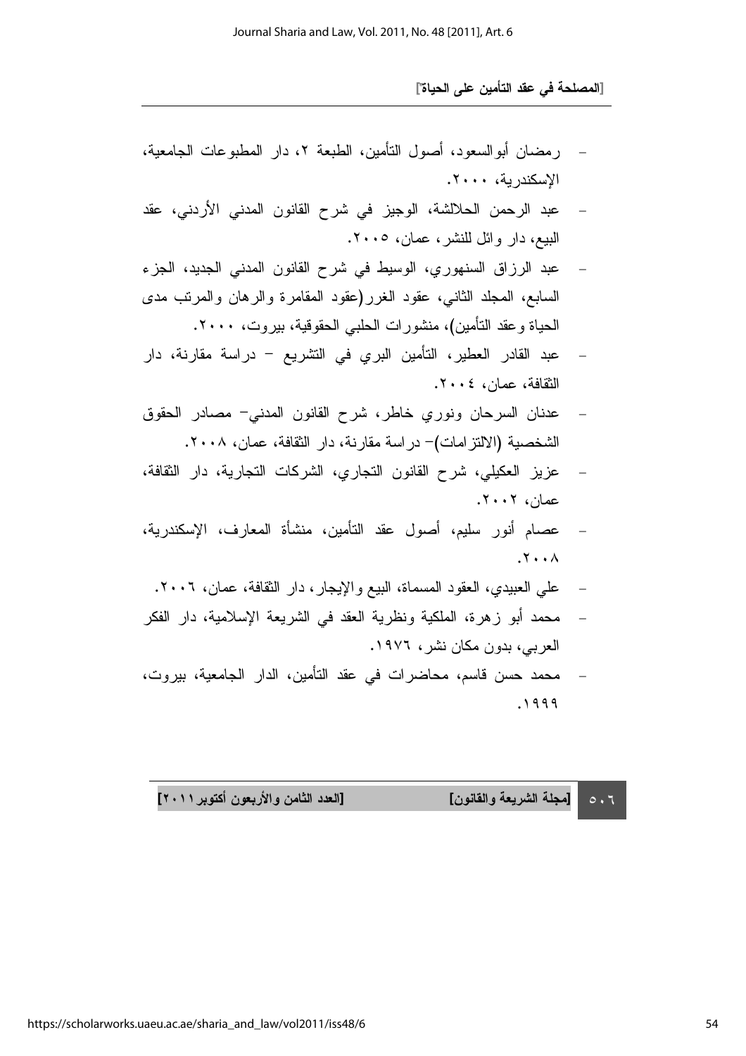- رمضان أبوالسعود، أصول التأمين، الطبعة ٢، دار المطبوعات الجامعية، الإسكندرية، ٢٠٠٠.
- عبد الرحمن الحلالشة، الوجيز في شرح القانون المدني الأردني، عقد البيع، دار وائل للنشر، عمان، ٢٠٠٥.
- عبد الرزاق السنهوري، الوسيط في شرح القانون المدني الجديد، الجزء السابع، المجلد الثاني، عقود الغرر(عقود المقامرة والرهان والمرتب مدى الحياة وعقد التأمين)، منشورات الحلبي الحقوقية، بيروت، ٢٠٠٠.
- عبد القادر العطير، التأمين البري في التشريع – دراسة مقارنة، دار الثقافة، عمان، ٢٠٠٤.
- عدنان السرحان ونوري خاطر، شرح القانون المدني– مصادر الحقوق الشخصية (الالتزامات)– دراسة مقارنة، دار الثقافة، عمان، ٢٠٠٨.
- عزيز العكيلي، شرح القانون التجاري، الشركات التجارية، دار الثقافة، عمان، ٢٠٠٢.
- عصام أنور سليم، أصول عقد التأمين، منشأة المعارف، الإسكندرية، ٢٠٠٨.
- علي العبيدي، العقود المسماة، البيع والإيجار، دار الثقافة، عمان، ٢٠٠٦.
- محمد أبو زهرة، الملكية ونظرية العقد في الشريعة الإسلامية، دار الفكر العربي، بدون مكان نشر، ١٩٧٦.
- محمد حسن قاسم، محاضرات في عقد التأمين، الدار الجامعية، بيروت، ١٩٩٩.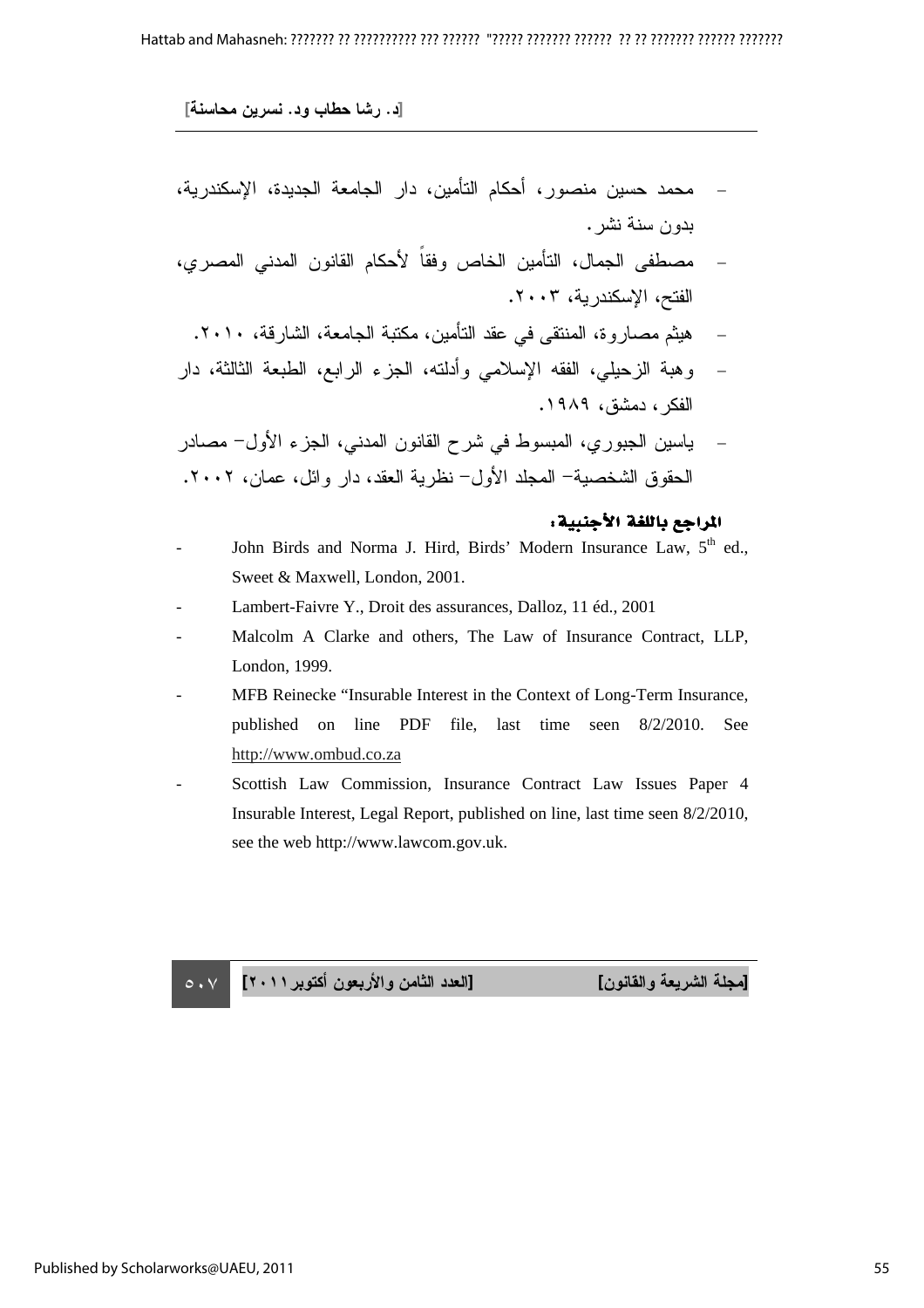- محمد حسين منصور، أحكام التأمين، دار الجامعة الجديدة، الإسكندرية، بدون سنة نشر.
- مصطفى الجمال، التأمين الخاص وفقاً لأحكام القانون المدني المصري، الفتح، الإسكندرية، ٢٠٠٣.
- هيثم مصاروة، المنتقى في عقد التأمين، مكتبة الجامعة، الشارقة، ٢٠١٠.
- وهبة الزحيلي، الفقه الإسلامي وأدلته، الجزء الرابع، الطبعة الثالثة، دار الفكر، دمشق، ١٩٨٩.
- ياسين الجبوري، المبسوط في شرح القانون المدني، الجزء الأول- مصادر الحقوق الشخصية- المجلد الأول- نظرية العقد، دار وائل، عمان، ٢٠٠٢.

**المراجع باللغة الأجنبية:**

- John Birds and Norma J. Hird, Birds' Modern Insurance Law, 5th ed., Sweet & Maxwell, London, 2001.
- Lambert-Faivre Y., Droit des assurances, Dalloz, 11 éd., 2001
- Malcolm A Clarke and others, The Law of Insurance Contract, LLP, London, 1999.
- MFB Reinecke "Insurable Interest in the Context of Long-Term Insurance, published on line PDF file, last time seen 8/2/2010. See http://www.ombud.co.za
- Scottish Law Commission, Insurance Contract Law Issues Paper 4 Insurable Interest, Legal Report, published on line, last time seen 8/2/2010, see the web http://www.lawcom.gov.uk.